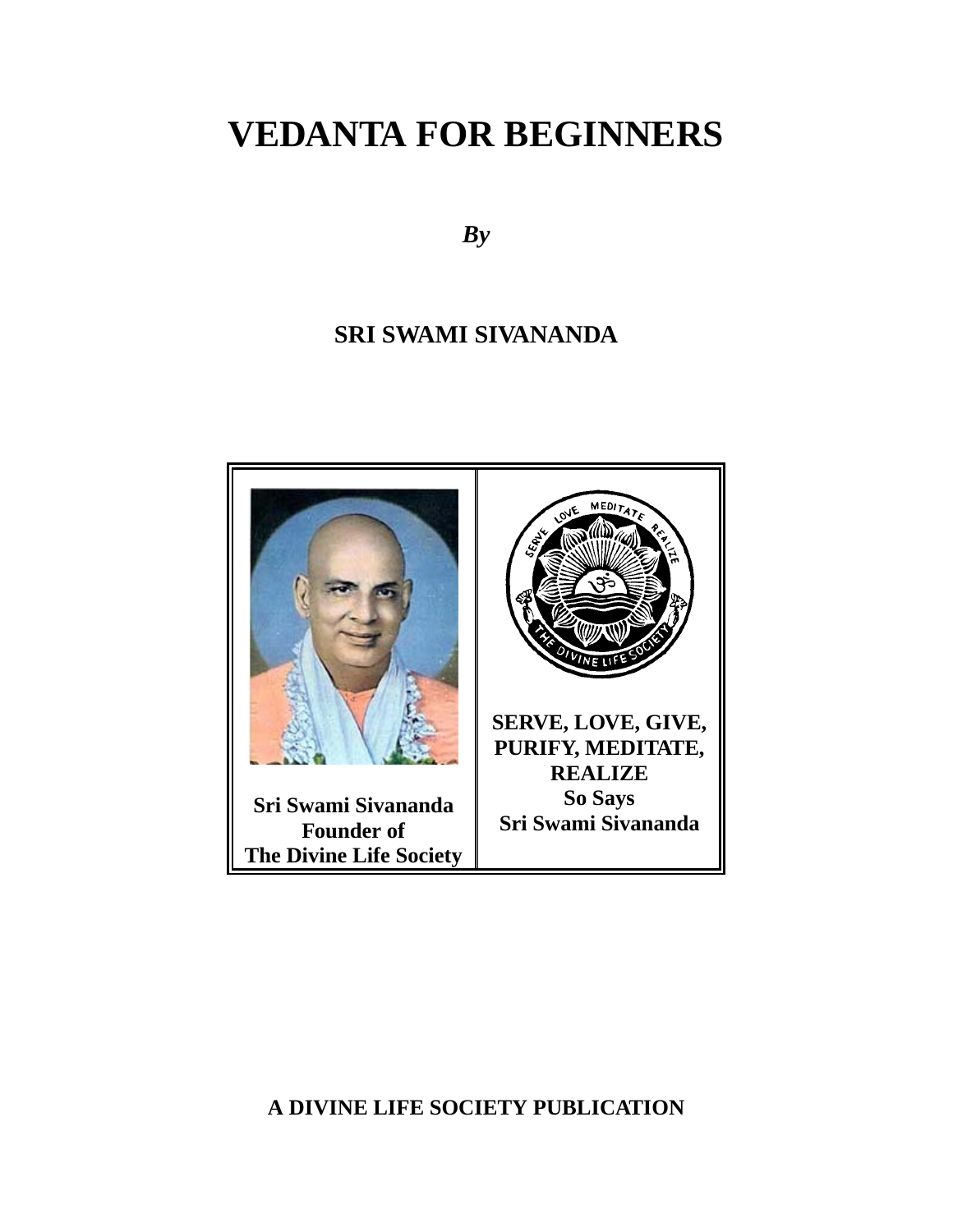# VEDANTA FOR BEGINNERS

*By*

**SRI SWAMI SIVANANDA**

| Sri Swami Sivananda<br>Founder of<br>The Divine Life Society | SERVE, LOVE, GIVE,<br>PURIFY, MEDITATE,<br>REALIZE<br>So Says<br>Sri Swami Sivananda |
|---|---|

**A DIVINE LIFE SOCIETY PUBLICATION**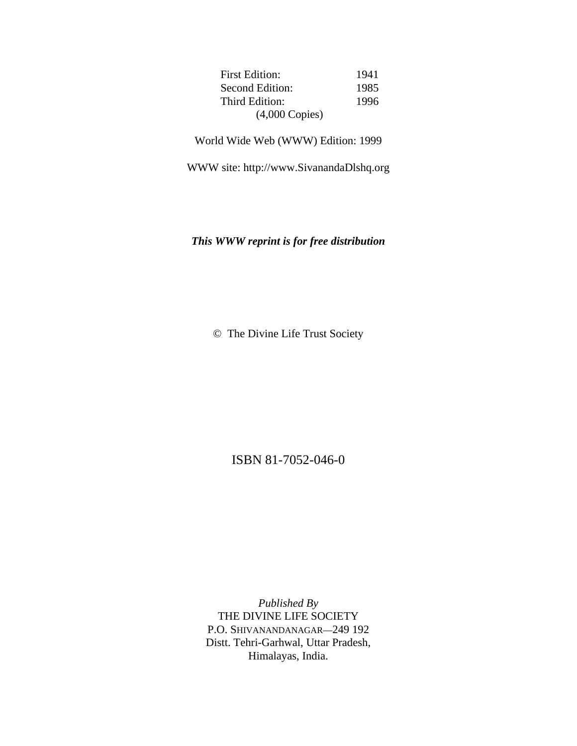| | |
|---|---|
| First Edition: | 1941 |
| Second Edition: | 1985 |
| Third Edition: | 1996 |
| (4,000 Copies) | |

World Wide Web (WWW) Edition: 1999

WWW site: http://www.SivanandaDlshq.org

***This WWW reprint is for free distribution***

© The Divine Life Trust Society

ISBN 81-7052-046-0

*Published By*
THE DIVINE LIFE SOCIETY
P.O. SHIVANANDANAGAR—249 192
Distt. Tehri-Garhwal, Uttar Pradesh,
Himalayas, India.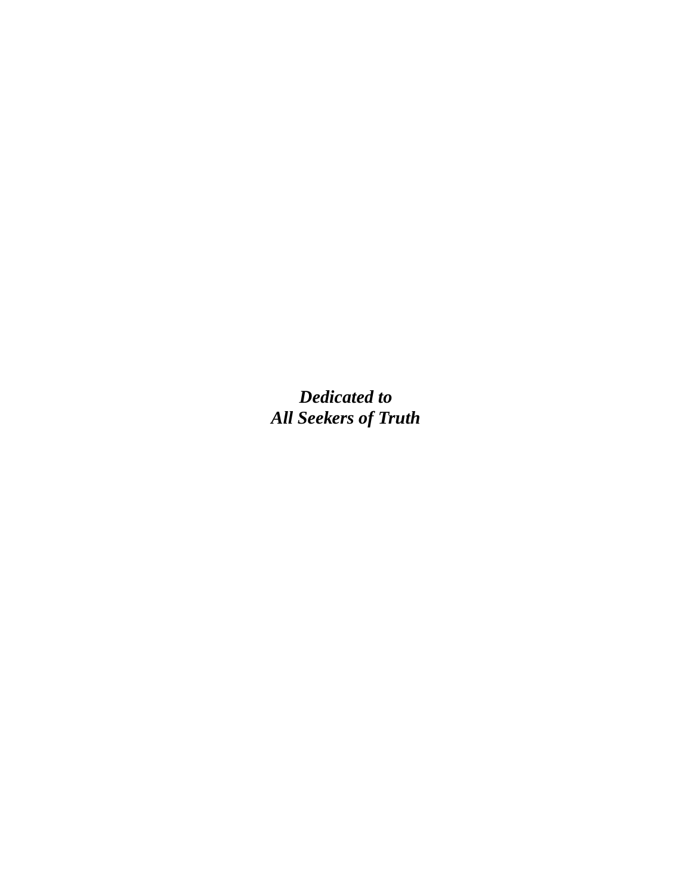***Dedicated to***
***All Seekers of Truth***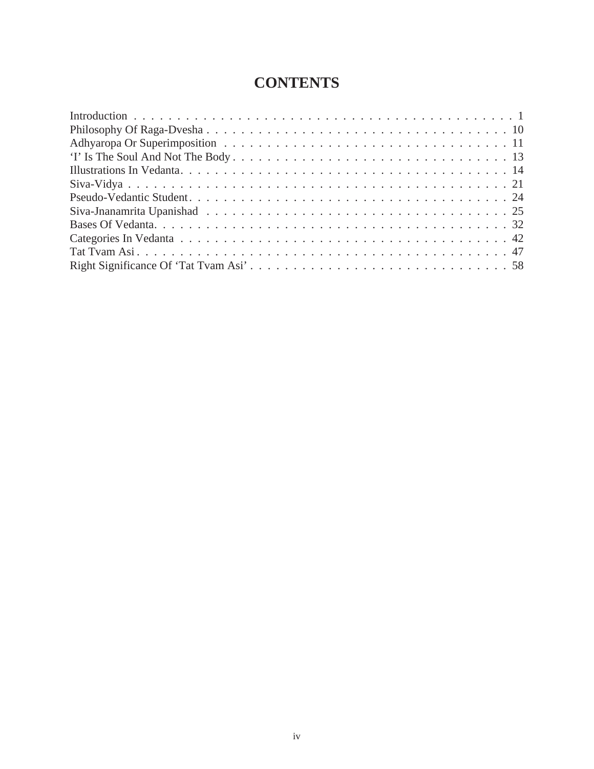# CONTENTS

Introduction . . . . . . . . . . . . . . . . . . . . . . . . . . . . . . . . . . . . . . . . . . . . . 1
Philosophy Of Raga-Dvesha . . . . . . . . . . . . . . . . . . . . . . . . . . . . . . . . . . . 10
Adhyaropa Or Superimposition . . . . . . . . . . . . . . . . . . . . . . . . . . . . . . . . . 11
'I' Is The Soul And Not The Body . . . . . . . . . . . . . . . . . . . . . . . . . . . . . . . 13
Illustrations In Vedanta. . . . . . . . . . . . . . . . . . . . . . . . . . . . . . . . . . . . . 14
Siva-Vidya . . . . . . . . . . . . . . . . . . . . . . . . . . . . . . . . . . . . . . . . . . . . 21
Pseudo-Vedantic Student. . . . . . . . . . . . . . . . . . . . . . . . . . . . . . . . . . . . 24
Siva-Jnanamrita Upanishad . . . . . . . . . . . . . . . . . . . . . . . . . . . . . . . . . . 25
Bases Of Vedanta. . . . . . . . . . . . . . . . . . . . . . . . . . . . . . . . . . . . . . . . 32
Categories In Vedanta . . . . . . . . . . . . . . . . . . . . . . . . . . . . . . . . . . . . . 42
Tat Tvam Asi . . . . . . . . . . . . . . . . . . . . . . . . . . . . . . . . . . . . . . . . . . 47
Right Significance Of 'Tat Tvam Asi' . . . . . . . . . . . . . . . . . . . . . . . . . . . . 58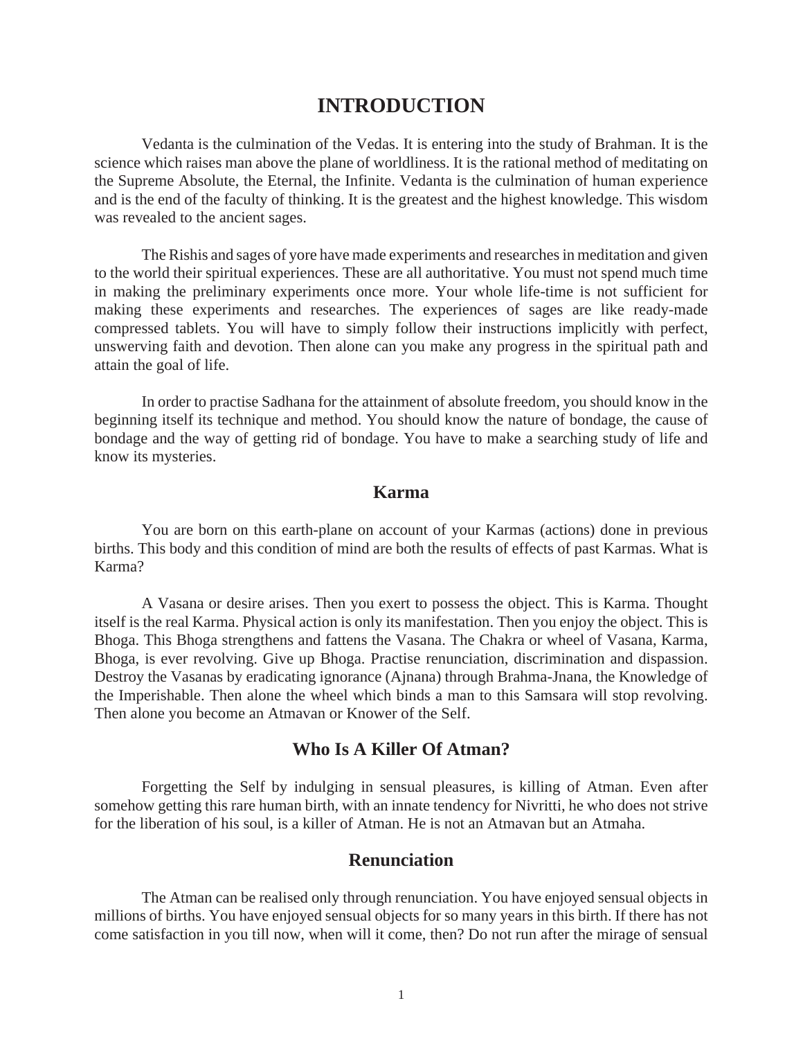# INTRODUCTION

Vedanta is the culmination of the Vedas. It is entering into the study of Brahman. It is the science which raises man above the plane of worldliness. It is the rational method of meditating on the Supreme Absolute, the Eternal, the Infinite. Vedanta is the culmination of human experience and is the end of the faculty of thinking. It is the greatest and the highest knowledge. This wisdom was revealed to the ancient sages.

The Rishis and sages of yore have made experiments and researches in meditation and given to the world their spiritual experiences. These are all authoritative. You must not spend much time in making the preliminary experiments once more. Your whole life-time is not sufficient for making these experiments and researches. The experiences of sages are like ready-made compressed tablets. You will have to simply follow their instructions implicitly with perfect, unswerving faith and devotion. Then alone can you make any progress in the spiritual path and attain the goal of life.

In order to practise Sadhana for the attainment of absolute freedom, you should know in the beginning itself its technique and method. You should know the nature of bondage, the cause of bondage and the way of getting rid of bondage. You have to make a searching study of life and know its mysteries.

## Karma

You are born on this earth-plane on account of your Karmas (actions) done in previous births. This body and this condition of mind are both the results of effects of past Karmas. What is Karma?

A Vasana or desire arises. Then you exert to possess the object. This is Karma. Thought itself is the real Karma. Physical action is only its manifestation. Then you enjoy the object. This is Bhoga. This Bhoga strengthens and fattens the Vasana. The Chakra or wheel of Vasana, Karma, Bhoga, is ever revolving. Give up Bhoga. Practise renunciation, discrimination and dispassion. Destroy the Vasanas by eradicating ignorance (Ajnana) through Brahma-Jnana, the Knowledge of the Imperishable. Then alone the wheel which binds a man to this Samsara will stop revolving. Then alone you become an Atmavan or Knower of the Self.

## Who Is A Killer Of Atman?

Forgetting the Self by indulging in sensual pleasures, is killing of Atman. Even after somehow getting this rare human birth, with an innate tendency for Nivritti, he who does not strive for the liberation of his soul, is a killer of Atman. He is not an Atmavan but an Atmaha.

## Renunciation

The Atman can be realised only through renunciation. You have enjoyed sensual objects in millions of births. You have enjoyed sensual objects for so many years in this birth. If there has not come satisfaction in you till now, when will it come, then? Do not run after the mirage of sensual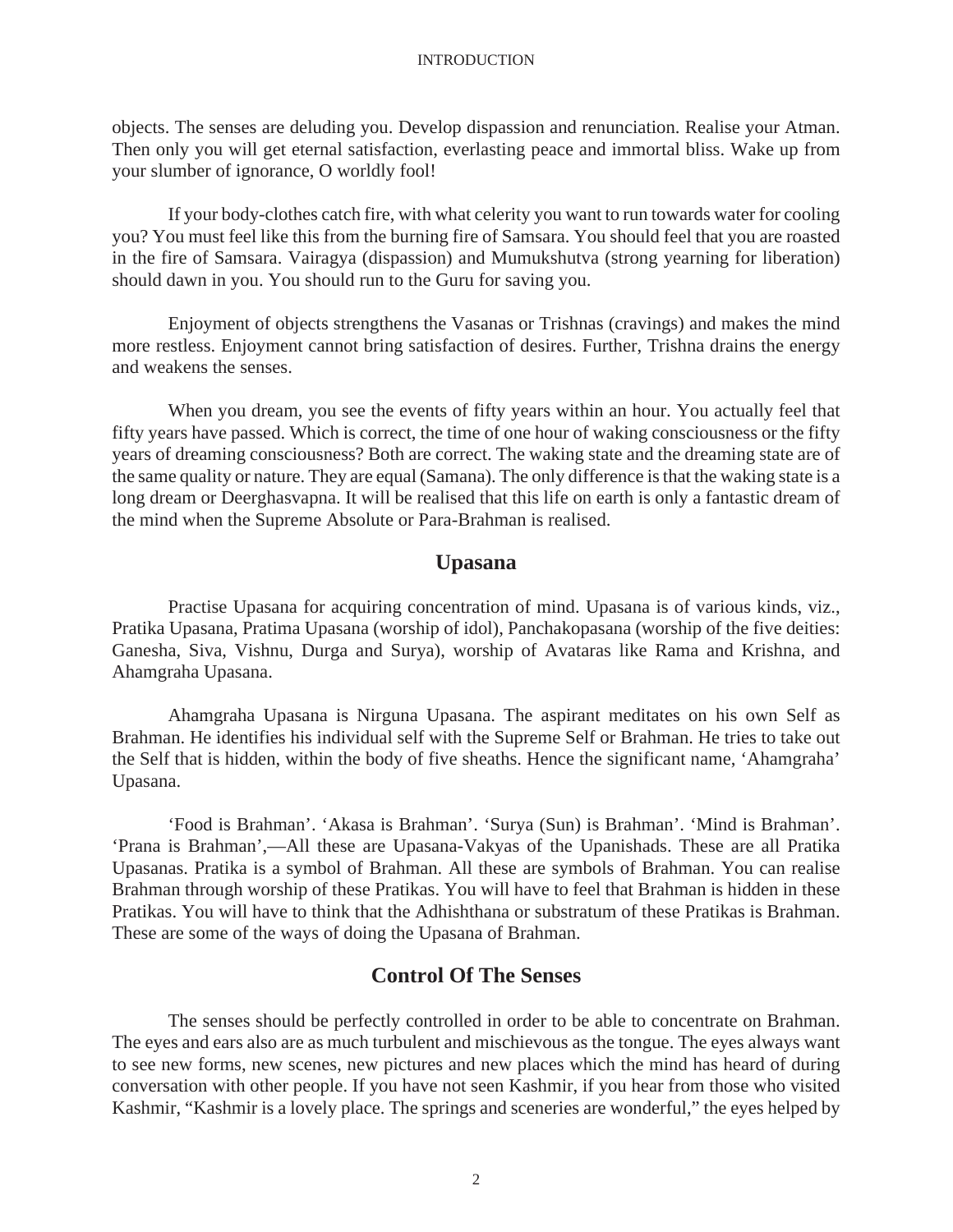objects. The senses are deluding you. Develop dispassion and renunciation. Realise your Atman. Then only you will get eternal satisfaction, everlasting peace and immortal bliss. Wake up from your slumber of ignorance, O worldly fool!

If your body-clothes catch fire, with what celerity you want to run towards water for cooling you? You must feel like this from the burning fire of Samsara. You should feel that you are roasted in the fire of Samsara. Vairagya (dispassion) and Mumukshutva (strong yearning for liberation) should dawn in you. You should run to the Guru for saving you.

Enjoyment of objects strengthens the Vasanas or Trishnas (cravings) and makes the mind more restless. Enjoyment cannot bring satisfaction of desires. Further, Trishna drains the energy and weakens the senses.

When you dream, you see the events of fifty years within an hour. You actually feel that fifty years have passed. Which is correct, the time of one hour of waking consciousness or the fifty years of dreaming consciousness? Both are correct. The waking state and the dreaming state are of the same quality or nature. They are equal (Samana). The only difference is that the waking state is a long dream or Deerghasvapna. It will be realised that this life on earth is only a fantastic dream of the mind when the Supreme Absolute or Para-Brahman is realised.

## Upasana

Practise Upasana for acquiring concentration of mind. Upasana is of various kinds, viz., Pratika Upasana, Pratima Upasana (worship of idol), Panchakopasana (worship of the five deities: Ganesha, Siva, Vishnu, Durga and Surya), worship of Avataras like Rama and Krishna, and Ahamgraha Upasana.

Ahamgraha Upasana is Nirguna Upasana. The aspirant meditates on his own Self as Brahman. He identifies his individual self with the Supreme Self or Brahman. He tries to take out the Self that is hidden, within the body of five sheaths. Hence the significant name, 'Ahamgraha' Upasana.

'Food is Brahman'. 'Akasa is Brahman'. 'Surya (Sun) is Brahman'. 'Mind is Brahman'. 'Prana is Brahman',—All these are Upasana-Vakyas of the Upanishads. These are all Pratika Upasanas. Pratika is a symbol of Brahman. All these are symbols of Brahman. You can realise Brahman through worship of these Pratikas. You will have to feel that Brahman is hidden in these Pratikas. You will have to think that the Adhishthana or substratum of these Pratikas is Brahman. These are some of the ways of doing the Upasana of Brahman.

## Control Of The Senses

The senses should be perfectly controlled in order to be able to concentrate on Brahman. The eyes and ears also are as much turbulent and mischievous as the tongue. The eyes always want to see new forms, new scenes, new pictures and new places which the mind has heard of during conversation with other people. If you have not seen Kashmir, if you hear from those who visited Kashmir, "Kashmir is a lovely place. The springs and sceneries are wonderful," the eyes helped by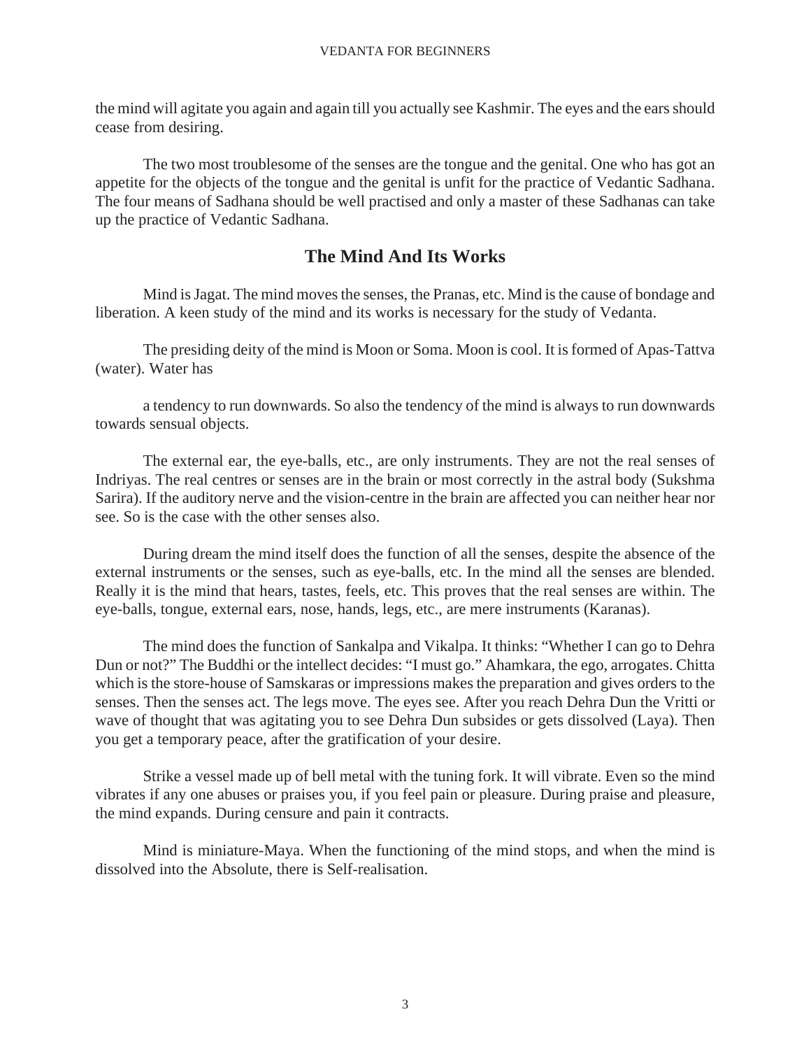the mind will agitate you again and again till you actually see Kashmir. The eyes and the ears should cease from desiring.

The two most troublesome of the senses are the tongue and the genital. One who has got an appetite for the objects of the tongue and the genital is unfit for the practice of Vedantic Sadhana. The four means of Sadhana should be well practised and only a master of these Sadhanas can take up the practice of Vedantic Sadhana.

## The Mind And Its Works

Mind is Jagat. The mind moves the senses, the Pranas, etc. Mind is the cause of bondage and liberation. A keen study of the mind and its works is necessary for the study of Vedanta.

The presiding deity of the mind is Moon or Soma. Moon is cool. It is formed of Apas-Tattva (water). Water has

a tendency to run downwards. So also the tendency of the mind is always to run downwards towards sensual objects.

The external ear, the eye-balls, etc., are only instruments. They are not the real senses of Indriyas. The real centres or senses are in the brain or most correctly in the astral body (Sukshma Sarira). If the auditory nerve and the vision-centre in the brain are affected you can neither hear nor see. So is the case with the other senses also.

During dream the mind itself does the function of all the senses, despite the absence of the external instruments or the senses, such as eye-balls, etc. In the mind all the senses are blended. Really it is the mind that hears, tastes, feels, etc. This proves that the real senses are within. The eye-balls, tongue, external ears, nose, hands, legs, etc., are mere instruments (Karanas).

The mind does the function of Sankalpa and Vikalpa. It thinks: "Whether I can go to Dehra Dun or not?" The Buddhi or the intellect decides: "I must go." Ahamkara, the ego, arrogates. Chitta which is the store-house of Samskaras or impressions makes the preparation and gives orders to the senses. Then the senses act. The legs move. The eyes see. After you reach Dehra Dun the Vritti or wave of thought that was agitating you to see Dehra Dun subsides or gets dissolved (Laya). Then you get a temporary peace, after the gratification of your desire.

Strike a vessel made up of bell metal with the tuning fork. It will vibrate. Even so the mind vibrates if any one abuses or praises you, if you feel pain or pleasure. During praise and pleasure, the mind expands. During censure and pain it contracts.

Mind is miniature-Maya. When the functioning of the mind stops, and when the mind is dissolved into the Absolute, there is Self-realisation.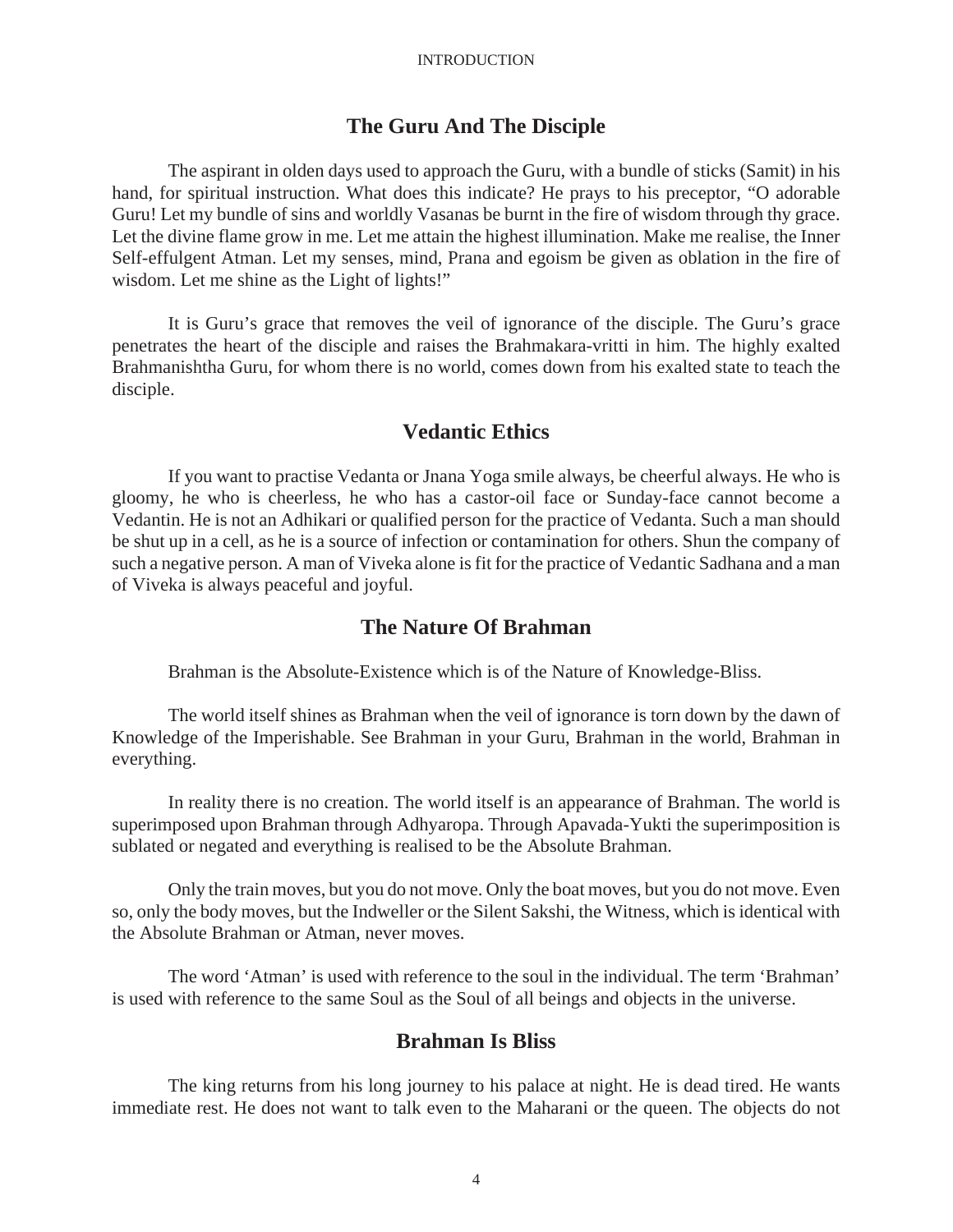## The Guru And The Disciple

The aspirant in olden days used to approach the Guru, with a bundle of sticks (Samit) in his hand, for spiritual instruction. What does this indicate? He prays to his preceptor, "O adorable Guru! Let my bundle of sins and worldly Vasanas be burnt in the fire of wisdom through thy grace. Let the divine flame grow in me. Let me attain the highest illumination. Make me realise, the Inner Self-effulgent Atman. Let my senses, mind, Prana and egoism be given as oblation in the fire of wisdom. Let me shine as the Light of lights!"

It is Guru's grace that removes the veil of ignorance of the disciple. The Guru's grace penetrates the heart of the disciple and raises the Brahmakara-vritti in him. The highly exalted Brahmanishtha Guru, for whom there is no world, comes down from his exalted state to teach the disciple.

## Vedantic Ethics

If you want to practise Vedanta or Jnana Yoga smile always, be cheerful always. He who is gloomy, he who is cheerless, he who has a castor-oil face or Sunday-face cannot become a Vedantin. He is not an Adhikari or qualified person for the practice of Vedanta. Such a man should be shut up in a cell, as he is a source of infection or contamination for others. Shun the company of such a negative person. A man of Viveka alone is fit for the practice of Vedantic Sadhana and a man of Viveka is always peaceful and joyful.

## The Nature Of Brahman

Brahman is the Absolute-Existence which is of the Nature of Knowledge-Bliss.

The world itself shines as Brahman when the veil of ignorance is torn down by the dawn of Knowledge of the Imperishable. See Brahman in your Guru, Brahman in the world, Brahman in everything.

In reality there is no creation. The world itself is an appearance of Brahman. The world is superimposed upon Brahman through Adhyaropa. Through Apavada-Yukti the superimposition is sublated or negated and everything is realised to be the Absolute Brahman.

Only the train moves, but you do not move. Only the boat moves, but you do not move. Even so, only the body moves, but the Indweller or the Silent Sakshi, the Witness, which is identical with the Absolute Brahman or Atman, never moves.

The word 'Atman' is used with reference to the soul in the individual. The term 'Brahman' is used with reference to the same Soul as the Soul of all beings and objects in the universe.

## Brahman Is Bliss

The king returns from his long journey to his palace at night. He is dead tired. He wants immediate rest. He does not want to talk even to the Maharani or the queen. The objects do not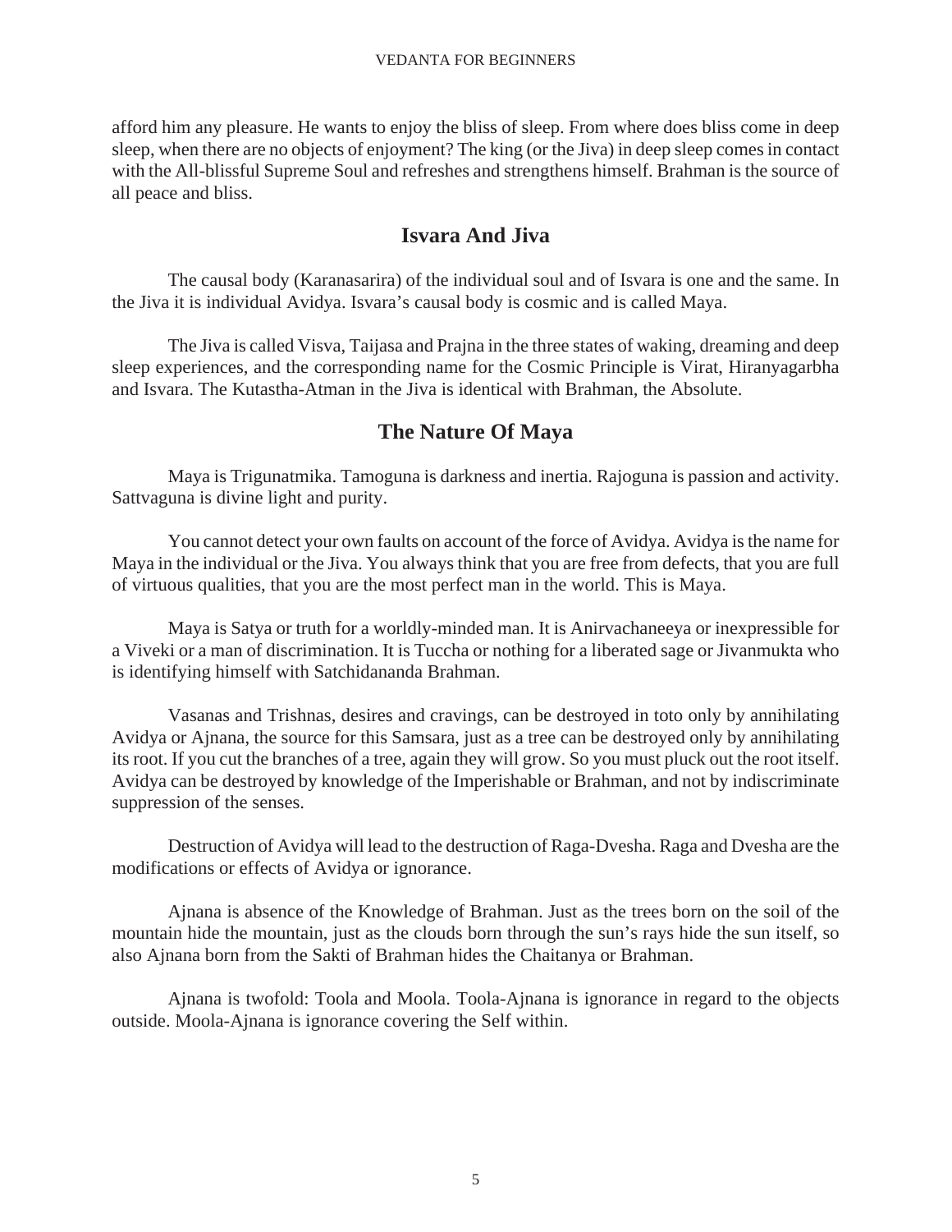afford him any pleasure. He wants to enjoy the bliss of sleep. From where does bliss come in deep sleep, when there are no objects of enjoyment? The king (or the Jiva) in deep sleep comes in contact with the All-blissful Supreme Soul and refreshes and strengthens himself. Brahman is the source of all peace and bliss.

## Isvara And Jiva

The causal body (Karanasarira) of the individual soul and of Isvara is one and the same. In the Jiva it is individual Avidya. Isvara's causal body is cosmic and is called Maya.

The Jiva is called Visva, Taijasa and Prajna in the three states of waking, dreaming and deep sleep experiences, and the corresponding name for the Cosmic Principle is Virat, Hiranyagarbha and Isvara. The Kutastha-Atman in the Jiva is identical with Brahman, the Absolute.

## The Nature Of Maya

Maya is Trigunatmika. Tamoguna is darkness and inertia. Rajoguna is passion and activity. Sattvaguna is divine light and purity.

You cannot detect your own faults on account of the force of Avidya. Avidya is the name for Maya in the individual or the Jiva. You always think that you are free from defects, that you are full of virtuous qualities, that you are the most perfect man in the world. This is Maya.

Maya is Satya or truth for a worldly-minded man. It is Anirvachaneeya or inexpressible for a Viveki or a man of discrimination. It is Tuccha or nothing for a liberated sage or Jivanmukta who is identifying himself with Satchidananda Brahman.

Vasanas and Trishnas, desires and cravings, can be destroyed in toto only by annihilating Avidya or Ajnana, the source for this Samsara, just as a tree can be destroyed only by annihilating its root. If you cut the branches of a tree, again they will grow. So you must pluck out the root itself. Avidya can be destroyed by knowledge of the Imperishable or Brahman, and not by indiscriminate suppression of the senses.

Destruction of Avidya will lead to the destruction of Raga-Dvesha. Raga and Dvesha are the modifications or effects of Avidya or ignorance.

Ajnana is absence of the Knowledge of Brahman. Just as the trees born on the soil of the mountain hide the mountain, just as the clouds born through the sun's rays hide the sun itself, so also Ajnana born from the Sakti of Brahman hides the Chaitanya or Brahman.

Ajnana is twofold: Toola and Moola. Toola-Ajnana is ignorance in regard to the objects outside. Moola-Ajnana is ignorance covering the Self within.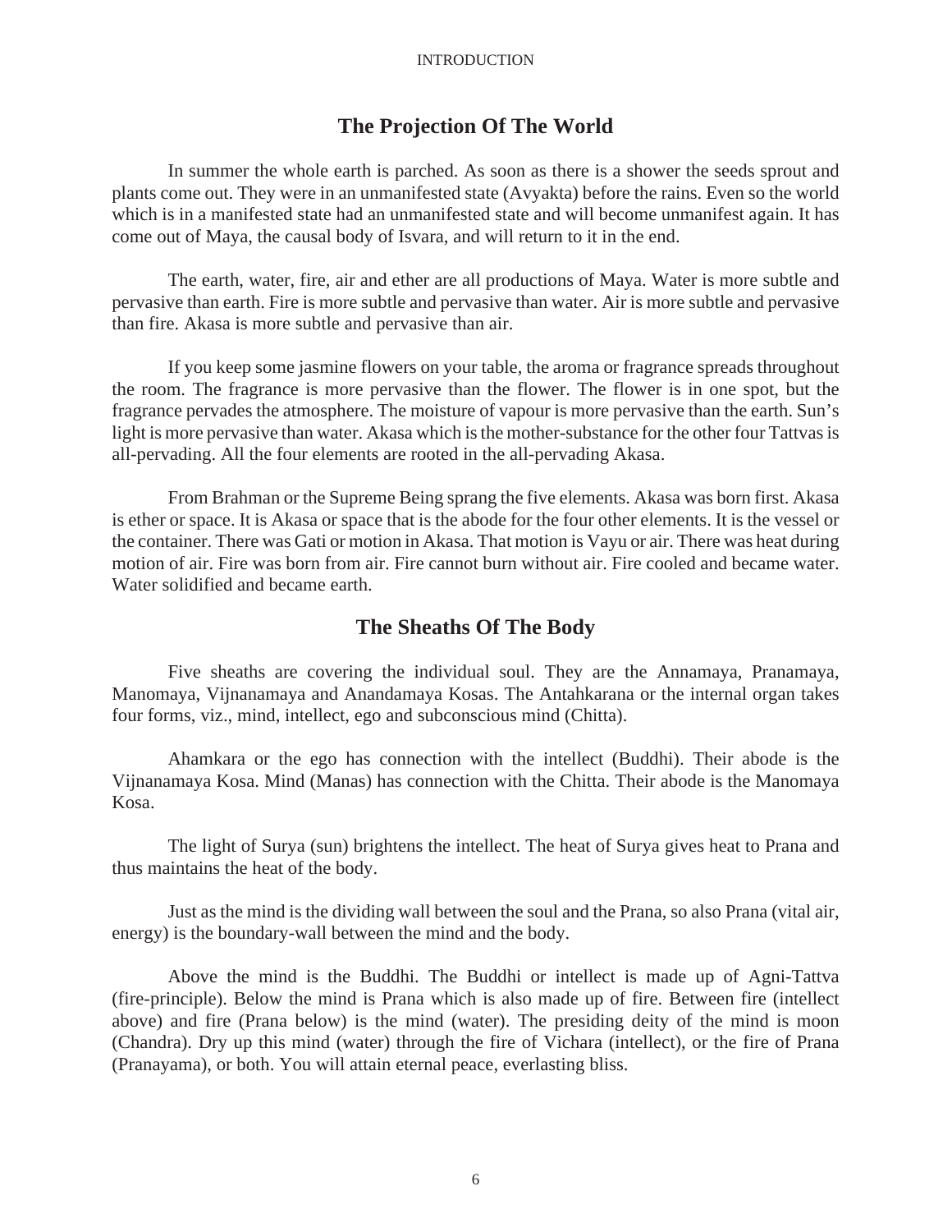## The Projection Of The World

In summer the whole earth is parched. As soon as there is a shower the seeds sprout and plants come out. They were in an unmanifested state (Avyakta) before the rains. Even so the world which is in a manifested state had an unmanifested state and will become unmanifest again. It has come out of Maya, the causal body of Isvara, and will return to it in the end.

The earth, water, fire, air and ether are all productions of Maya. Water is more subtle and pervasive than earth. Fire is more subtle and pervasive than water. Air is more subtle and pervasive than fire. Akasa is more subtle and pervasive than air.

If you keep some jasmine flowers on your table, the aroma or fragrance spreads throughout the room. The fragrance is more pervasive than the flower. The flower is in one spot, but the fragrance pervades the atmosphere. The moisture of vapour is more pervasive than the earth. Sun's light is more pervasive than water. Akasa which is the mother-substance for the other four Tattvas is all-pervading. All the four elements are rooted in the all-pervading Akasa.

From Brahman or the Supreme Being sprang the five elements. Akasa was born first. Akasa is ether or space. It is Akasa or space that is the abode for the four other elements. It is the vessel or the container. There was Gati or motion in Akasa. That motion is Vayu or air. There was heat during motion of air. Fire was born from air. Fire cannot burn without air. Fire cooled and became water. Water solidified and became earth.

## The Sheaths Of The Body

Five sheaths are covering the individual soul. They are the Annamaya, Pranamaya, Manomaya, Vijnanamaya and Anandamaya Kosas. The Antahkarana or the internal organ takes four forms, viz., mind, intellect, ego and subconscious mind (Chitta).

Ahamkara or the ego has connection with the intellect (Buddhi). Their abode is the Vijnanamaya Kosa. Mind (Manas) has connection with the Chitta. Their abode is the Manomaya Kosa.

The light of Surya (sun) brightens the intellect. The heat of Surya gives heat to Prana and thus maintains the heat of the body.

Just as the mind is the dividing wall between the soul and the Prana, so also Prana (vital air, energy) is the boundary-wall between the mind and the body.

Above the mind is the Buddhi. The Buddhi or intellect is made up of Agni-Tattva (fire-principle). Below the mind is Prana which is also made up of fire. Between fire (intellect above) and fire (Prana below) is the mind (water). The presiding deity of the mind is moon (Chandra). Dry up this mind (water) through the fire of Vichara (intellect), or the fire of Prana (Pranayama), or both. You will attain eternal peace, everlasting bliss.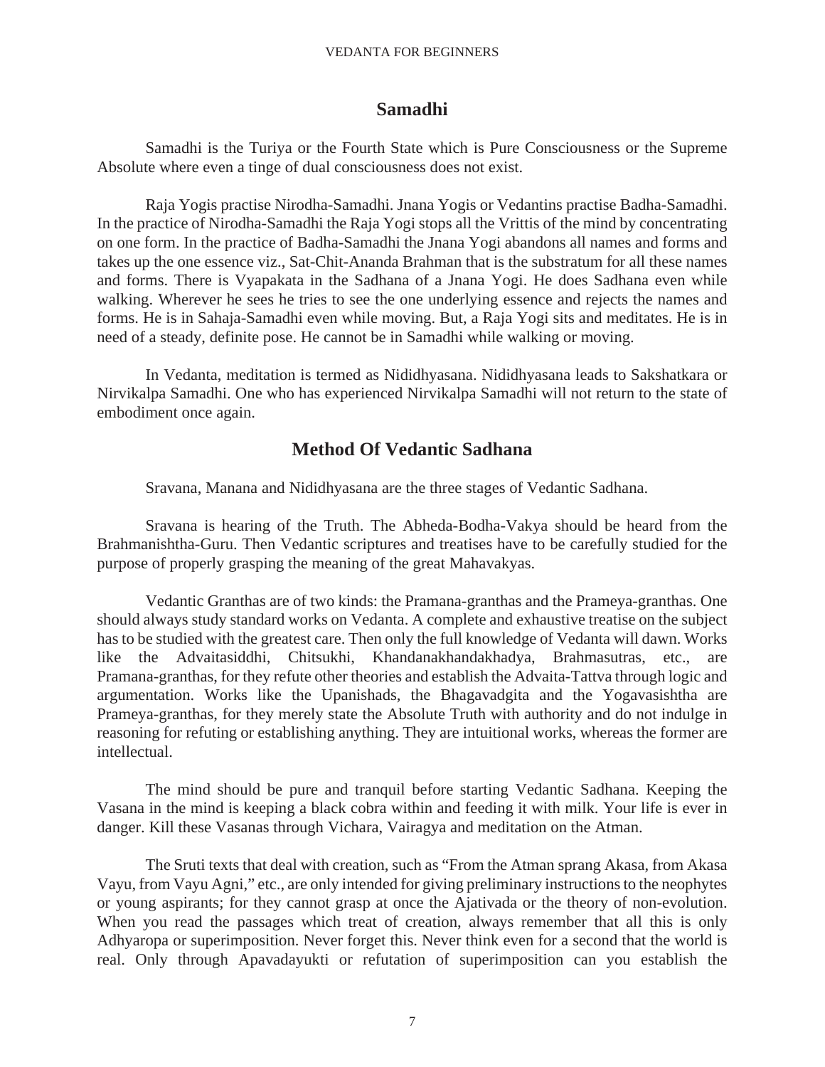## Samadhi

Samadhi is the Turiya or the Fourth State which is Pure Consciousness or the Supreme Absolute where even a tinge of dual consciousness does not exist.

Raja Yogis practise Nirodha-Samadhi. Jnana Yogis or Vedantins practise Badha-Samadhi. In the practice of Nirodha-Samadhi the Raja Yogi stops all the Vrittis of the mind by concentrating on one form. In the practice of Badha-Samadhi the Jnana Yogi abandons all names and forms and takes up the one essence viz., Sat-Chit-Ananda Brahman that is the substratum for all these names and forms. There is Vyapakata in the Sadhana of a Jnana Yogi. He does Sadhana even while walking. Wherever he sees he tries to see the one underlying essence and rejects the names and forms. He is in Sahaja-Samadhi even while moving. But, a Raja Yogi sits and meditates. He is in need of a steady, definite pose. He cannot be in Samadhi while walking or moving.

In Vedanta, meditation is termed as Nididhyasana. Nididhyasana leads to Sakshatkara or Nirvikalpa Samadhi. One who has experienced Nirvikalpa Samadhi will not return to the state of embodiment once again.

## Method Of Vedantic Sadhana

Sravana, Manana and Nididhyasana are the three stages of Vedantic Sadhana.

Sravana is hearing of the Truth. The Abheda-Bodha-Vakya should be heard from the Brahmanishtha-Guru. Then Vedantic scriptures and treatises have to be carefully studied for the purpose of properly grasping the meaning of the great Mahavakyas.

Vedantic Granthas are of two kinds: the Pramana-granthas and the Prameya-granthas. One should always study standard works on Vedanta. A complete and exhaustive treatise on the subject has to be studied with the greatest care. Then only the full knowledge of Vedanta will dawn. Works like the Advaitasiddhi, Chitsukhi, Khandanakhandakhadya, Brahmasutras, etc., are Pramana-granthas, for they refute other theories and establish the Advaita-Tattva through logic and argumentation. Works like the Upanishads, the Bhagavadgita and the Yogavasishtha are Prameya-granthas, for they merely state the Absolute Truth with authority and do not indulge in reasoning for refuting or establishing anything. They are intuitional works, whereas the former are intellectual.

The mind should be pure and tranquil before starting Vedantic Sadhana. Keeping the Vasana in the mind is keeping a black cobra within and feeding it with milk. Your life is ever in danger. Kill these Vasanas through Vichara, Vairagya and meditation on the Atman.

The Sruti texts that deal with creation, such as "From the Atman sprang Akasa, from Akasa Vayu, from Vayu Agni," etc., are only intended for giving preliminary instructions to the neophytes or young aspirants; for they cannot grasp at once the Ajativada or the theory of non-evolution. When you read the passages which treat of creation, always remember that all this is only Adhyaropa or superimposition. Never forget this. Never think even for a second that the world is real. Only through Apavadayukti or refutation of superimposition can you establish the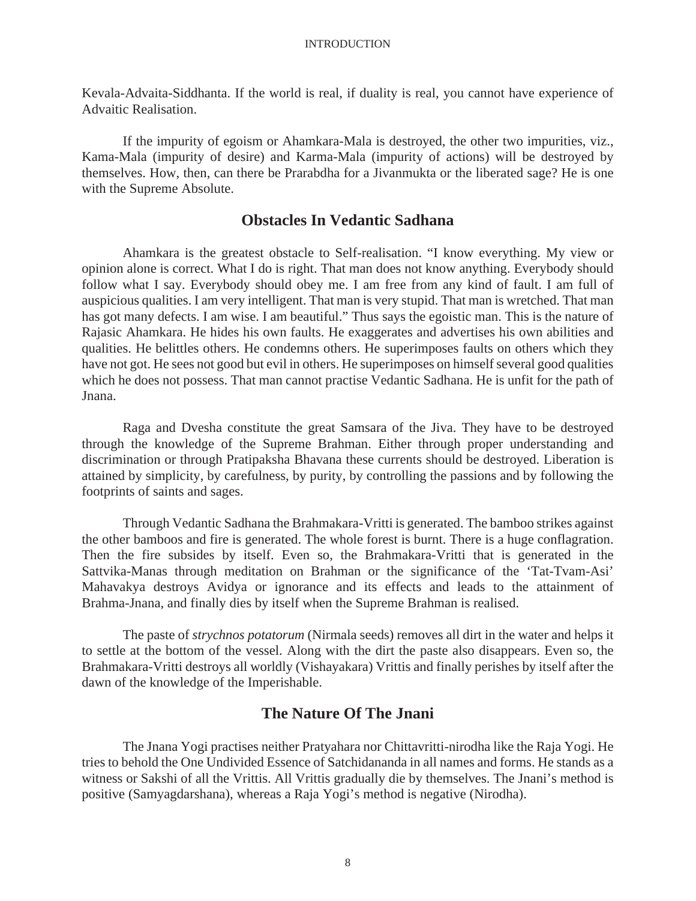Kevala-Advaita-Siddhanta. If the world is real, if duality is real, you cannot have experience of Advaitic Realisation.

If the impurity of egoism or Ahamkara-Mala is destroyed, the other two impurities, viz., Kama-Mala (impurity of desire) and Karma-Mala (impurity of actions) will be destroyed by themselves. How, then, can there be Prarabdha for a Jivanmukta or the liberated sage? He is one with the Supreme Absolute.

## Obstacles In Vedantic Sadhana

Ahamkara is the greatest obstacle to Self-realisation. "I know everything. My view or opinion alone is correct. What I do is right. That man does not know anything. Everybody should follow what I say. Everybody should obey me. I am free from any kind of fault. I am full of auspicious qualities. I am very intelligent. That man is very stupid. That man is wretched. That man has got many defects. I am wise. I am beautiful." Thus says the egoistic man. This is the nature of Rajasic Ahamkara. He hides his own faults. He exaggerates and advertises his own abilities and qualities. He belittles others. He condemns others. He superimposes faults on others which they have not got. He sees not good but evil in others. He superimposes on himself several good qualities which he does not possess. That man cannot practise Vedantic Sadhana. He is unfit for the path of Jnana.

Raga and Dvesha constitute the great Samsara of the Jiva. They have to be destroyed through the knowledge of the Supreme Brahman. Either through proper understanding and discrimination or through Pratipaksha Bhavana these currents should be destroyed. Liberation is attained by simplicity, by carefulness, by purity, by controlling the passions and by following the footprints of saints and sages.

Through Vedantic Sadhana the Brahmakara-Vritti is generated. The bamboo strikes against the other bamboos and fire is generated. The whole forest is burnt. There is a huge conflagration. Then the fire subsides by itself. Even so, the Brahmakara-Vritti that is generated in the Sattvika-Manas through meditation on Brahman or the significance of the 'Tat-Tvam-Asi' Mahavakya destroys Avidya or ignorance and its effects and leads to the attainment of Brahma-Jnana, and finally dies by itself when the Supreme Brahman is realised.

The paste of *strychnos potatorum* (Nirmala seeds) removes all dirt in the water and helps it to settle at the bottom of the vessel. Along with the dirt the paste also disappears. Even so, the Brahmakara-Vritti destroys all worldly (Vishayakara) Vrittis and finally perishes by itself after the dawn of the knowledge of the Imperishable.

## The Nature Of The Jnani

The Jnana Yogi practises neither Pratyahara nor Chittavritti-nirodha like the Raja Yogi. He tries to behold the One Undivided Essence of Satchidananda in all names and forms. He stands as a witness or Sakshi of all the Vrittis. All Vrittis gradually die by themselves. The Jnani's method is positive (Samyagdarshana), whereas a Raja Yogi's method is negative (Nirodha).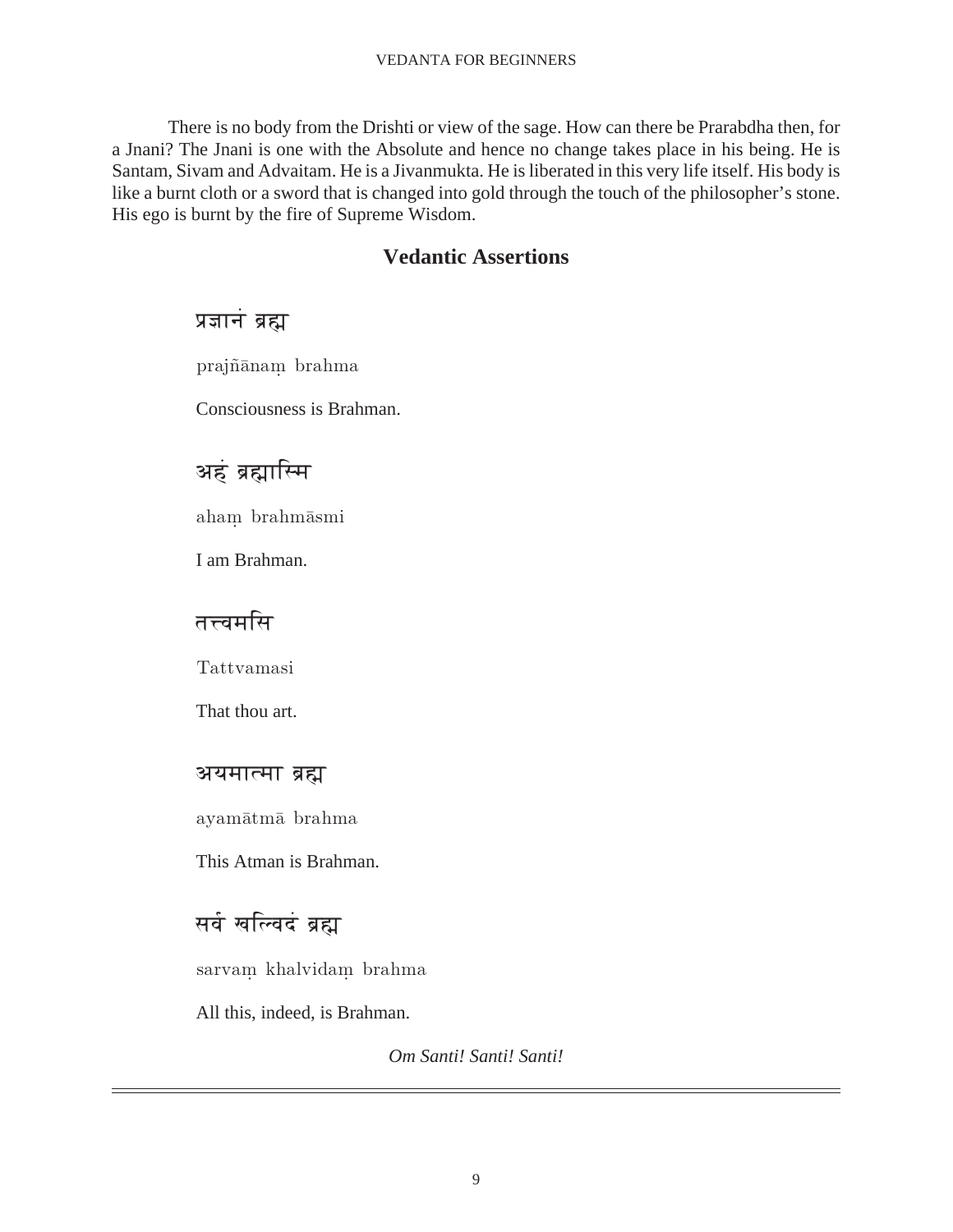There is no body from the Drishti or view of the sage. How can there be Prarabdha then, for a Jnani? The Jnani is one with the Absolute and hence no change takes place in his being. He is Santam, Sivam and Advaitam. He is a Jivanmukta. He is liberated in this very life itself. His body is like a burnt cloth or a sword that is changed into gold through the touch of the philosopher's stone. His ego is burnt by the fire of Supreme Wisdom.

## Vedantic Assertions

प्रज्ञानं ब्रह्म

prajñānaṃ brahma

Consciousness is Brahman.

अहं ब्रह्मास्मि

ahaṃ brahmāsmi

I am Brahman.

तत्त्वमसि

Tattvamasi

That thou art.

अयमात्मा ब्रह्म

ayamātmā brahma

This Atman is Brahman.

सर्वं खल्विदं ब्रह्म

sarvaṃ khalvidaṃ brahma

All this, indeed, is Brahman.

*Om Santi! Santi! Santi!*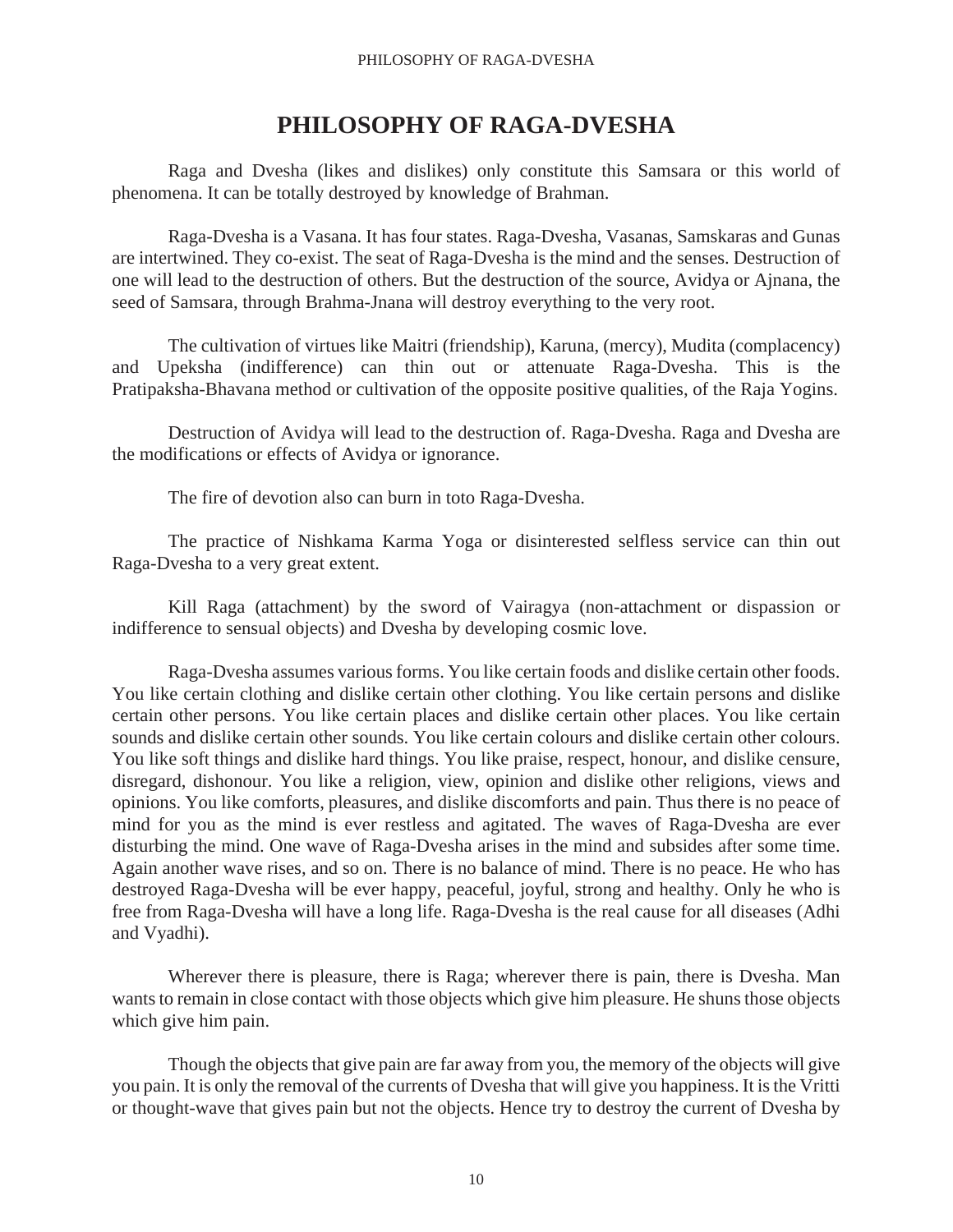# PHILOSOPHY OF RAGA-DVESHA

Raga and Dvesha (likes and dislikes) only constitute this Samsara or this world of phenomena. It can be totally destroyed by knowledge of Brahman.

Raga-Dvesha is a Vasana. It has four states. Raga-Dvesha, Vasanas, Samskaras and Gunas are intertwined. They co-exist. The seat of Raga-Dvesha is the mind and the senses. Destruction of one will lead to the destruction of others. But the destruction of the source, Avidya or Ajnana, the seed of Samsara, through Brahma-Jnana will destroy everything to the very root.

The cultivation of virtues like Maitri (friendship), Karuna, (mercy), Mudita (complacency) and Upeksha (indifference) can thin out or attenuate Raga-Dvesha. This is the Pratipaksha-Bhavana method or cultivation of the opposite positive qualities, of the Raja Yogins.

Destruction of Avidya will lead to the destruction of. Raga-Dvesha. Raga and Dvesha are the modifications or effects of Avidya or ignorance.

The fire of devotion also can burn in toto Raga-Dvesha.

The practice of Nishkama Karma Yoga or disinterested selfless service can thin out Raga-Dvesha to a very great extent.

Kill Raga (attachment) by the sword of Vairagya (non-attachment or dispassion or indifference to sensual objects) and Dvesha by developing cosmic love.

Raga-Dvesha assumes various forms. You like certain foods and dislike certain other foods. You like certain clothing and dislike certain other clothing. You like certain persons and dislike certain other persons. You like certain places and dislike certain other places. You like certain sounds and dislike certain other sounds. You like certain colours and dislike certain other colours. You like soft things and dislike hard things. You like praise, respect, honour, and dislike censure, disregard, dishonour. You like a religion, view, opinion and dislike other religions, views and opinions. You like comforts, pleasures, and dislike discomforts and pain. Thus there is no peace of mind for you as the mind is ever restless and agitated. The waves of Raga-Dvesha are ever disturbing the mind. One wave of Raga-Dvesha arises in the mind and subsides after some time. Again another wave rises, and so on. There is no balance of mind. There is no peace. He who has destroyed Raga-Dvesha will be ever happy, peaceful, joyful, strong and healthy. Only he who is free from Raga-Dvesha will have a long life. Raga-Dvesha is the real cause for all diseases (Adhi and Vyadhi).

Wherever there is pleasure, there is Raga; wherever there is pain, there is Dvesha. Man wants to remain in close contact with those objects which give him pleasure. He shuns those objects which give him pain.

Though the objects that give pain are far away from you, the memory of the objects will give you pain. It is only the removal of the currents of Dvesha that will give you happiness. It is the Vritti or thought-wave that gives pain but not the objects. Hence try to destroy the current of Dvesha by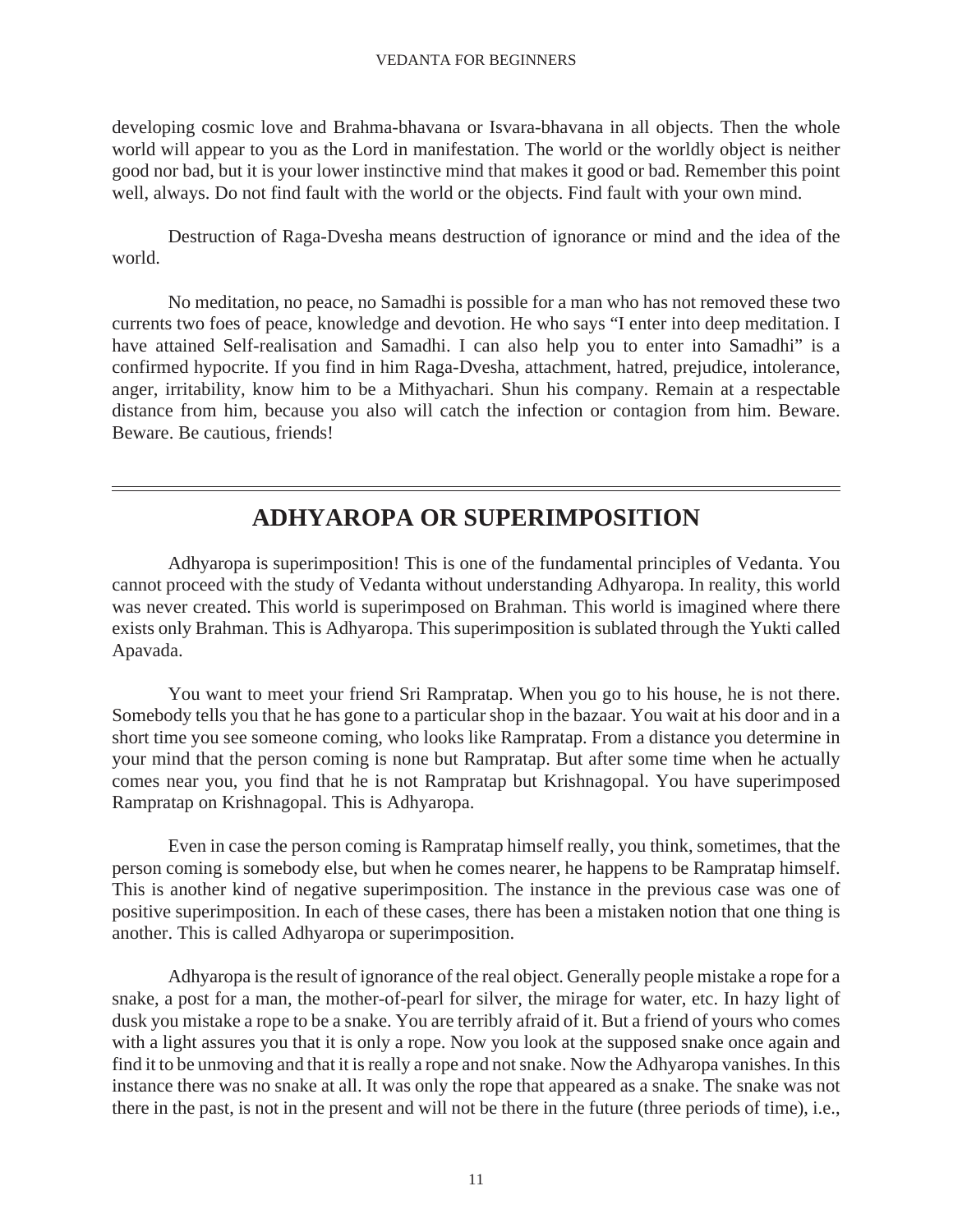developing cosmic love and Brahma-bhavana or Isvara-bhavana in all objects. Then the whole world will appear to you as the Lord in manifestation. The world or the worldly object is neither good nor bad, but it is your lower instinctive mind that makes it good or bad. Remember this point well, always. Do not find fault with the world or the objects. Find fault with your own mind.

Destruction of Raga-Dvesha means destruction of ignorance or mind and the idea of the world.

No meditation, no peace, no Samadhi is possible for a man who has not removed these two currents two foes of peace, knowledge and devotion. He who says "I enter into deep meditation. I have attained Self-realisation and Samadhi. I can also help you to enter into Samadhi" is a confirmed hypocrite. If you find in him Raga-Dvesha, attachment, hatred, prejudice, intolerance, anger, irritability, know him to be a Mithyachari. Shun his company. Remain at a respectable distance from him, because you also will catch the infection or contagion from him. Beware. Beware. Be cautious, friends!

## ADHYAROPA OR SUPERIMPOSITION

Adhyaropa is superimposition! This is one of the fundamental principles of Vedanta. You cannot proceed with the study of Vedanta without understanding Adhyaropa. In reality, this world was never created. This world is superimposed on Brahman. This world is imagined where there exists only Brahman. This is Adhyaropa. This superimposition is sublated through the Yukti called Apavada.

You want to meet your friend Sri Rampratap. When you go to his house, he is not there. Somebody tells you that he has gone to a particular shop in the bazaar. You wait at his door and in a short time you see someone coming, who looks like Rampratap. From a distance you determine in your mind that the person coming is none but Rampratap. But after some time when he actually comes near you, you find that he is not Rampratap but Krishnagopal. You have superimposed Rampratap on Krishnagopal. This is Adhyaropa.

Even in case the person coming is Rampratap himself really, you think, sometimes, that the person coming is somebody else, but when he comes nearer, he happens to be Rampratap himself. This is another kind of negative superimposition. The instance in the previous case was one of positive superimposition. In each of these cases, there has been a mistaken notion that one thing is another. This is called Adhyaropa or superimposition.

Adhyaropa is the result of ignorance of the real object. Generally people mistake a rope for a snake, a post for a man, the mother-of-pearl for silver, the mirage for water, etc. In hazy light of dusk you mistake a rope to be a snake. You are terribly afraid of it. But a friend of yours who comes with a light assures you that it is only a rope. Now you look at the supposed snake once again and find it to be unmoving and that it is really a rope and not snake. Now the Adhyaropa vanishes. In this instance there was no snake at all. It was only the rope that appeared as a snake. The snake was not there in the past, is not in the present and will not be there in the future (three periods of time), i.e.,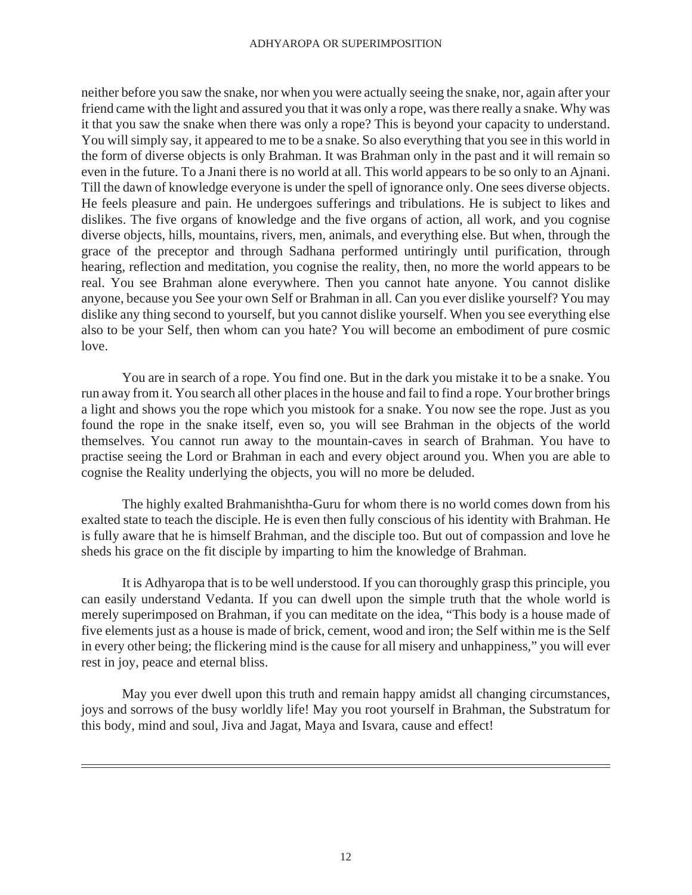neither before you saw the snake, nor when you were actually seeing the snake, nor, again after your friend came with the light and assured you that it was only a rope, was there really a snake. Why was it that you saw the snake when there was only a rope? This is beyond your capacity to understand. You will simply say, it appeared to me to be a snake. So also everything that you see in this world in the form of diverse objects is only Brahman. It was Brahman only in the past and it will remain so even in the future. To a Jnani there is no world at all. This world appears to be so only to an Ajnani. Till the dawn of knowledge everyone is under the spell of ignorance only. One sees diverse objects. He feels pleasure and pain. He undergoes sufferings and tribulations. He is subject to likes and dislikes. The five organs of knowledge and the five organs of action, all work, and you cognise diverse objects, hills, mountains, rivers, men, animals, and everything else. But when, through the grace of the preceptor and through Sadhana performed untiringly until purification, through hearing, reflection and meditation, you cognise the reality, then, no more the world appears to be real. You see Brahman alone everywhere. Then you cannot hate anyone. You cannot dislike anyone, because you See your own Self or Brahman in all. Can you ever dislike yourself? You may dislike any thing second to yourself, but you cannot dislike yourself. When you see everything else also to be your Self, then whom can you hate? You will become an embodiment of pure cosmic love.

You are in search of a rope. You find one. But in the dark you mistake it to be a snake. You run away from it. You search all other places in the house and fail to find a rope. Your brother brings a light and shows you the rope which you mistook for a snake. You now see the rope. Just as you found the rope in the snake itself, even so, you will see Brahman in the objects of the world themselves. You cannot run away to the mountain-caves in search of Brahman. You have to practise seeing the Lord or Brahman in each and every object around you. When you are able to cognise the Reality underlying the objects, you will no more be deluded.

The highly exalted Brahmanishtha-Guru for whom there is no world comes down from his exalted state to teach the disciple. He is even then fully conscious of his identity with Brahman. He is fully aware that he is himself Brahman, and the disciple too. But out of compassion and love he sheds his grace on the fit disciple by imparting to him the knowledge of Brahman.

It is Adhyaropa that is to be well understood. If you can thoroughly grasp this principle, you can easily understand Vedanta. If you can dwell upon the simple truth that the whole world is merely superimposed on Brahman, if you can meditate on the idea, "This body is a house made of five elements just as a house is made of brick, cement, wood and iron; the Self within me is the Self in every other being; the flickering mind is the cause for all misery and unhappiness," you will ever rest in joy, peace and eternal bliss.

May you ever dwell upon this truth and remain happy amidst all changing circumstances, joys and sorrows of the busy worldly life! May you root yourself in Brahman, the Substratum for this body, mind and soul, Jiva and Jagat, Maya and Isvara, cause and effect!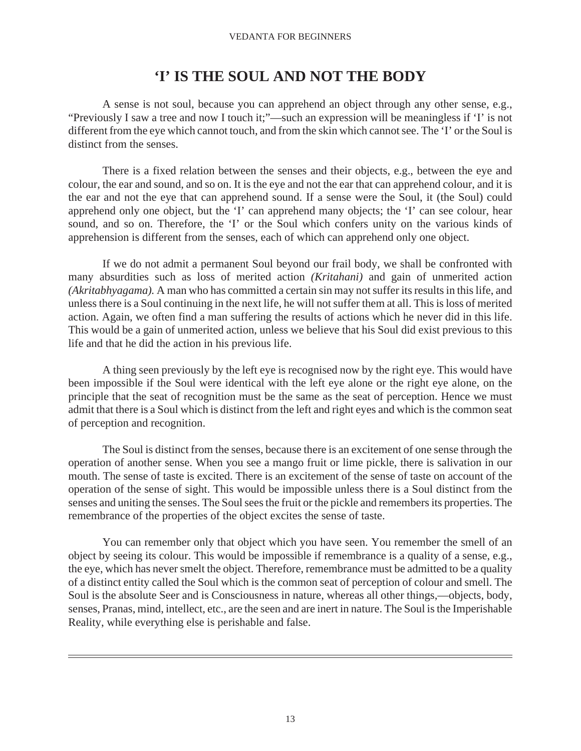# 'I' IS THE SOUL AND NOT THE BODY

A sense is not soul, because you can apprehend an object through any other sense, e.g., "Previously I saw a tree and now I touch it;"—such an expression will be meaningless if 'I' is not different from the eye which cannot touch, and from the skin which cannot see. The 'I' or the Soul is distinct from the senses.

There is a fixed relation between the senses and their objects, e.g., between the eye and colour, the ear and sound, and so on. It is the eye and not the ear that can apprehend colour, and it is the ear and not the eye that can apprehend sound. If a sense were the Soul, it (the Soul) could apprehend only one object, but the 'I' can apprehend many objects; the 'I' can see colour, hear sound, and so on. Therefore, the 'I' or the Soul which confers unity on the various kinds of apprehension is different from the senses, each of which can apprehend only one object.

If we do not admit a permanent Soul beyond our frail body, we shall be confronted with many absurdities such as loss of merited action *(Kritahani)* and gain of unmerited action *(Akritabhyagama).* A man who has committed a certain sin may not suffer its results in this life, and unless there is a Soul continuing in the next life, he will not suffer them at all. This is loss of merited action. Again, we often find a man suffering the results of actions which he never did in this life. This would be a gain of unmerited action, unless we believe that his Soul did exist previous to this life and that he did the action in his previous life.

A thing seen previously by the left eye is recognised now by the right eye. This would have been impossible if the Soul were identical with the left eye alone or the right eye alone, on the principle that the seat of recognition must be the same as the seat of perception. Hence we must admit that there is a Soul which is distinct from the left and right eyes and which is the common seat of perception and recognition.

The Soul is distinct from the senses, because there is an excitement of one sense through the operation of another sense. When you see a mango fruit or lime pickle, there is salivation in our mouth. The sense of taste is excited. There is an excitement of the sense of taste on account of the operation of the sense of sight. This would be impossible unless there is a Soul distinct from the senses and uniting the senses. The Soul sees the fruit or the pickle and remembers its properties. The remembrance of the properties of the object excites the sense of taste.

You can remember only that object which you have seen. You remember the smell of an object by seeing its colour. This would be impossible if remembrance is a quality of a sense, e.g., the eye, which has never smelt the object. Therefore, remembrance must be admitted to be a quality of a distinct entity called the Soul which is the common seat of perception of colour and smell. The Soul is the absolute Seer and is Consciousness in nature, whereas all other things,—objects, body, senses, Pranas, mind, intellect, etc., are the seen and are inert in nature. The Soul is the Imperishable Reality, while everything else is perishable and false.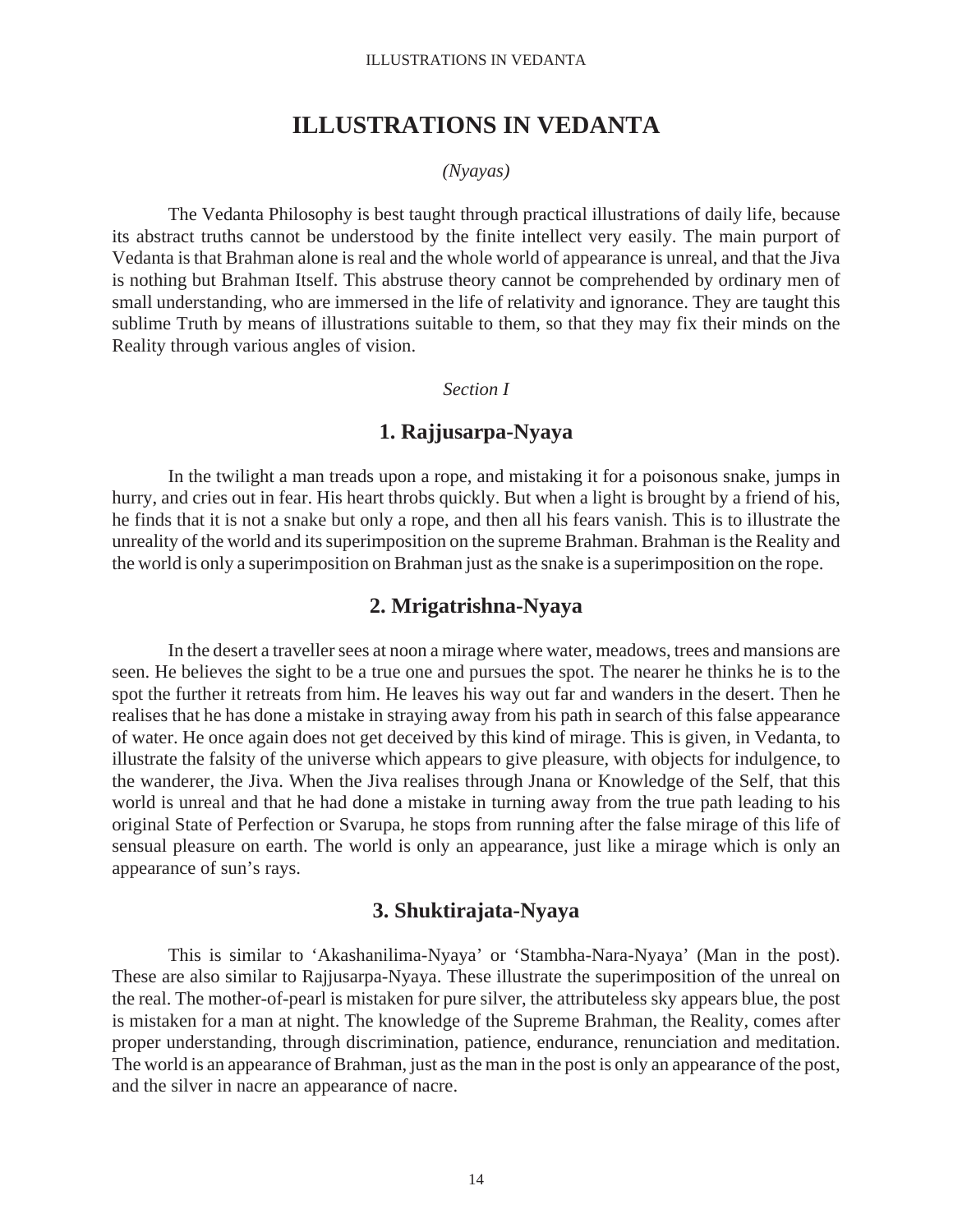# ILLUSTRATIONS IN VEDANTA

*(Nyayas)*

The Vedanta Philosophy is best taught through practical illustrations of daily life, because its abstract truths cannot be understood by the finite intellect very easily. The main purport of Vedanta is that Brahman alone is real and the whole world of appearance is unreal, and that the Jiva is nothing but Brahman Itself. This abstruse theory cannot be comprehended by ordinary men of small understanding, who are immersed in the life of relativity and ignorance. They are taught this sublime Truth by means of illustrations suitable to them, so that they may fix their minds on the Reality through various angles of vision.

*Section I*

## 1. Rajjusarpa-Nyaya

In the twilight a man treads upon a rope, and mistaking it for a poisonous snake, jumps in hurry, and cries out in fear. His heart throbs quickly. But when a light is brought by a friend of his, he finds that it is not a snake but only a rope, and then all his fears vanish. This is to illustrate the unreality of the world and its superimposition on the supreme Brahman. Brahman is the Reality and the world is only a superimposition on Brahman just as the snake is a superimposition on the rope.

## 2. Mrigatrishna-Nyaya

In the desert a traveller sees at noon a mirage where water, meadows, trees and mansions are seen. He believes the sight to be a true one and pursues the spot. The nearer he thinks he is to the spot the further it retreats from him. He leaves his way out far and wanders in the desert. Then he realises that he has done a mistake in straying away from his path in search of this false appearance of water. He once again does not get deceived by this kind of mirage. This is given, in Vedanta, to illustrate the falsity of the universe which appears to give pleasure, with objects for indulgence, to the wanderer, the Jiva. When the Jiva realises through Jnana or Knowledge of the Self, that this world is unreal and that he had done a mistake in turning away from the true path leading to his original State of Perfection or Svarupa, he stops from running after the false mirage of this life of sensual pleasure on earth. The world is only an appearance, just like a mirage which is only an appearance of sun's rays.

## 3. Shuktirajata-Nyaya

This is similar to 'Akashanilima-Nyaya' or 'Stambha-Nara-Nyaya' (Man in the post). These are also similar to Rajjusarpa-Nyaya. These illustrate the superimposition of the unreal on the real. The mother-of-pearl is mistaken for pure silver, the attributeless sky appears blue, the post is mistaken for a man at night. The knowledge of the Supreme Brahman, the Reality, comes after proper understanding, through discrimination, patience, endurance, renunciation and meditation. The world is an appearance of Brahman, just as the man in the post is only an appearance of the post, and the silver in nacre an appearance of nacre.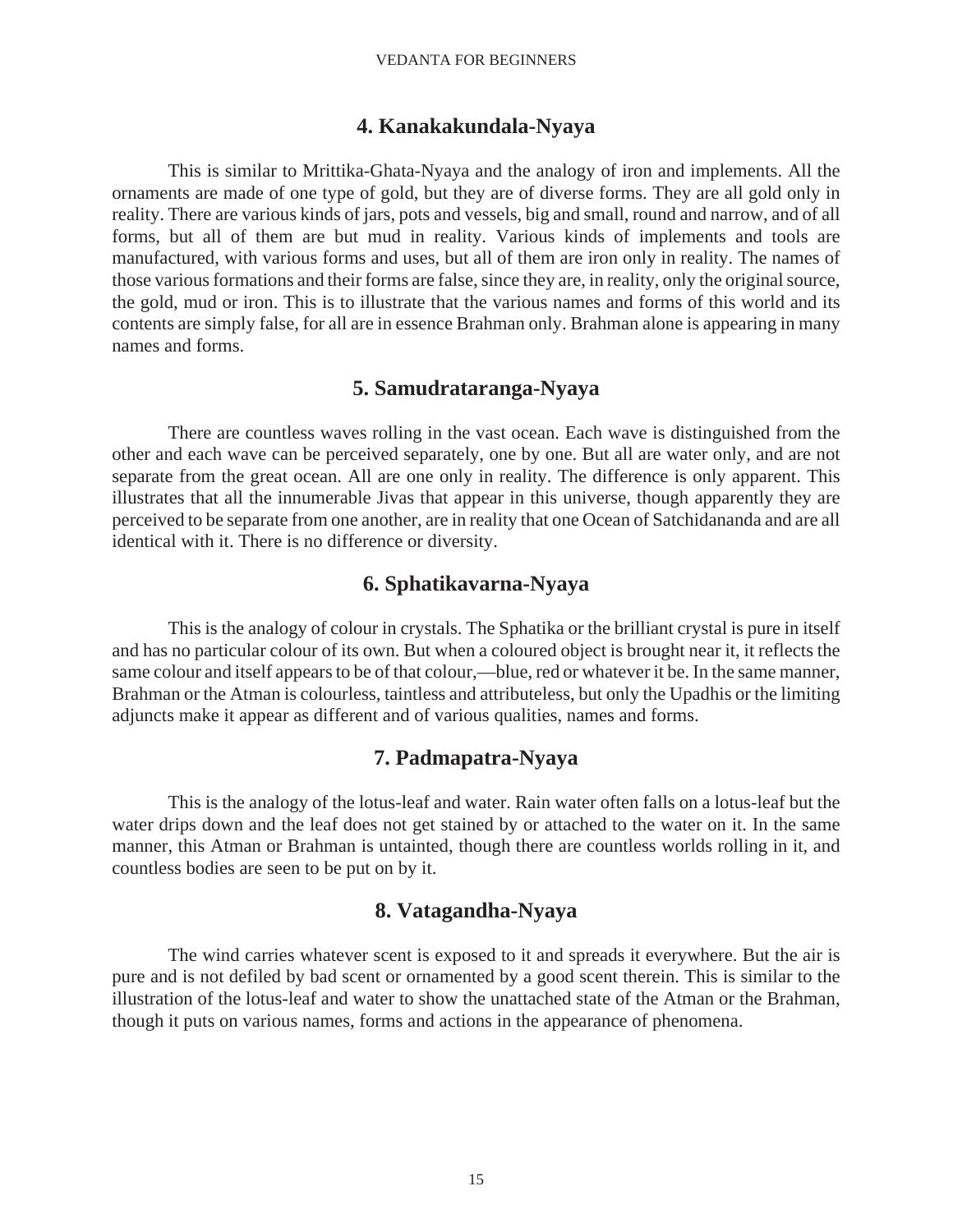## 4. Kanakakundala-Nyaya

This is similar to Mrittika-Ghata-Nyaya and the analogy of iron and implements. All the ornaments are made of one type of gold, but they are of diverse forms. They are all gold only in reality. There are various kinds of jars, pots and vessels, big and small, round and narrow, and of all forms, but all of them are but mud in reality. Various kinds of implements and tools are manufactured, with various forms and uses, but all of them are iron only in reality. The names of those various formations and their forms are false, since they are, in reality, only the original source, the gold, mud or iron. This is to illustrate that the various names and forms of this world and its contents are simply false, for all are in essence Brahman only. Brahman alone is appearing in many names and forms.

## 5. Samudrataranga-Nyaya

There are countless waves rolling in the vast ocean. Each wave is distinguished from the other and each wave can be perceived separately, one by one. But all are water only, and are not separate from the great ocean. All are one only in reality. The difference is only apparent. This illustrates that all the innumerable Jivas that appear in this universe, though apparently they are perceived to be separate from one another, are in reality that one Ocean of Satchidananda and are all identical with it. There is no difference or diversity.

## 6. Sphatikavarna-Nyaya

This is the analogy of colour in crystals. The Sphatika or the brilliant crystal is pure in itself and has no particular colour of its own. But when a coloured object is brought near it, it reflects the same colour and itself appears to be of that colour,—blue, red or whatever it be. In the same manner, Brahman or the Atman is colourless, taintless and attributeless, but only the Upadhis or the limiting adjuncts make it appear as different and of various qualities, names and forms.

## 7. Padmapatra-Nyaya

This is the analogy of the lotus-leaf and water. Rain water often falls on a lotus-leaf but the water drips down and the leaf does not get stained by or attached to the water on it. In the same manner, this Atman or Brahman is untainted, though there are countless worlds rolling in it, and countless bodies are seen to be put on by it.

## 8. Vatagandha-Nyaya

The wind carries whatever scent is exposed to it and spreads it everywhere. But the air is pure and is not defiled by bad scent or ornamented by a good scent therein. This is similar to the illustration of the lotus-leaf and water to show the unattached state of the Atman or the Brahman, though it puts on various names, forms and actions in the appearance of phenomena.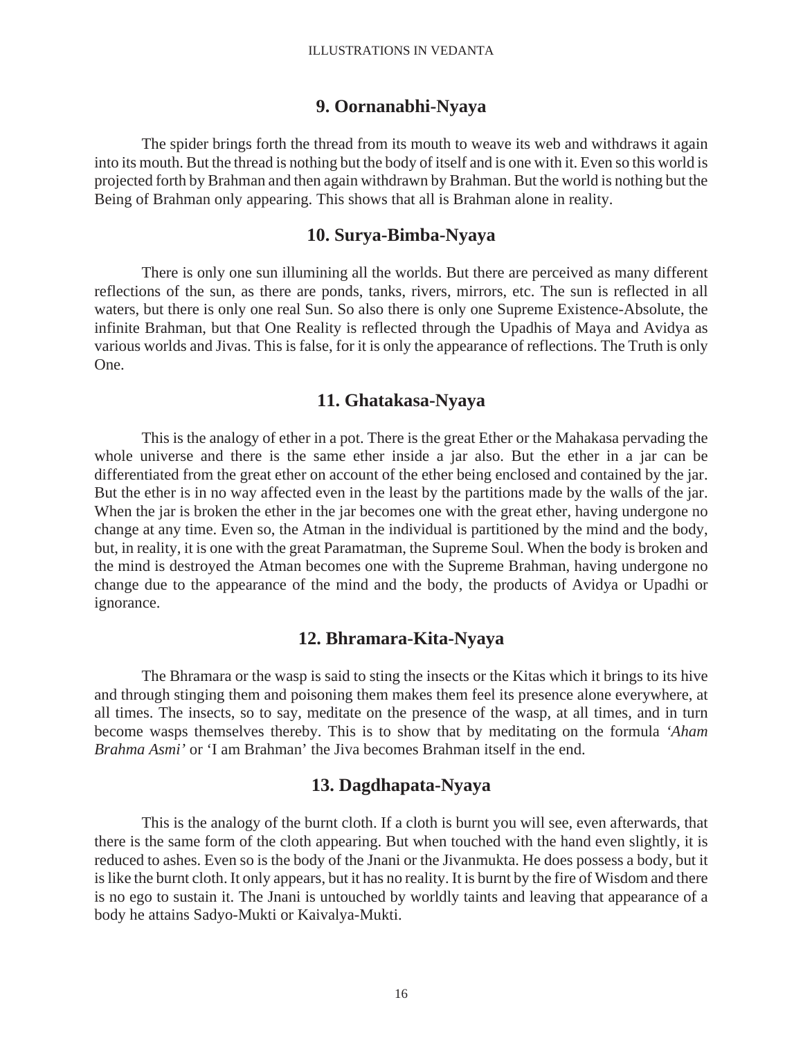## 9. Oornanabhi-Nyaya

The spider brings forth the thread from its mouth to weave its web and withdraws it again into its mouth. But the thread is nothing but the body of itself and is one with it. Even so this world is projected forth by Brahman and then again withdrawn by Brahman. But the world is nothing but the Being of Brahman only appearing. This shows that all is Brahman alone in reality.

## 10. Surya-Bimba-Nyaya

There is only one sun illumining all the worlds. But there are perceived as many different reflections of the sun, as there are ponds, tanks, rivers, mirrors, etc. The sun is reflected in all waters, but there is only one real Sun. So also there is only one Supreme Existence-Absolute, the infinite Brahman, but that One Reality is reflected through the Upadhis of Maya and Avidya as various worlds and Jivas. This is false, for it is only the appearance of reflections. The Truth is only One.

## 11. Ghatakasa-Nyaya

This is the analogy of ether in a pot. There is the great Ether or the Mahakasa pervading the whole universe and there is the same ether inside a jar also. But the ether in a jar can be differentiated from the great ether on account of the ether being enclosed and contained by the jar. But the ether is in no way affected even in the least by the partitions made by the walls of the jar. When the jar is broken the ether in the jar becomes one with the great ether, having undergone no change at any time. Even so, the Atman in the individual is partitioned by the mind and the body, but, in reality, it is one with the great Paramatman, the Supreme Soul. When the body is broken and the mind is destroyed the Atman becomes one with the Supreme Brahman, having undergone no change due to the appearance of the mind and the body, the products of Avidya or Upadhi or ignorance.

## 12. Bhramara-Kita-Nyaya

The Bhramara or the wasp is said to sting the insects or the Kitas which it brings to its hive and through stinging them and poisoning them makes them feel its presence alone everywhere, at all times. The insects, so to say, meditate on the presence of the wasp, at all times, and in turn become wasps themselves thereby. This is to show that by meditating on the formula *'Aham Brahma Asmi'* or 'I am Brahman' the Jiva becomes Brahman itself in the end.

## 13. Dagdhapata-Nyaya

This is the analogy of the burnt cloth. If a cloth is burnt you will see, even afterwards, that there is the same form of the cloth appearing. But when touched with the hand even slightly, it is reduced to ashes. Even so is the body of the Jnani or the Jivanmukta. He does possess a body, but it is like the burnt cloth. It only appears, but it has no reality. It is burnt by the fire of Wisdom and there is no ego to sustain it. The Jnani is untouched by worldly taints and leaving that appearance of a body he attains Sadyo-Mukti or Kaivalya-Mukti.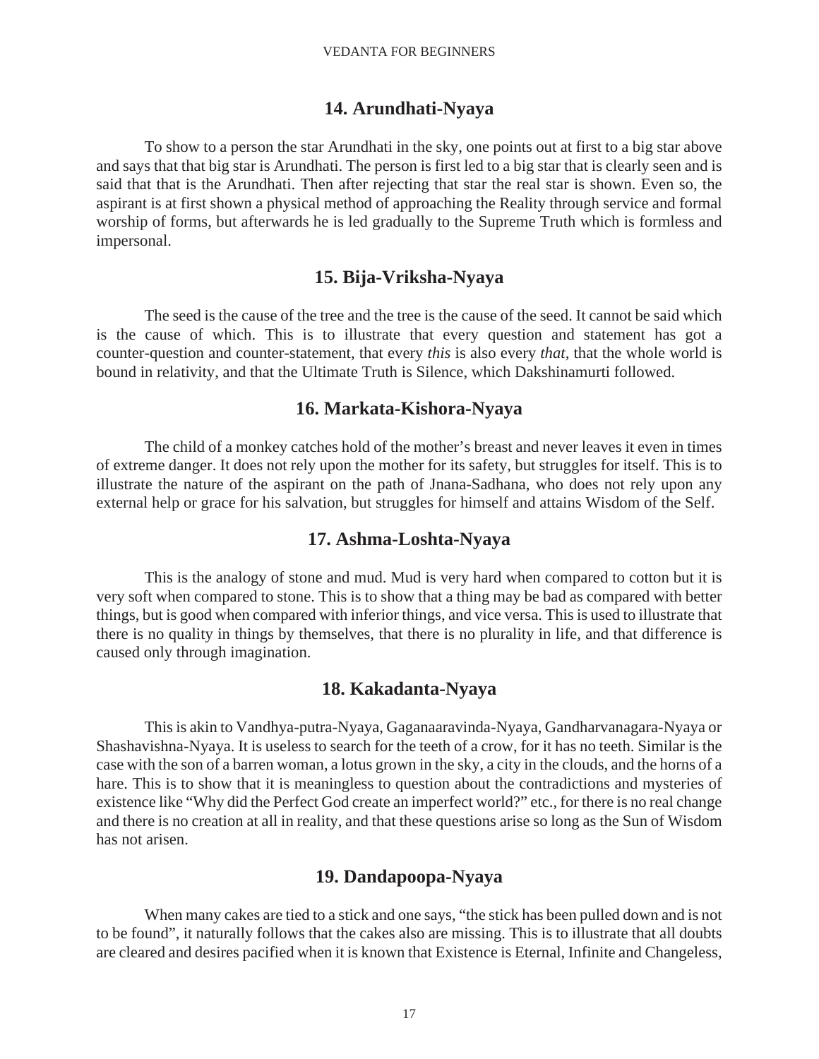### 14. Arundhati-Nyaya

To show to a person the star Arundhati in the sky, one points out at first to a big star above and says that that big star is Arundhati. The person is first led to a big star that is clearly seen and is said that that is the Arundhati. Then after rejecting that star the real star is shown. Even so, the aspirant is at first shown a physical method of approaching the Reality through service and formal worship of forms, but afterwards he is led gradually to the Supreme Truth which is formless and impersonal.

### 15. Bija-Vriksha-Nyaya

The seed is the cause of the tree and the tree is the cause of the seed. It cannot be said which is the cause of which. This is to illustrate that every question and statement has got a counter-question and counter-statement, that every *this* is also every *that,* that the whole world is bound in relativity, and that the Ultimate Truth is Silence, which Dakshinamurti followed.

### 16. Markata-Kishora-Nyaya

The child of a monkey catches hold of the mother's breast and never leaves it even in times of extreme danger. It does not rely upon the mother for its safety, but struggles for itself. This is to illustrate the nature of the aspirant on the path of Jnana-Sadhana, who does not rely upon any external help or grace for his salvation, but struggles for himself and attains Wisdom of the Self.

### 17. Ashma-Loshta-Nyaya

This is the analogy of stone and mud. Mud is very hard when compared to cotton but it is very soft when compared to stone. This is to show that a thing may be bad as compared with better things, but is good when compared with inferior things, and vice versa. This is used to illustrate that there is no quality in things by themselves, that there is no plurality in life, and that difference is caused only through imagination.

### 18. Kakadanta-Nyaya

This is akin to Vandhya-putra-Nyaya, Gaganaaravinda-Nyaya, Gandharvanagara-Nyaya or Shashavishna-Nyaya. It is useless to search for the teeth of a crow, for it has no teeth. Similar is the case with the son of a barren woman, a lotus grown in the sky, a city in the clouds, and the horns of a hare. This is to show that it is meaningless to question about the contradictions and mysteries of existence like "Why did the Perfect God create an imperfect world?" etc., for there is no real change and there is no creation at all in reality, and that these questions arise so long as the Sun of Wisdom has not arisen.

### 19. Dandapoopa-Nyaya

When many cakes are tied to a stick and one says, "the stick has been pulled down and is not to be found", it naturally follows that the cakes also are missing. This is to illustrate that all doubts are cleared and desires pacified when it is known that Existence is Eternal, Infinite and Changeless,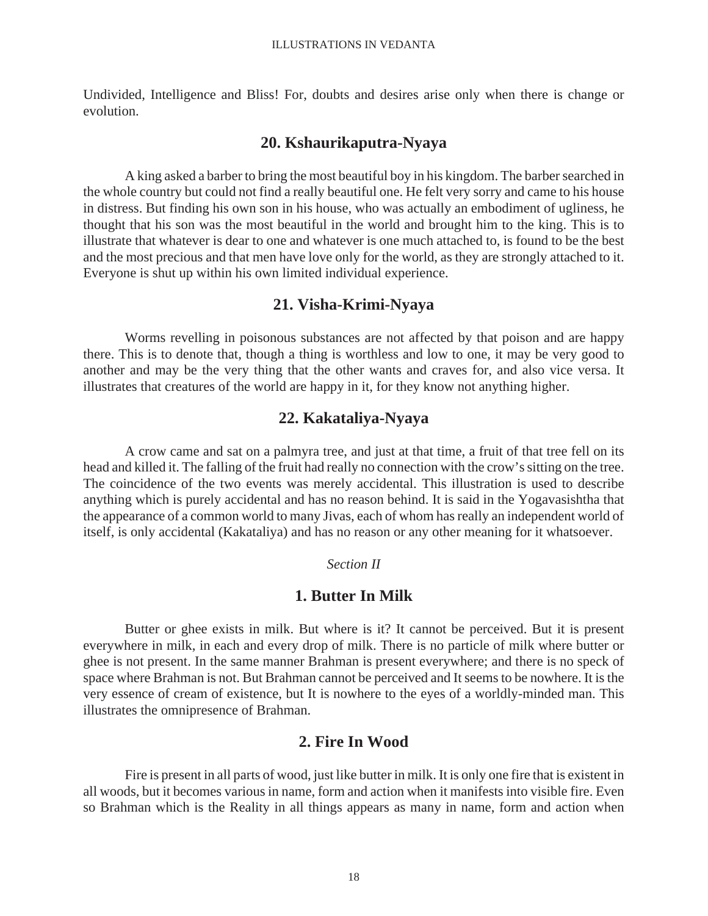Undivided, Intelligence and Bliss! For, doubts and desires arise only when there is change or evolution.

## 20. Kshaurikaputra-Nyaya

A king asked a barber to bring the most beautiful boy in his kingdom. The barber searched in the whole country but could not find a really beautiful one. He felt very sorry and came to his house in distress. But finding his own son in his house, who was actually an embodiment of ugliness, he thought that his son was the most beautiful in the world and brought him to the king. This is to illustrate that whatever is dear to one and whatever is one much attached to, is found to be the best and the most precious and that men have love only for the world, as they are strongly attached to it. Everyone is shut up within his own limited individual experience.

## 21. Visha-Krimi-Nyaya

Worms revelling in poisonous substances are not affected by that poison and are happy there. This is to denote that, though a thing is worthless and low to one, it may be very good to another and may be the very thing that the other wants and craves for, and also vice versa. It illustrates that creatures of the world are happy in it, for they know not anything higher.

## 22. Kakataliya-Nyaya

A crow came and sat on a palmyra tree, and just at that time, a fruit of that tree fell on its head and killed it. The falling of the fruit had really no connection with the crow's sitting on the tree. The coincidence of the two events was merely accidental. This illustration is used to describe anything which is purely accidental and has no reason behind. It is said in the Yogavasishtha that the appearance of a common world to many Jivas, each of whom has really an independent world of itself, is only accidental (Kakataliya) and has no reason or any other meaning for it whatsoever.

*Section II*

## 1. Butter In Milk

Butter or ghee exists in milk. But where is it? It cannot be perceived. But it is present everywhere in milk, in each and every drop of milk. There is no particle of milk where butter or ghee is not present. In the same manner Brahman is present everywhere; and there is no speck of space where Brahman is not. But Brahman cannot be perceived and It seems to be nowhere. It is the very essence of cream of existence, but It is nowhere to the eyes of a worldly-minded man. This illustrates the omnipresence of Brahman.

## 2. Fire In Wood

Fire is present in all parts of wood, just like butter in milk. It is only one fire that is existent in all woods, but it becomes various in name, form and action when it manifests into visible fire. Even so Brahman which is the Reality in all things appears as many in name, form and action when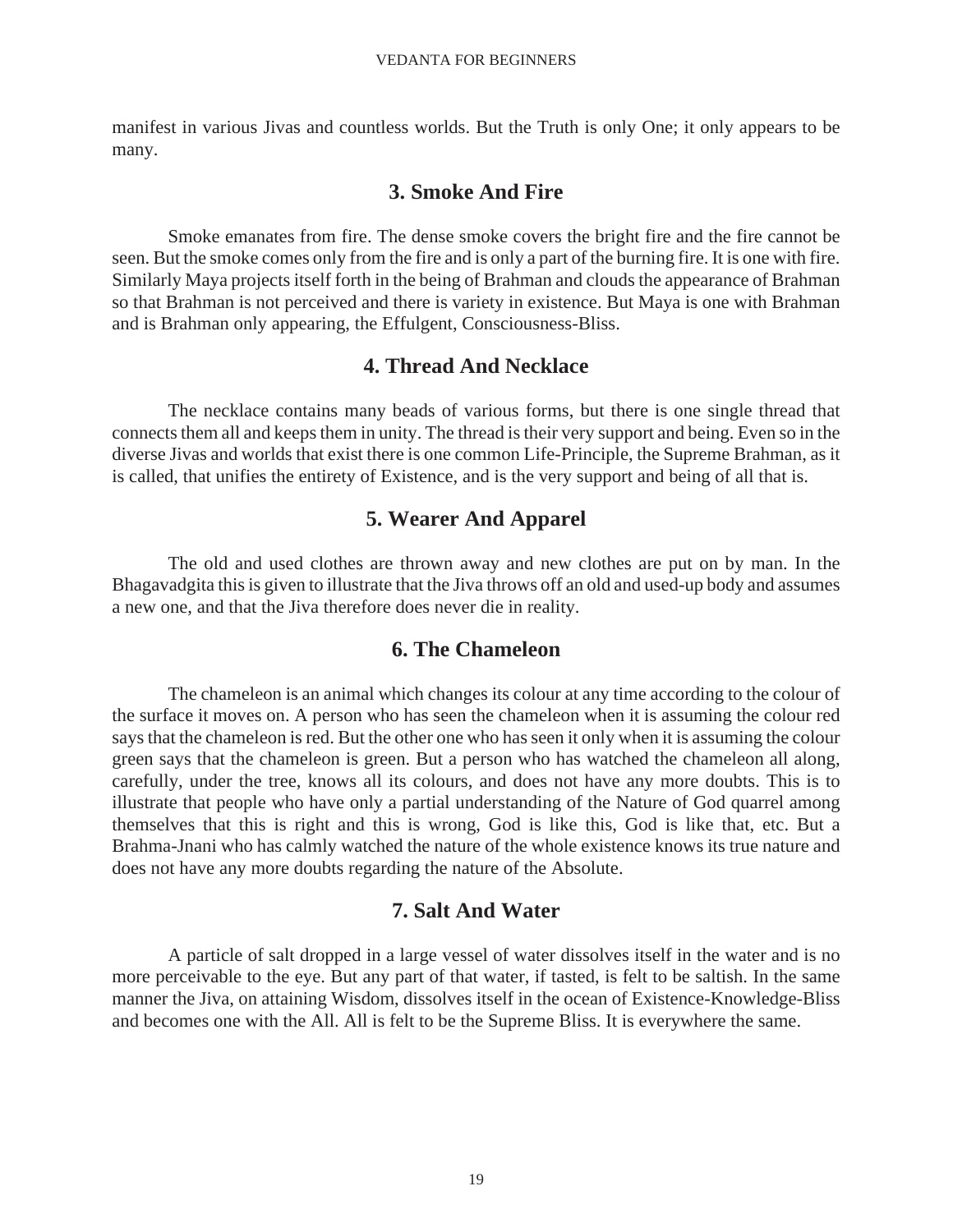manifest in various Jivas and countless worlds. But the Truth is only One; it only appears to be many.

### 3. Smoke And Fire

Smoke emanates from fire. The dense smoke covers the bright fire and the fire cannot be seen. But the smoke comes only from the fire and is only a part of the burning fire. It is one with fire. Similarly Maya projects itself forth in the being of Brahman and clouds the appearance of Brahman so that Brahman is not perceived and there is variety in existence. But Maya is one with Brahman and is Brahman only appearing, the Effulgent, Consciousness-Bliss.

### 4. Thread And Necklace

The necklace contains many beads of various forms, but there is one single thread that connects them all and keeps them in unity. The thread is their very support and being. Even so in the diverse Jivas and worlds that exist there is one common Life-Principle, the Supreme Brahman, as it is called, that unifies the entirety of Existence, and is the very support and being of all that is.

### 5. Wearer And Apparel

The old and used clothes are thrown away and new clothes are put on by man. In the Bhagavadgita this is given to illustrate that the Jiva throws off an old and used-up body and assumes a new one, and that the Jiva therefore does never die in reality.

### 6. The Chameleon

The chameleon is an animal which changes its colour at any time according to the colour of the surface it moves on. A person who has seen the chameleon when it is assuming the colour red says that the chameleon is red. But the other one who has seen it only when it is assuming the colour green says that the chameleon is green. But a person who has watched the chameleon all along, carefully, under the tree, knows all its colours, and does not have any more doubts. This is to illustrate that people who have only a partial understanding of the Nature of God quarrel among themselves that this is right and this is wrong, God is like this, God is like that, etc. But a Brahma-Jnani who has calmly watched the nature of the whole existence knows its true nature and does not have any more doubts regarding the nature of the Absolute.

### 7. Salt And Water

A particle of salt dropped in a large vessel of water dissolves itself in the water and is no more perceivable to the eye. But any part of that water, if tasted, is felt to be saltish. In the same manner the Jiva, on attaining Wisdom, dissolves itself in the ocean of Existence-Knowledge-Bliss and becomes one with the All. All is felt to be the Supreme Bliss. It is everywhere the same.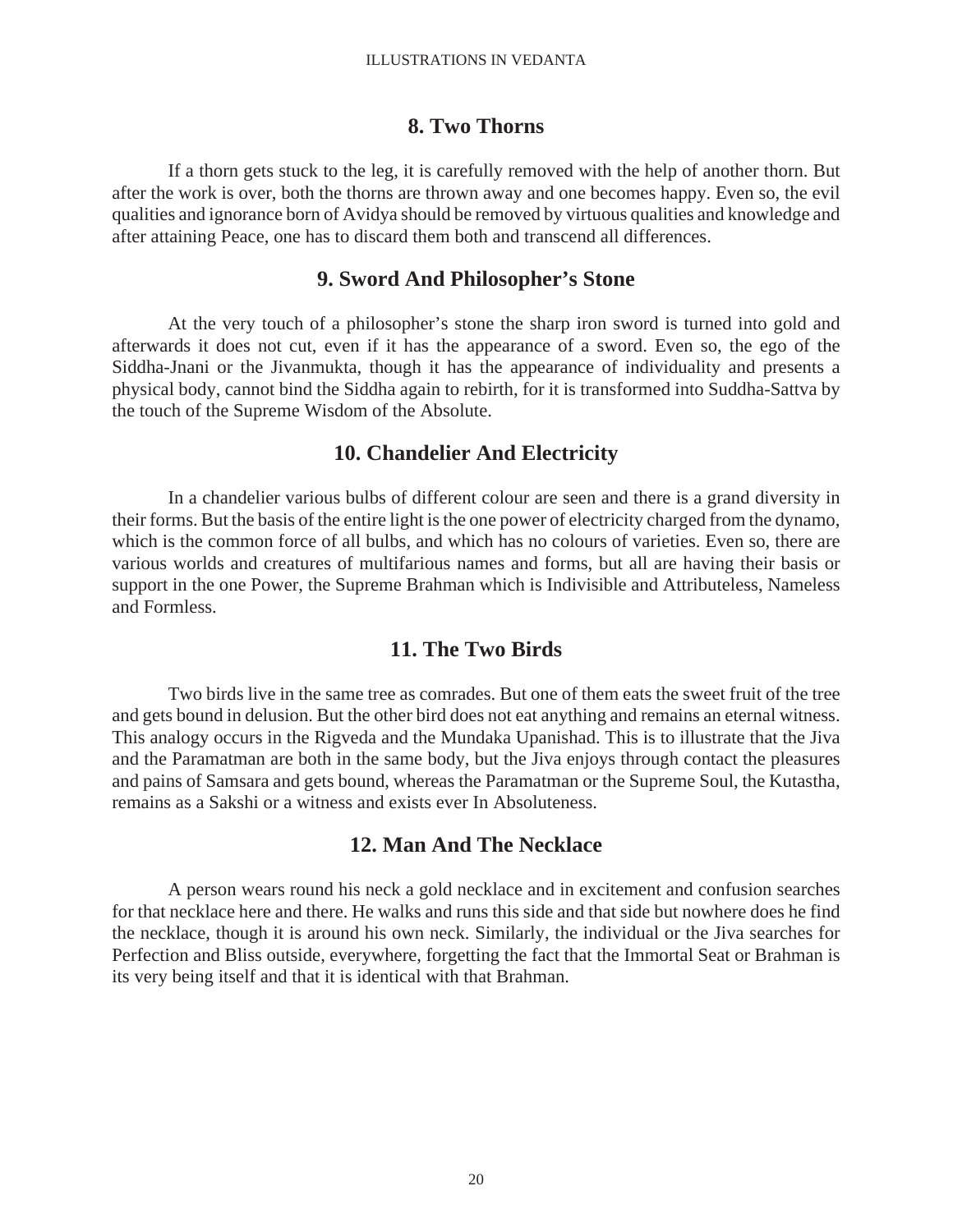## 8. Two Thorns

If a thorn gets stuck to the leg, it is carefully removed with the help of another thorn. But after the work is over, both the thorns are thrown away and one becomes happy. Even so, the evil qualities and ignorance born of Avidya should be removed by virtuous qualities and knowledge and after attaining Peace, one has to discard them both and transcend all differences.

## 9. Sword And Philosopher's Stone

At the very touch of a philosopher's stone the sharp iron sword is turned into gold and afterwards it does not cut, even if it has the appearance of a sword. Even so, the ego of the Siddha-Jnani or the Jivanmukta, though it has the appearance of individuality and presents a physical body, cannot bind the Siddha again to rebirth, for it is transformed into Suddha-Sattva by the touch of the Supreme Wisdom of the Absolute.

## 10. Chandelier And Electricity

In a chandelier various bulbs of different colour are seen and there is a grand diversity in their forms. But the basis of the entire light is the one power of electricity charged from the dynamo, which is the common force of all bulbs, and which has no colours of varieties. Even so, there are various worlds and creatures of multifarious names and forms, but all are having their basis or support in the one Power, the Supreme Brahman which is Indivisible and Attributeless, Nameless and Formless.

## 11. The Two Birds

Two birds live in the same tree as comrades. But one of them eats the sweet fruit of the tree and gets bound in delusion. But the other bird does not eat anything and remains an eternal witness. This analogy occurs in the Rigveda and the Mundaka Upanishad. This is to illustrate that the Jiva and the Paramatman are both in the same body, but the Jiva enjoys through contact the pleasures and pains of Samsara and gets bound, whereas the Paramatman or the Supreme Soul, the Kutastha, remains as a Sakshi or a witness and exists ever In Absoluteness.

## 12. Man And The Necklace

A person wears round his neck a gold necklace and in excitement and confusion searches for that necklace here and there. He walks and runs this side and that side but nowhere does he find the necklace, though it is around his own neck. Similarly, the individual or the Jiva searches for Perfection and Bliss outside, everywhere, forgetting the fact that the Immortal Seat or Brahman is its very being itself and that it is identical with that Brahman.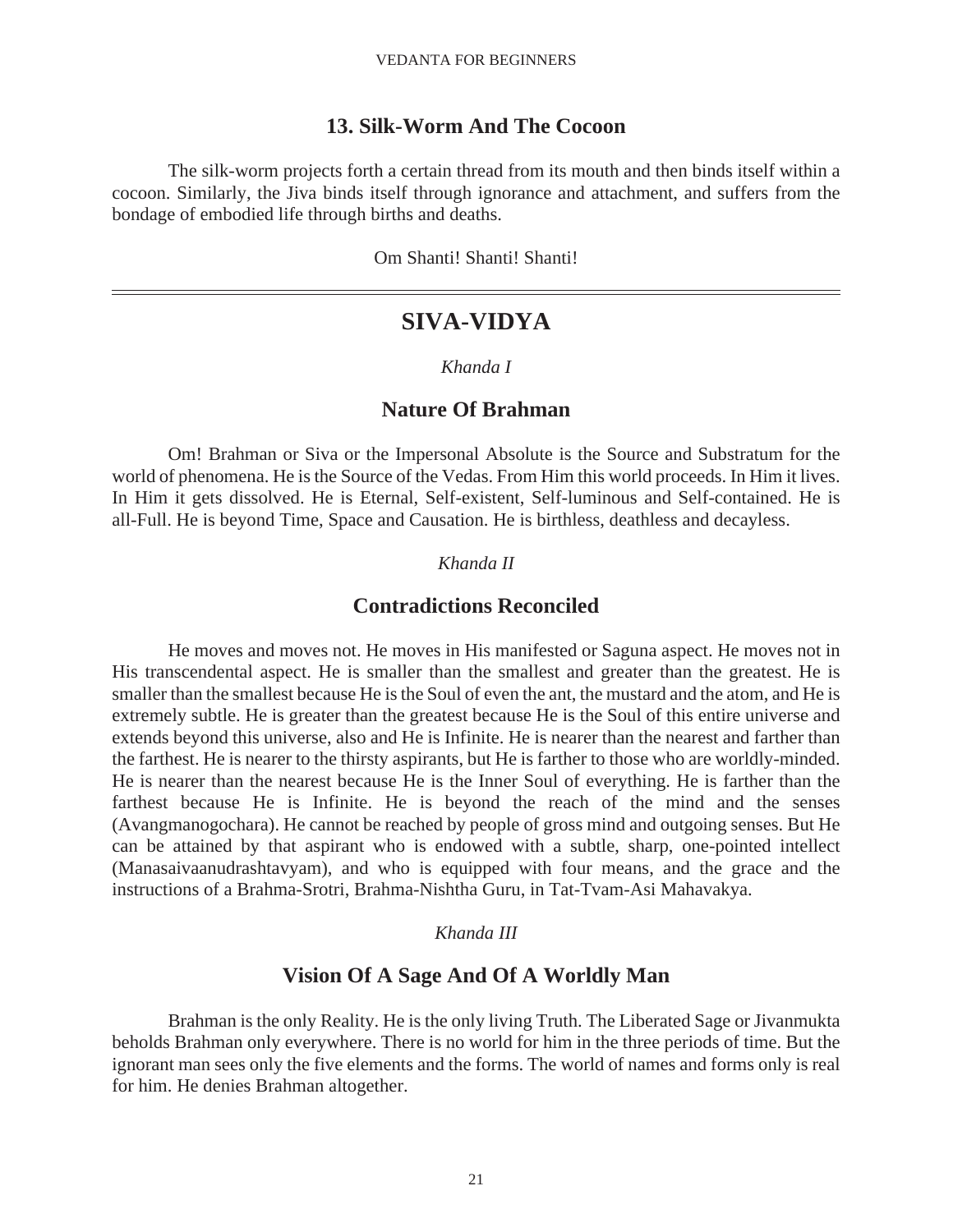### 13. Silk-Worm And The Cocoon

The silk-worm projects forth a certain thread from its mouth and then binds itself within a cocoon. Similarly, the Jiva binds itself through ignorance and attachment, and suffers from the bondage of embodied life through births and deaths.

Om Shanti! Shanti! Shanti!

---

## SIVA-VIDYA

*Khanda I*

### Nature Of Brahman

Om! Brahman or Siva or the Impersonal Absolute is the Source and Substratum for the world of phenomena. He is the Source of the Vedas. From Him this world proceeds. In Him it lives. In Him it gets dissolved. He is Eternal, Self-existent, Self-luminous and Self-contained. He is all-Full. He is beyond Time, Space and Causation. He is birthless, deathless and decayless.

*Khanda II*

### Contradictions Reconciled

He moves and moves not. He moves in His manifested or Saguna aspect. He moves not in His transcendental aspect. He is smaller than the smallest and greater than the greatest. He is smaller than the smallest because He is the Soul of even the ant, the mustard and the atom, and He is extremely subtle. He is greater than the greatest because He is the Soul of this entire universe and extends beyond this universe, also and He is Infinite. He is nearer than the nearest and farther than the farthest. He is nearer to the thirsty aspirants, but He is farther to those who are worldly-minded. He is nearer than the nearest because He is the Inner Soul of everything. He is farther than the farthest because He is Infinite. He is beyond the reach of the mind and the senses (Avangmanogochara). He cannot be reached by people of gross mind and outgoing senses. But He can be attained by that aspirant who is endowed with a subtle, sharp, one-pointed intellect (Manasaivaanudrashtavyam), and who is equipped with four means, and the grace and the instructions of a Brahma-Srotri, Brahma-Nishtha Guru, in Tat-Tvam-Asi Mahavakya.

*Khanda III*

### Vision Of A Sage And Of A Worldly Man

Brahman is the only Reality. He is the only living Truth. The Liberated Sage or Jivanmukta beholds Brahman only everywhere. There is no world for him in the three periods of time. But the ignorant man sees only the five elements and the forms. The world of names and forms only is real for him. He denies Brahman altogether.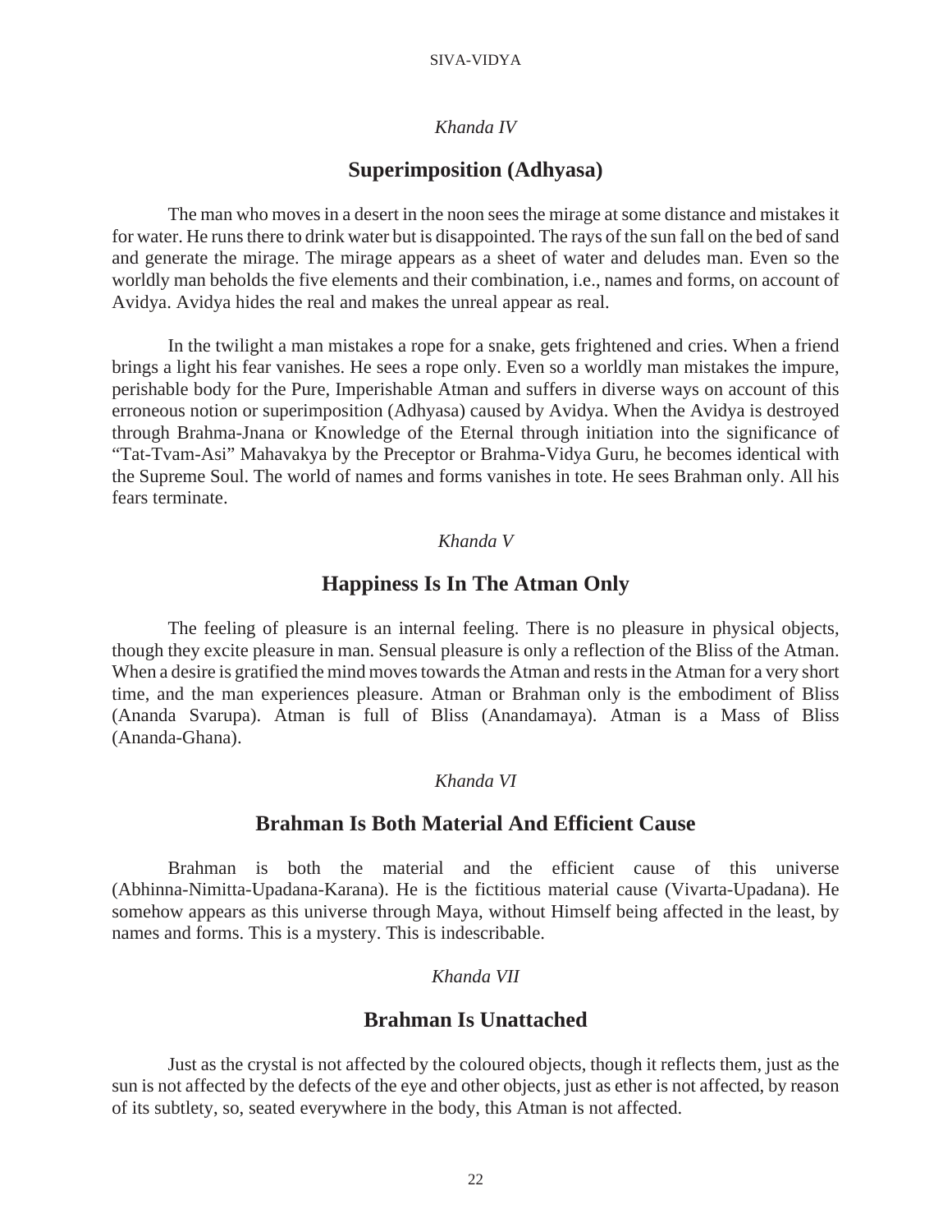*Khanda IV*

## Superimposition (Adhyasa)

The man who moves in a desert in the noon sees the mirage at some distance and mistakes it for water. He runs there to drink water but is disappointed. The rays of the sun fall on the bed of sand and generate the mirage. The mirage appears as a sheet of water and deludes man. Even so the worldly man beholds the five elements and their combination, i.e., names and forms, on account of Avidya. Avidya hides the real and makes the unreal appear as real.

In the twilight a man mistakes a rope for a snake, gets frightened and cries. When a friend brings a light his fear vanishes. He sees a rope only. Even so a worldly man mistakes the impure, perishable body for the Pure, Imperishable Atman and suffers in diverse ways on account of this erroneous notion or superimposition (Adhyasa) caused by Avidya. When the Avidya is destroyed through Brahma-Jnana or Knowledge of the Eternal through initiation into the significance of "Tat-Tvam-Asi" Mahavakya by the Preceptor or Brahma-Vidya Guru, he becomes identical with the Supreme Soul. The world of names and forms vanishes in tote. He sees Brahman only. All his fears terminate.

*Khanda V*

## Happiness Is In The Atman Only

The feeling of pleasure is an internal feeling. There is no pleasure in physical objects, though they excite pleasure in man. Sensual pleasure is only a reflection of the Bliss of the Atman. When a desire is gratified the mind moves towards the Atman and rests in the Atman for a very short time, and the man experiences pleasure. Atman or Brahman only is the embodiment of Bliss (Ananda Svarupa). Atman is full of Bliss (Anandamaya). Atman is a Mass of Bliss (Ananda-Ghana).

*Khanda VI*

## Brahman Is Both Material And Efficient Cause

Brahman is both the material and the efficient cause of this universe (Abhinna-Nimitta-Upadana-Karana). He is the fictitious material cause (Vivarta-Upadana). He somehow appears as this universe through Maya, without Himself being affected in the least, by names and forms. This is a mystery. This is indescribable.

*Khanda VII*

## Brahman Is Unattached

Just as the crystal is not affected by the coloured objects, though it reflects them, just as the sun is not affected by the defects of the eye and other objects, just as ether is not affected, by reason of its subtlety, so, seated everywhere in the body, this Atman is not affected.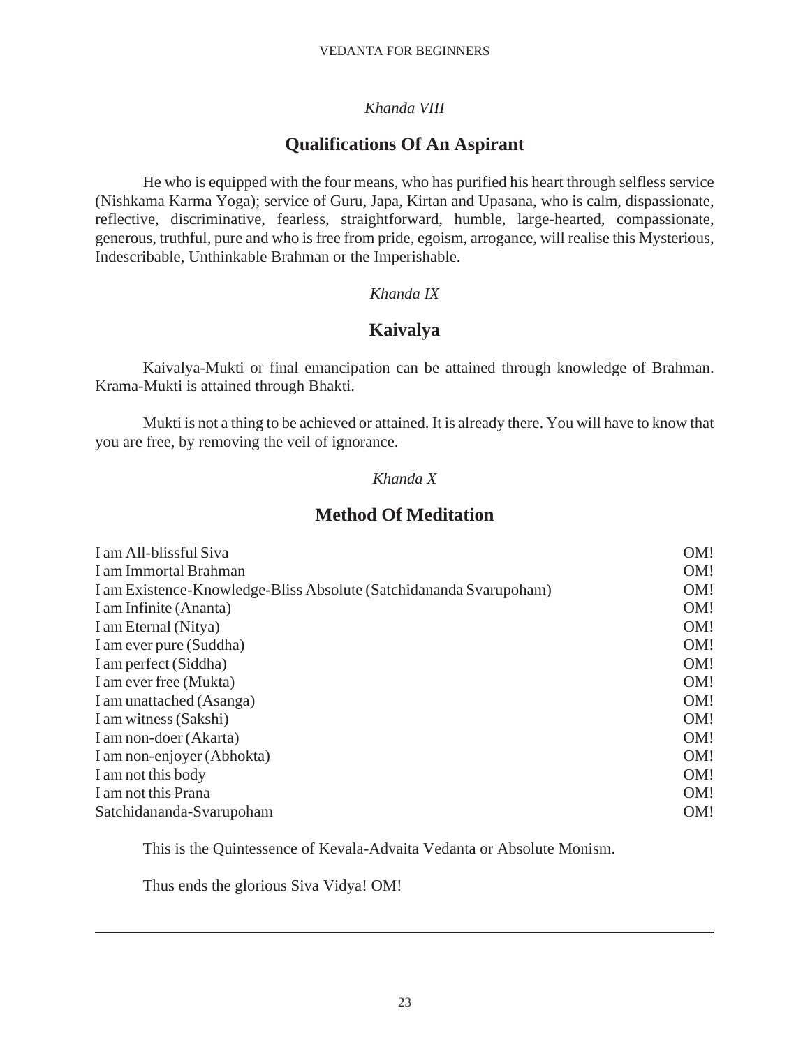*Khanda VIII*

## Qualifications Of An Aspirant

He who is equipped with the four means, who has purified his heart through selfless service (Nishkama Karma Yoga); service of Guru, Japa, Kirtan and Upasana, who is calm, dispassionate, reflective, discriminative, fearless, straightforward, humble, large-hearted, compassionate, generous, truthful, pure and who is free from pride, egoism, arrogance, will realise this Mysterious, Indescribable, Unthinkable Brahman or the Imperishable.

*Khanda IX*

## Kaivalya

Kaivalya-Mukti or final emancipation can be attained through knowledge of Brahman. Krama-Mukti is attained through Bhakti.

Mukti is not a thing to be achieved or attained. It is already there. You will have to know that you are free, by removing the veil of ignorance.

*Khanda X*

## Method Of Meditation

I am All-blissful Siva — OM!
I am Immortal Brahman — OM!
I am Existence-Knowledge-Bliss Absolute (Satchidananda Svarupoham) — OM!
I am Infinite (Ananta) — OM!
I am Eternal (Nitya) — OM!
I am ever pure (Suddha) — OM!
I am perfect (Siddha) — OM!
I am ever free (Mukta) — OM!
I am unattached (Asanga) — OM!
I am witness (Sakshi) — OM!
I am non-doer (Akarta) — OM!
I am non-enjoyer (Abhokta) — OM!
I am not this body — OM!
I am not this Prana — OM!
Satchidananda-Svarupoham — OM!

This is the Quintessence of Kevala-Advaita Vedanta or Absolute Monism.

Thus ends the glorious Siva Vidya! OM!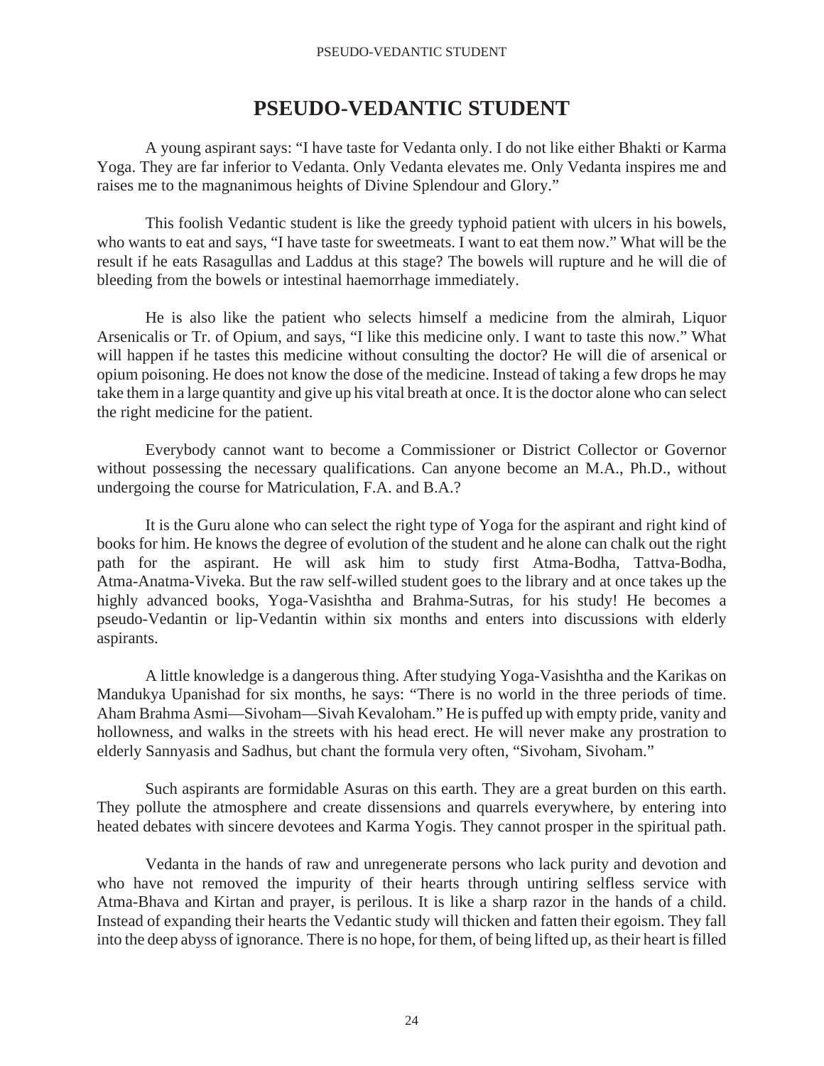# PSEUDO-VEDANTIC STUDENT

A young aspirant says: "I have taste for Vedanta only. I do not like either Bhakti or Karma Yoga. They are far inferior to Vedanta. Only Vedanta elevates me. Only Vedanta inspires me and raises me to the magnanimous heights of Divine Splendour and Glory."

This foolish Vedantic student is like the greedy typhoid patient with ulcers in his bowels, who wants to eat and says, "I have taste for sweetmeats. I want to eat them now." What will be the result if he eats Rasagullas and Laddus at this stage? The bowels will rupture and he will die of bleeding from the bowels or intestinal haemorrhage immediately.

He is also like the patient who selects himself a medicine from the almirah, Liquor Arsenicalis or Tr. of Opium, and says, "I like this medicine only. I want to taste this now." What will happen if he tastes this medicine without consulting the doctor? He will die of arsenical or opium poisoning. He does not know the dose of the medicine. Instead of taking a few drops he may take them in a large quantity and give up his vital breath at once. It is the doctor alone who can select the right medicine for the patient.

Everybody cannot want to become a Commissioner or District Collector or Governor without possessing the necessary qualifications. Can anyone become an M.A., Ph.D., without undergoing the course for Matriculation, F.A. and B.A.?

It is the Guru alone who can select the right type of Yoga for the aspirant and right kind of books for him. He knows the degree of evolution of the student and he alone can chalk out the right path for the aspirant. He will ask him to study first Atma-Bodha, Tattva-Bodha, Atma-Anatma-Viveka. But the raw self-willed student goes to the library and at once takes up the highly advanced books, Yoga-Vasishtha and Brahma-Sutras, for his study! He becomes a pseudo-Vedantin or lip-Vedantin within six months and enters into discussions with elderly aspirants.

A little knowledge is a dangerous thing. After studying Yoga-Vasishtha and the Karikas on Mandukya Upanishad for six months, he says: "There is no world in the three periods of time. Aham Brahma Asmi—Sivoham—Sivah Kevaloham." He is puffed up with empty pride, vanity and hollowness, and walks in the streets with his head erect. He will never make any prostration to elderly Sannyasis and Sadhus, but chant the formula very often, "Sivoham, Sivoham."

Such aspirants are formidable Asuras on this earth. They are a great burden on this earth. They pollute the atmosphere and create dissensions and quarrels everywhere, by entering into heated debates with sincere devotees and Karma Yogis. They cannot prosper in the spiritual path.

Vedanta in the hands of raw and unregenerate persons who lack purity and devotion and who have not removed the impurity of their hearts through untiring selfless service with Atma-Bhava and Kirtan and prayer, is perilous. It is like a sharp razor in the hands of a child. Instead of expanding their hearts the Vedantic study will thicken and fatten their egoism. They fall into the deep abyss of ignorance. There is no hope, for them, of being lifted up, as their heart is filled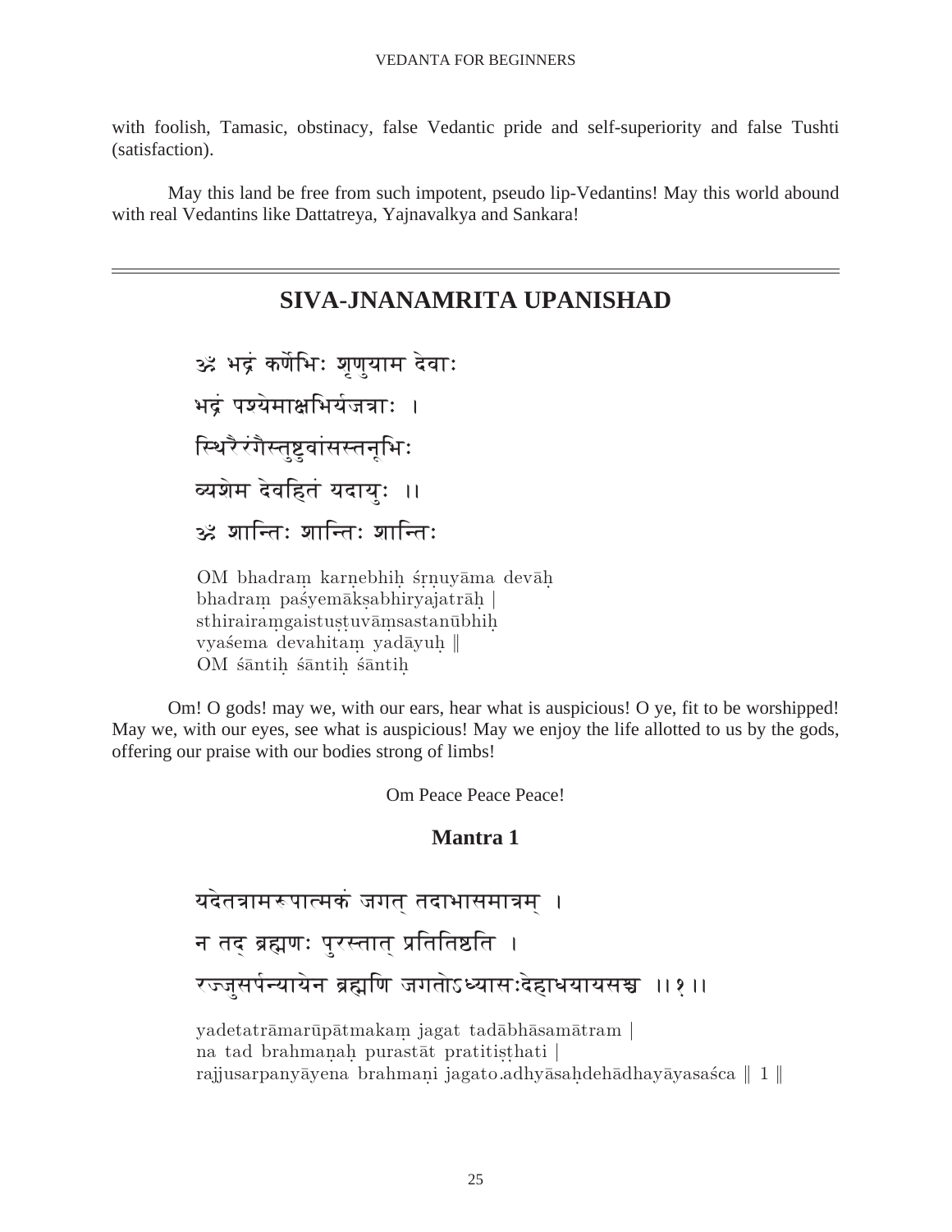with foolish, Tamasic, obstinacy, false Vedantic pride and self-superiority and false Tushti (satisfaction).

May this land be free from such impotent, pseudo lip-Vedantins! May this world abound with real Vedantins like Dattatreya, Yajnavalkya and Sankara!

---

# SIVA-JNANAMRITA UPANISHAD

ॐ भद्रं कर्णेभिः शृणुयाम देवाः
भद्रं पश्येमाक्षभिर्यजत्राः ।
स्थिरैरंगैस्तुष्टुवांसस्तनूभिः
व्यशेम देवहितं यदायुः ।।
ॐ शान्तिः शान्तिः शान्तिः

OM bhadraṃ karṇebhiḥ śṛṇuyāma devāḥ
bhadraṃ paśyemākṣabhiryajatrāḥ |
sthirairaṃgaistuṣṭuvāṃsastanūbhiḥ
vyaśema devahitaṃ yadāyuḥ ‖
OM śāntiḥ śāntiḥ śāntiḥ

Om! O gods! may we, with our ears, hear what is auspicious! O ye, fit to be worshipped! May we, with our eyes, see what is auspicious! May we enjoy the life allotted to us by the gods, offering our praise with our bodies strong of limbs!

Om Peace Peace Peace!

## Mantra 1

यदेतत्रामरूपात्मकं जगत् तदाभासमात्रम् ।
न तद् ब्रह्मणः पुरस्तात् प्रतितिष्ठति ।
रज्जुसर्पन्यायेन ब्रह्मणि जगतोऽध्यासःदेहाधयायसश्च ।।१।।

yadetatrāmarūpātmakaṃ jagat tadābhāsamātram |
na tad brahmaṇaḥ purastāt pratitiṣṭhati |
rajjusarpanyāyena brahmaṇi jagato.adhyāsaḥdehādhayāyasaśca ‖ 1 ‖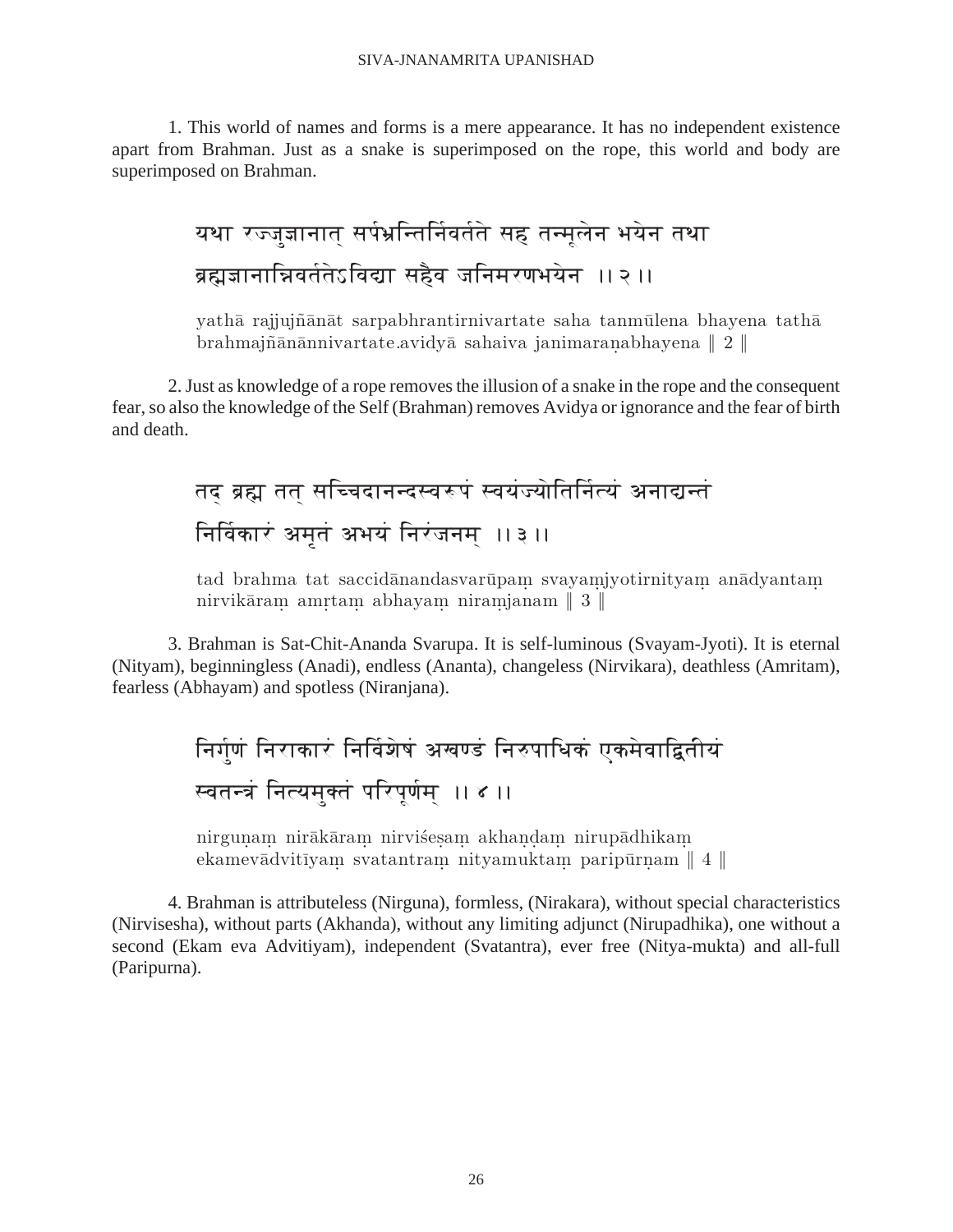1. This world of names and forms is a mere appearance. It has no independent existence apart from Brahman. Just as a snake is superimposed on the rope, this world and body are superimposed on Brahman.

यथा रज्जुज्ञानात् सर्पभ्रन्तिर्निवर्तते सह तन्मूलेन भयेन तथा
ब्रह्मज्ञानान्निवर्ततेऽविद्या सहैव जनिमरणभयेन ।।२।।

yathā rajjujñānāt sarpabhrantirnivartate saha tanmūlena bhayena tathā
brahmajñānānnivartate.avidyā sahaiva janimaraṇabhayena ‖ 2 ‖

2. Just as knowledge of a rope removes the illusion of a snake in the rope and the consequent fear, so also the knowledge of the Self (Brahman) removes Avidya or ignorance and the fear of birth and death.

तद् ब्रह्म तत् सच्चिदानन्दस्वरूपं स्वयंज्योतिर्नित्यं अनाद्यन्तं
निर्विकारं अमृतं अभयं निरंजनम् ।।३।।

tad brahma tat saccidānandasvarūpaṃ svayaṃjyotirnityaṃ anādyantaṃ
nirvikāraṃ amṛtaṃ abhayaṃ niraṃjanam ‖ 3 ‖

3. Brahman is Sat-Chit-Ananda Svarupa. It is self-luminous (Svayam-Jyoti). It is eternal (Nityam), beginningless (Anadi), endless (Ananta), changeless (Nirvikara), deathless (Amritam), fearless (Abhayam) and spotless (Niranjana).

निर्गुणं निराकारं निर्विशेषं अखण्डं निरुपाधिकं एकमेवाद्वितीयं
स्वतन्त्रं नित्यमुक्तं परिपूर्णम् ।।४।।

nirguṇaṃ nirākāraṃ nirviśeṣaṃ akhaṇḍaṃ nirupādhikaṃ
ekamevādvitīyaṃ svatantraṃ nityamuktaṃ paripūrṇam ‖ 4 ‖

4. Brahman is attributeless (Nirguna), formless, (Nirakara), without special characteristics (Nirvisesha), without parts (Akhanda), without any limiting adjunct (Nirupadhika), one without a second (Ekam eva Advitiyam), independent (Svatantra), ever free (Nitya-mukta) and all-full (Paripurna).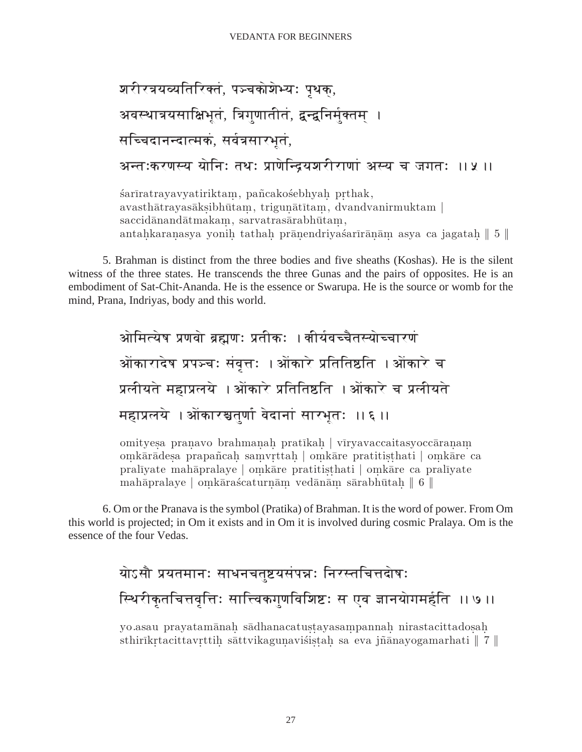शरीरत्रयव्यतिरिक्तं, पञ्चकोशेभ्यः पृथक्,
अवस्थात्रयसाक्षिभूतं, त्रिगुणातीतं, द्वन्द्वनिर्मुक्तम् ।
सच्चिदानन्दात्मकं, सर्वत्रसारभूतं,
अन्तःकरणस्य योनिः तथः प्राणेन्द्रियशरीराणां अस्य च जगतः ।। ५ ।।

śarīratrayavyatiriktaṃ, pañcakośebhyaḥ pṛthak,
avasthātrayasākṣibhūtaṃ, triguṇātītaṃ, dvandvanirmuktam |
saccidānandātmakaṃ, sarvatrasārabhūtaṃ,
antaḥkaraṇasya yoniḥ tathaḥ prāṇendriyaśarīrāṇāṃ asya ca jagataḥ ‖ 5 ‖

5. Brahman is distinct from the three bodies and five sheaths (Koshas). He is the silent witness of the three states. He transcends the three Gunas and the pairs of opposites. He is an embodiment of Sat-Chit-Ananda. He is the essence or Swarupa. He is the source or womb for the mind, Prana, Indriyas, body and this world.

ओमित्येष प्रणवो ब्रह्मणः प्रतीकः । वीर्यवच्चैतस्योच्चारणं
ओंकारादेष प्रपञ्चः संवृत्तः । ओंकारे प्रतितिष्ठति । ओंकारे च
प्रलीयते महाप्रलये । ओंकारे प्रतितिष्ठति । ओंकारे च प्रलीयते
महाप्रलये । ओंकारश्चतुर्णा वेदानां सारभूतः ।। ६ ।।

omityeṣa praṇavo brahmaṇaḥ pratīkaḥ | vīryavaccaitasyoccāraṇaṃ
oṃkārādeṣa prapañcaḥ saṃvṛttaḥ | oṃkāre pratitiṣṭhati | oṃkāre ca
pralīyate mahāpralaye | oṃkāre pratitiṣṭhati | oṃkāre ca pralīyate
mahāpralaye | oṃkāraścaturṇāṃ vedānāṃ sārabhūtaḥ ‖ 6 ‖

6. Om or the Pranava is the symbol (Pratika) of Brahman. It is the word of power. From Om this world is projected; in Om it exists and in Om it is involved during cosmic Pralaya. Om is the essence of the four Vedas.

योऽसौ प्रयतमानः साधनचतुष्टयसंपन्नः निरस्तचित्तदोषः
स्थिरीकृतचित्तवृत्तिः सात्त्विकगुणविशिष्टः स एव ज्ञानयोगमर्हति ।। ७ ।।

yo.asau prayatamānaḥ sādhanacatuṣṭayasampannaḥ nirastacittadoṣaḥ
sthirīkṛtacittavṛttiḥ sāttvikaguṇaviśiṣṭaḥ sa eva jñānayogamarhati ‖ 7 ‖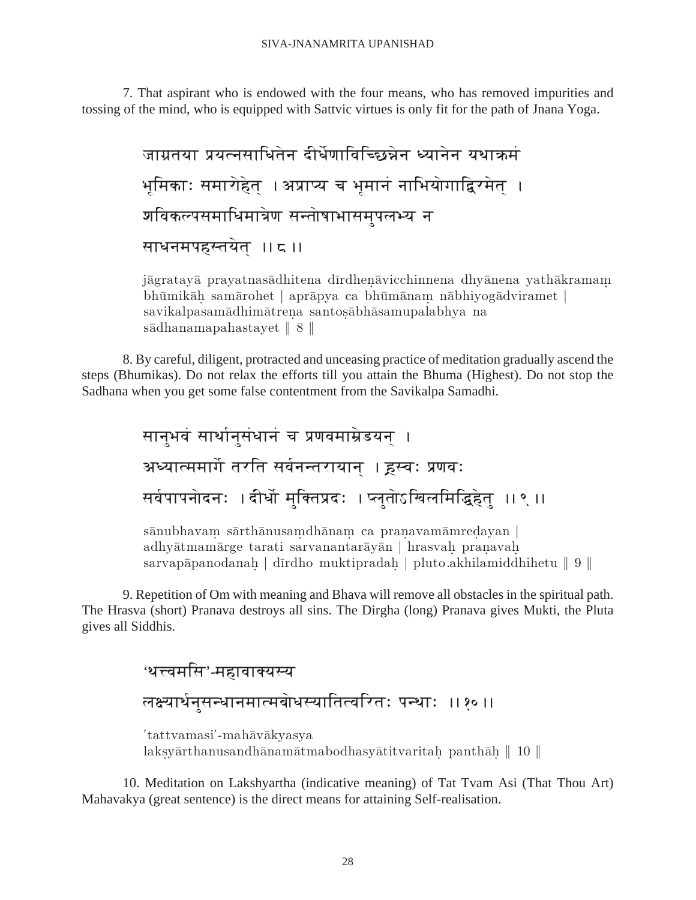7. That aspirant who is endowed with the four means, who has removed impurities and tossing of the mind, who is equipped with Sattvic virtues is only fit for the path of Jnana Yoga.

जाग्रतया प्रयत्नसाधितेन दीर्धेणाविच्छिन्नेन ध्यानेन यथाक्रमं भूमिकाः समारोहेत् । अप्राप्य च भूमानं नाभियोगाद्विरमेत् । शविकल्पसमाधिमात्रेण सन्तोषाभासमुपलभ्य न साधनमपहस्तयेत् ।। ८ ।।

jāgratayā prayatnasādhitena dīrdheṇāvicchinnena dhyānena yathākramaṃ bhūmikāḥ samārohet | aprāpya ca bhūmānaṃ nābhiyogādviramet | savikalpasamādhimātreṇa santoṣābhāsamupalabhya na sādhanamapahastayet ‖ 8 ‖

8. By careful, diligent, protracted and unceasing practice of meditation gradually ascend the steps (Bhumikas). Do not relax the efforts till you attain the Bhuma (Highest). Do not stop the Sadhana when you get some false contentment from the Savikalpa Samadhi.

सानुभवं सार्थानुसंधानं च प्रणवमाम्रेडयन् । अध्यात्ममार्गे तरति सर्वनन्तरायान् । ह्रस्वः प्रणवः सर्वपापनोदनः । दीर्धो मुक्तिप्रदः । प्लुतोऽखिलमिद्धिहेतु ।। ९ ।।

sānubhavaṃ sārthānusaṃdhānaṃ ca praṇavamāmreḍayan | adhyātmamārge tarati sarvanantarāyān | hrasvaḥ praṇavaḥ sarvapāpanodanaḥ | dīrdho muktipradaḥ | pluto.akhilamiddhihetu ‖ 9 ‖

9. Repetition of Om with meaning and Bhava will remove all obstacles in the spiritual path. The Hrasva (short) Pranava destroys all sins. The Dirgha (long) Pranava gives Mukti, the Pluta gives all Siddhis.

'थत्त्वमसि'-महावाक्यस्य लक्ष्यार्थनुसन्धानमात्मबोधस्यातित्वरितः पन्थाः ।। १० ।।

'tattvamasi'-mahāvākyasya lakṣyārthanusandhānamātmabodhasyātitvaritaḥ panthāḥ ‖ 10 ‖

10. Meditation on Lakshyartha (indicative meaning) of Tat Tvam Asi (That Thou Art) Mahavakya (great sentence) is the direct means for attaining Self-realisation.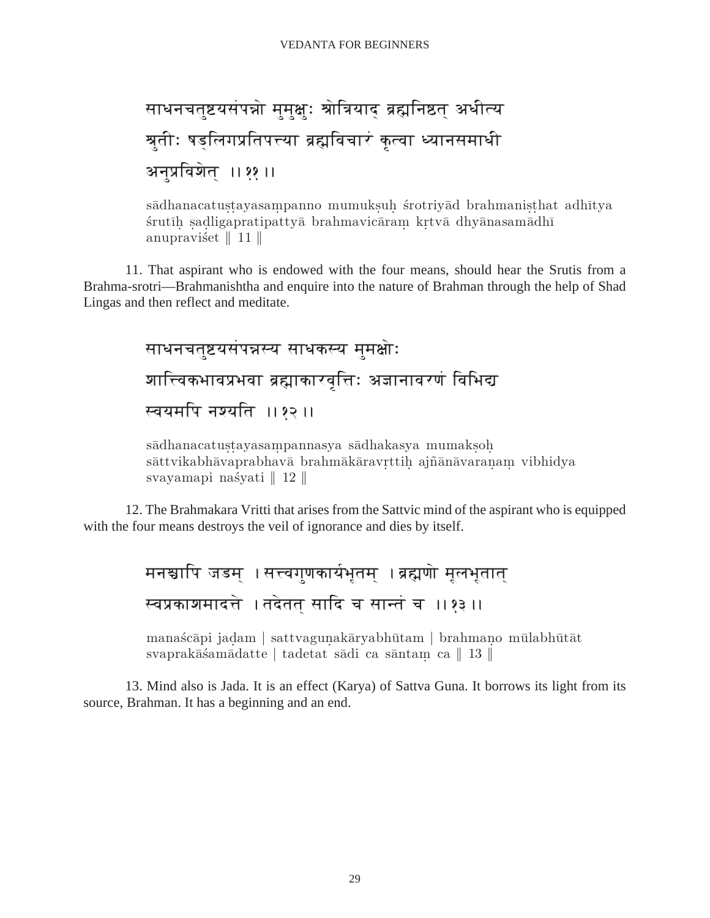साधनचतुष्टयसंपन्नो मुमुक्षुः श्रोत्रियाद् ब्रह्मनिष्ठत् अधीत्य श्रुतीः षड्लिगप्रतिपत्त्या ब्रह्मविचारं कृत्वा ध्यानसमाधी अनुप्रविशेत् ।।११।।

sādhanacatuṣṭayasampanno mumukṣuḥ śrotriyād brahmaniṣṭhat adhītya śrutīḥ ṣaḍligapratipattyā brahmavicāraṃ kṛtvā dhyānasamādhī anupraviśet ‖ 11 ‖

11. That aspirant who is endowed with the four means, should hear the Srutis from a Brahma-srotri—Brahmanishtha and enquire into the nature of Brahman through the help of Shad Lingas and then reflect and meditate.

साधनचतुष्टयसंपन्नस्य साधकस्य मुमक्षोः शात्त्विकभावप्रभवा ब्रह्माकारवृत्तिः अज्ञानावरणं विभिद्य स्वयमपि नश्यति ।।१२।।

sādhanacatuṣṭayasampannasya sādhakasya mumakṣoḥ sāttvikabhāvaprabhavā brahmākāravṛttiḥ ajñānāvaraṇaṃ vibhidya svayamapi naśyati ‖ 12 ‖

12. The Brahmakara Vritti that arises from the Sattvic mind of the aspirant who is equipped with the four means destroys the veil of ignorance and dies by itself.

मनश्चापि जडम् । सत्त्वगुणकार्यभूतम् । ब्रह्मणो मूलभूतात् स्वप्रकाशमादत्ते । तदेतत् सादि च सान्तं च ।।१३।।

manaścāpi jaḍam | sattvaguṇakāryabhūtam | brahmaṇo mūlabhūtāt svaprakāśamādatte | tadetat sādi ca sāntaṃ ca ‖ 13 ‖

13. Mind also is Jada. It is an effect (Karya) of Sattva Guna. It borrows its light from its source, Brahman. It has a beginning and an end.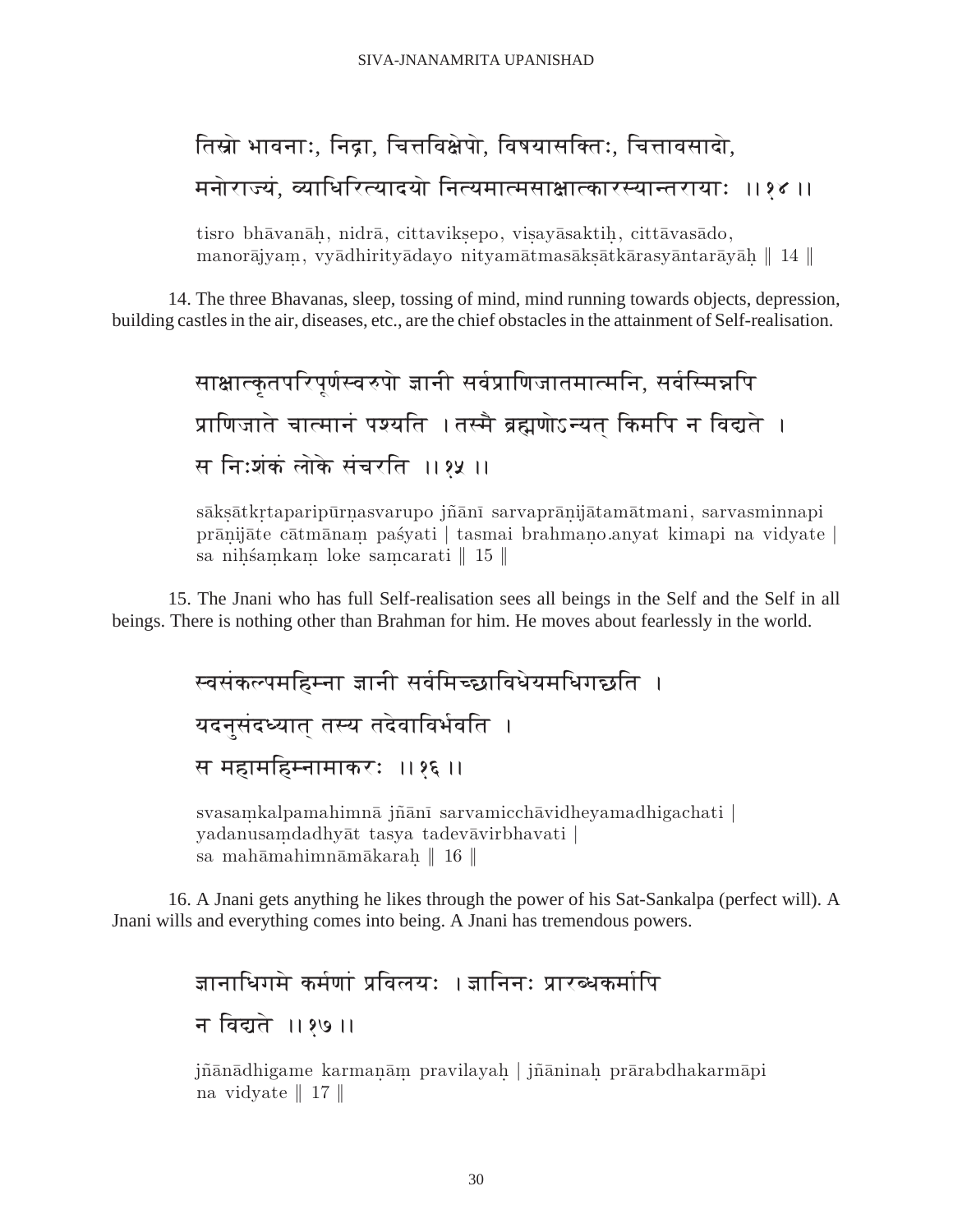तिस्रो भावनाः, निद्रा, चित्तविक्षेपो, विषयासक्तिः, चित्तावसादो,
मनोराज्यं, व्याधिरित्यादयो नित्यमात्मसाक्षात्कारस्यान्तरायाः ।।१४ ।।

tisro bhāvanāḥ, nidrā, cittavikṣepo, viṣayāsaktiḥ, cittāvasādo,
manorājyaṃ, vyādhirityādayo nityamātmasākṣātkārasyāntarāyāḥ ‖ 14 ‖

14. The three Bhavanas, sleep, tossing of mind, mind running towards objects, depression, building castles in the air, diseases, etc., are the chief obstacles in the attainment of Self-realisation.

साक्षात्कृतपरिपूर्णस्वरुपो ज्ञानी सर्वप्राणिजातमात्मनि, सर्वस्मिन्नपि
प्राणिजाते चात्मानं पश्यति । तस्मै ब्रह्मणोऽन्यत् किमपि न विद्यते ।
स निःशंकं लोके संचरति ।।१५ ।।

sākṣātkṛtaparipūrṇasvarupo jñānī sarvaprāṇijātamātmani, sarvasminnapi
prāṇijāte cātmānaṃ paśyati | tasmai brahmaṇo.anyat kimapi na vidyate |
sa niḥśaṃkaṃ loke saṃcarati ‖ 15 ‖

15. The Jnani who has full Self-realisation sees all beings in the Self and the Self in all beings. There is nothing other than Brahman for him. He moves about fearlessly in the world.

स्वसंकल्पमहिम्ना ज्ञानी सर्वमिच्छाविधेयमधिगच्छति ।
यदनुसंदध्यात् तस्य तदेवाविर्भवति ।
स महामहिम्नामाकरः ।।१६ ।।

svasaṃkalpamahimnā jñānī sarvamicchāvidheyamadhigachati |
yadanusaṃdadhyāt tasya tadevāvirbhavati |
sa mahāmahimnāmākaraḥ ‖ 16 ‖

16. A Jnani gets anything he likes through the power of his Sat-Sankalpa (perfect will). A Jnani wills and everything comes into being. A Jnani has tremendous powers.

ज्ञानाधिगमे कर्मणां प्रविलयः । ज्ञानिनः प्रारब्धकर्मापि
न विद्यते ।।१७ ।।

jñānādhigame karmaṇāṃ pravilayaḥ | jñāninaḥ prārabdhakarmāpi
na vidyate ‖ 17 ‖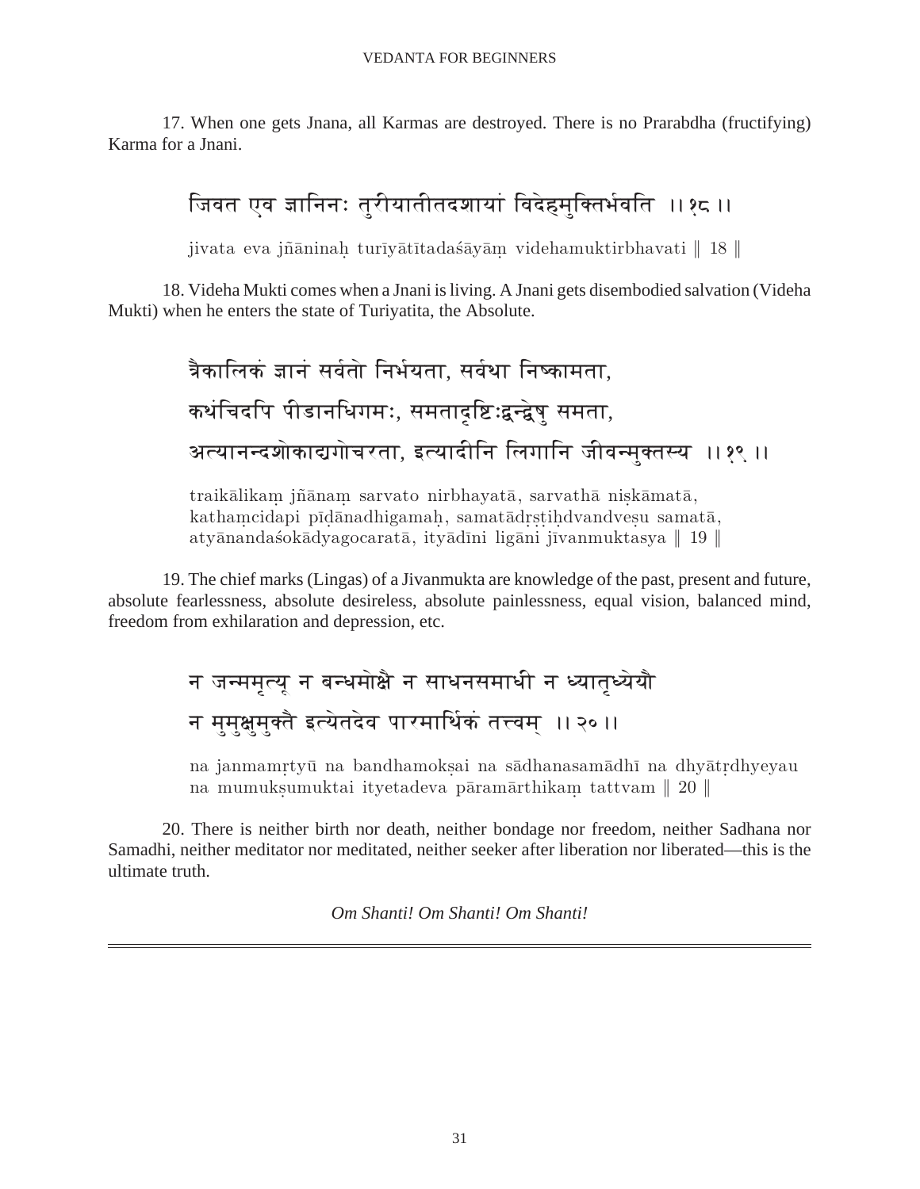17. When one gets Jnana, all Karmas are destroyed. There is no Prarabdha (fructifying) Karma for a Jnani.

जिवत एव ज्ञानिनः तुरीयातीतदशायां विदेहमुक्तिर्भवति ।।१८।।

jivata eva jñāninaḥ turīyātītadaśāyāṃ videhamuktirbhavati ‖ 18 ‖

18. Videha Mukti comes when a Jnani is living. A Jnani gets disembodied salvation (Videha Mukti) when he enters the state of Turiyatita, the Absolute.

त्रैकालिकं ज्ञानं सर्वतो निर्भयता, सर्वथा निष्कामता,
कथंचिदपि पीडानधिगमः, समतादृष्टिःद्वन्द्वेषु समता,
अत्यानन्दशोकाद्यगोचरता, इत्यादीनि लिगानि जीवन्मुक्तस्य ।।१९।।

traikālikaṃ jñānaṃ sarvato nirbhayatā, sarvathā niṣkāmatā,
kathaṃcidapi pīḍānadhigamaḥ, samatādṛṣṭiḥdvandveṣu samatā,
atyānandaśokādyagocaratā, ityādīni ligāni jīvanmuktasya ‖ 19 ‖

19. The chief marks (Lingas) of a Jivanmukta are knowledge of the past, present and future, absolute fearlessness, absolute desireless, absolute painlessness, equal vision, balanced mind, freedom from exhilaration and depression, etc.

न जन्ममृत्यू न बन्धमोक्षै न साधनसमाधी न ध्यातृध्येयौ
न मुमुक्षुमुक्तै इत्येतदेव पारमार्थिकं तत्त्वम् ।।२०।।

na janmamṛtyū na bandhamokṣai na sādhanasamādhī na dhyātṛdhyeyau
na mumukṣumuktai ityetadeva pāramārthikaṃ tattvam ‖ 20 ‖

20. There is neither birth nor death, neither bondage nor freedom, neither Sadhana nor Samadhi, neither meditator nor meditated, neither seeker after liberation nor liberated—this is the ultimate truth.

*Om Shanti! Om Shanti! Om Shanti!*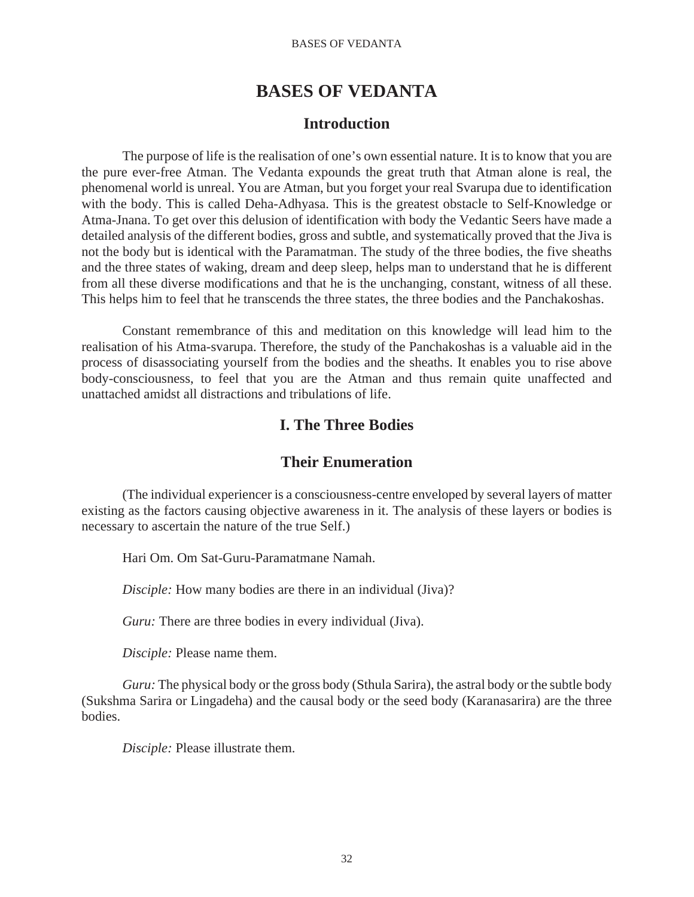# BASES OF VEDANTA

## Introduction

The purpose of life is the realisation of one's own essential nature. It is to know that you are the pure ever-free Atman. The Vedanta expounds the great truth that Atman alone is real, the phenomenal world is unreal. You are Atman, but you forget your real Svarupa due to identification with the body. This is called Deha-Adhyasa. This is the greatest obstacle to Self-Knowledge or Atma-Jnana. To get over this delusion of identification with body the Vedantic Seers have made a detailed analysis of the different bodies, gross and subtle, and systematically proved that the Jiva is not the body but is identical with the Paramatman. The study of the three bodies, the five sheaths and the three states of waking, dream and deep sleep, helps man to understand that he is different from all these diverse modifications and that he is the unchanging, constant, witness of all these. This helps him to feel that he transcends the three states, the three bodies and the Panchakoshas.

Constant remembrance of this and meditation on this knowledge will lead him to the realisation of his Atma-svarupa. Therefore, the study of the Panchakoshas is a valuable aid in the process of disassociating yourself from the bodies and the sheaths. It enables you to rise above body-consciousness, to feel that you are the Atman and thus remain quite unaffected and unattached amidst all distractions and tribulations of life.

## I. The Three Bodies

## Their Enumeration

(The individual experiencer is a consciousness-centre enveloped by several layers of matter existing as the factors causing objective awareness in it. The analysis of these layers or bodies is necessary to ascertain the nature of the true Self.)

Hari Om. Om Sat-Guru-Paramatmane Namah.

*Disciple:* How many bodies are there in an individual (Jiva)?

*Guru:* There are three bodies in every individual (Jiva).

*Disciple:* Please name them.

*Guru:* The physical body or the gross body (Sthula Sarira), the astral body or the subtle body (Sukshma Sarira or Lingadeha) and the causal body or the seed body (Karanasarira) are the three bodies.

*Disciple:* Please illustrate them.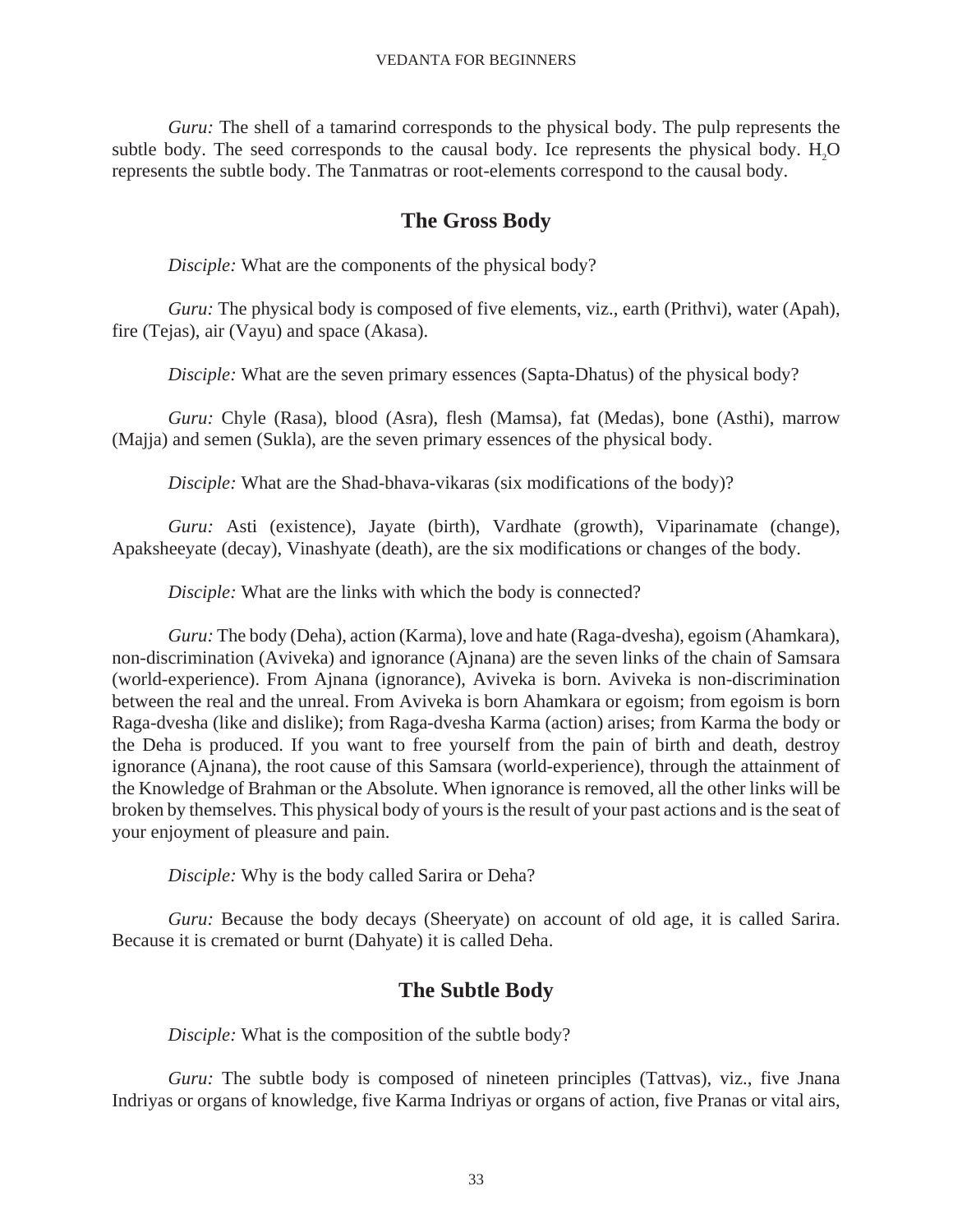*Guru:* The shell of a tamarind corresponds to the physical body. The pulp represents the subtle body. The seed corresponds to the causal body. Ice represents the physical body. $H_2O$ represents the subtle body. The Tanmatras or root-elements correspond to the causal body.

## The Gross Body

*Disciple:* What are the components of the physical body?

*Guru:* The physical body is composed of five elements, viz., earth (Prithvi), water (Apah), fire (Tejas), air (Vayu) and space (Akasa).

*Disciple:* What are the seven primary essences (Sapta-Dhatus) of the physical body?

*Guru:* Chyle (Rasa), blood (Asra), flesh (Mamsa), fat (Medas), bone (Asthi), marrow (Majja) and semen (Sukla), are the seven primary essences of the physical body.

*Disciple:* What are the Shad-bhava-vikaras (six modifications of the body)?

*Guru:* Asti (existence), Jayate (birth), Vardhate (growth), Viparinamate (change), Apaksheeyate (decay), Vinashyate (death), are the six modifications or changes of the body.

*Disciple:* What are the links with which the body is connected?

*Guru:* The body (Deha), action (Karma), love and hate (Raga-dvesha), egoism (Ahamkara), non-discrimination (Aviveka) and ignorance (Ajnana) are the seven links of the chain of Samsara (world-experience). From Ajnana (ignorance), Aviveka is born. Aviveka is non-discrimination between the real and the unreal. From Aviveka is born Ahamkara or egoism; from egoism is born Raga-dvesha (like and dislike); from Raga-dvesha Karma (action) arises; from Karma the body or the Deha is produced. If you want to free yourself from the pain of birth and death, destroy ignorance (Ajnana), the root cause of this Samsara (world-experience), through the attainment of the Knowledge of Brahman or the Absolute. When ignorance is removed, all the other links will be broken by themselves. This physical body of yours is the result of your past actions and is the seat of your enjoyment of pleasure and pain.

*Disciple:* Why is the body called Sarira or Deha?

*Guru:* Because the body decays (Sheeryate) on account of old age, it is called Sarira. Because it is cremated or burnt (Dahyate) it is called Deha.

## The Subtle Body

*Disciple:* What is the composition of the subtle body?

*Guru:* The subtle body is composed of nineteen principles (Tattvas), viz., five Jnana Indriyas or organs of knowledge, five Karma Indriyas or organs of action, five Pranas or vital airs,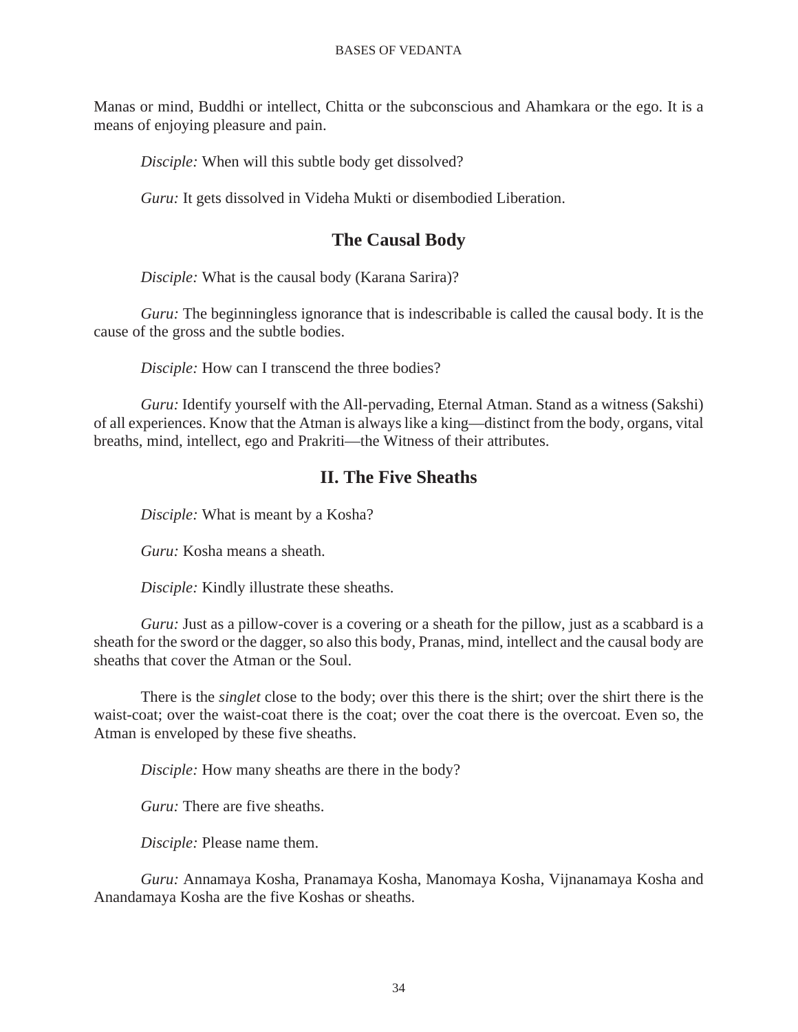Manas or mind, Buddhi or intellect, Chitta or the subconscious and Ahamkara or the ego. It is a means of enjoying pleasure and pain.

*Disciple:* When will this subtle body get dissolved?

*Guru:* It gets dissolved in Videha Mukti or disembodied Liberation.

## The Causal Body

*Disciple:* What is the causal body (Karana Sarira)?

*Guru:* The beginningless ignorance that is indescribable is called the causal body. It is the cause of the gross and the subtle bodies.

*Disciple:* How can I transcend the three bodies?

*Guru:* Identify yourself with the All-pervading, Eternal Atman. Stand as a witness (Sakshi) of all experiences. Know that the Atman is always like a king—distinct from the body, organs, vital breaths, mind, intellect, ego and Prakriti—the Witness of their attributes.

## II. The Five Sheaths

*Disciple:* What is meant by a Kosha?

*Guru:* Kosha means a sheath.

*Disciple:* Kindly illustrate these sheaths.

*Guru:* Just as a pillow-cover is a covering or a sheath for the pillow, just as a scabbard is a sheath for the sword or the dagger, so also this body, Pranas, mind, intellect and the causal body are sheaths that cover the Atman or the Soul.

There is the *singlet* close to the body; over this there is the shirt; over the shirt there is the waist-coat; over the waist-coat there is the coat; over the coat there is the overcoat. Even so, the Atman is enveloped by these five sheaths.

*Disciple:* How many sheaths are there in the body?

*Guru:* There are five sheaths.

*Disciple:* Please name them.

*Guru:* Annamaya Kosha, Pranamaya Kosha, Manomaya Kosha, Vijnanamaya Kosha and Anandamaya Kosha are the five Koshas or sheaths.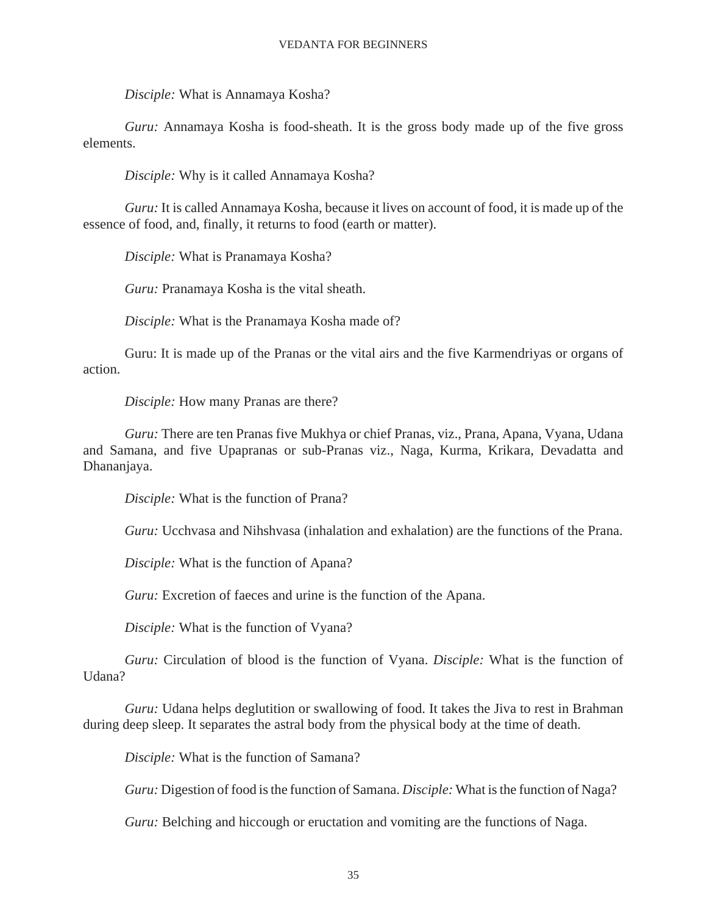*Disciple:* What is Annamaya Kosha?

*Guru:* Annamaya Kosha is food-sheath. It is the gross body made up of the five gross elements.

*Disciple:* Why is it called Annamaya Kosha?

*Guru:* It is called Annamaya Kosha, because it lives on account of food, it is made up of the essence of food, and, finally, it returns to food (earth or matter).

*Disciple:* What is Pranamaya Kosha?

*Guru:* Pranamaya Kosha is the vital sheath.

*Disciple:* What is the Pranamaya Kosha made of?

Guru: It is made up of the Pranas or the vital airs and the five Karmendriyas or organs of action.

*Disciple:* How many Pranas are there?

*Guru:* There are ten Pranas five Mukhya or chief Pranas, viz., Prana, Apana, Vyana, Udana and Samana, and five Upapranas or sub-Pranas viz., Naga, Kurma, Krikara, Devadatta and Dhananjaya.

*Disciple:* What is the function of Prana?

*Guru:* Ucchvasa and Nihshvasa (inhalation and exhalation) are the functions of the Prana.

*Disciple:* What is the function of Apana?

*Guru:* Excretion of faeces and urine is the function of the Apana.

*Disciple:* What is the function of Vyana?

*Guru:* Circulation of blood is the function of Vyana. *Disciple:* What is the function of Udana?

*Guru:* Udana helps deglutition or swallowing of food. It takes the Jiva to rest in Brahman during deep sleep. It separates the astral body from the physical body at the time of death.

*Disciple:* What is the function of Samana?

*Guru:* Digestion of food is the function of Samana. *Disciple:* What is the function of Naga?

*Guru:* Belching and hiccough or eructation and vomiting are the functions of Naga.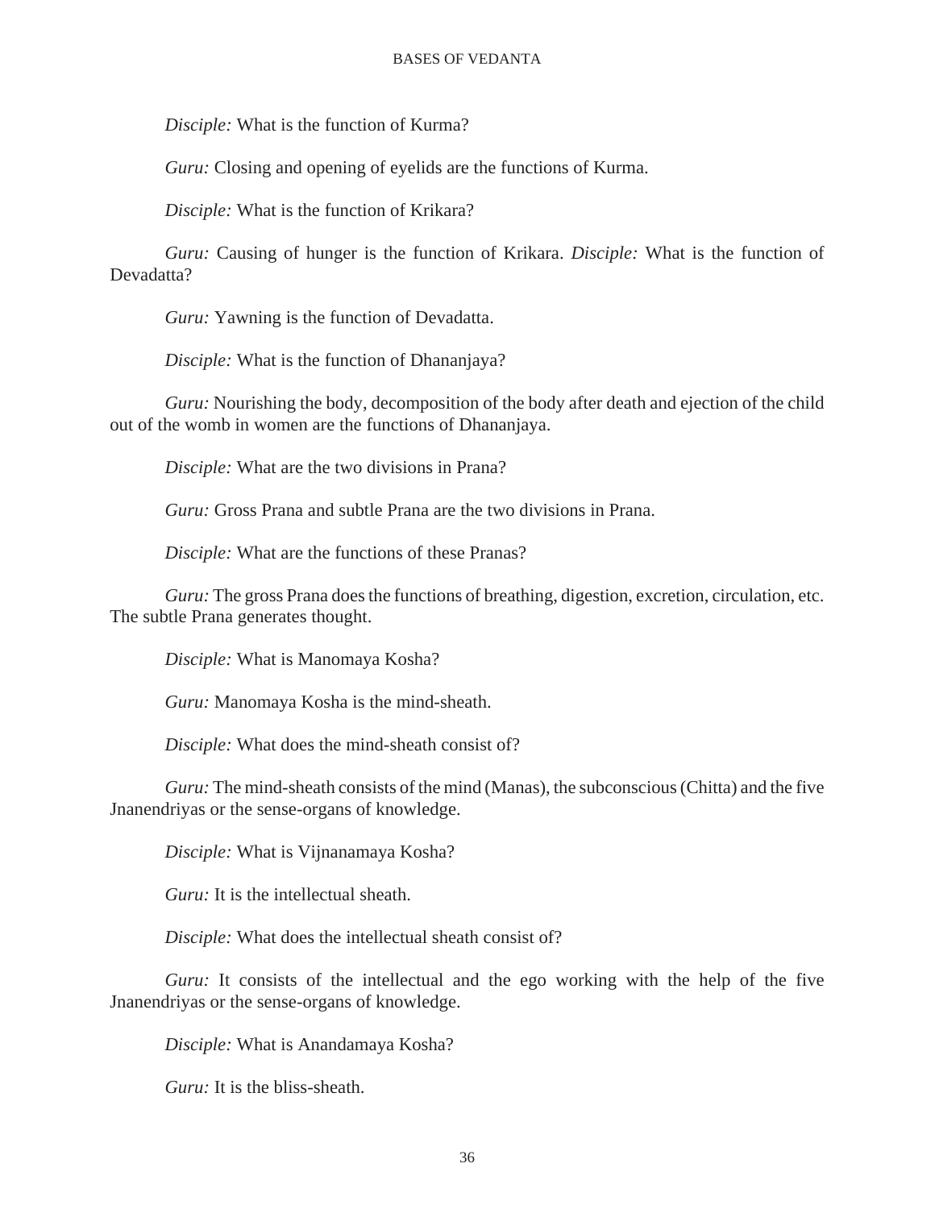*Disciple:* What is the function of Kurma?

*Guru:* Closing and opening of eyelids are the functions of Kurma.

*Disciple:* What is the function of Krikara?

*Guru:* Causing of hunger is the function of Krikara. *Disciple:* What is the function of Devadatta?

*Guru:* Yawning is the function of Devadatta.

*Disciple:* What is the function of Dhananjaya?

*Guru:* Nourishing the body, decomposition of the body after death and ejection of the child out of the womb in women are the functions of Dhananjaya.

*Disciple:* What are the two divisions in Prana?

*Guru:* Gross Prana and subtle Prana are the two divisions in Prana.

*Disciple:* What are the functions of these Pranas?

*Guru:* The gross Prana does the functions of breathing, digestion, excretion, circulation, etc. The subtle Prana generates thought.

*Disciple:* What is Manomaya Kosha?

*Guru:* Manomaya Kosha is the mind-sheath.

*Disciple:* What does the mind-sheath consist of?

*Guru:* The mind-sheath consists of the mind (Manas), the subconscious (Chitta) and the five Jnanendriyas or the sense-organs of knowledge.

*Disciple:* What is Vijnanamaya Kosha?

*Guru:* It is the intellectual sheath.

*Disciple:* What does the intellectual sheath consist of?

*Guru:* It consists of the intellectual and the ego working with the help of the five Jnanendriyas or the sense-organs of knowledge.

*Disciple:* What is Anandamaya Kosha?

*Guru:* It is the bliss-sheath.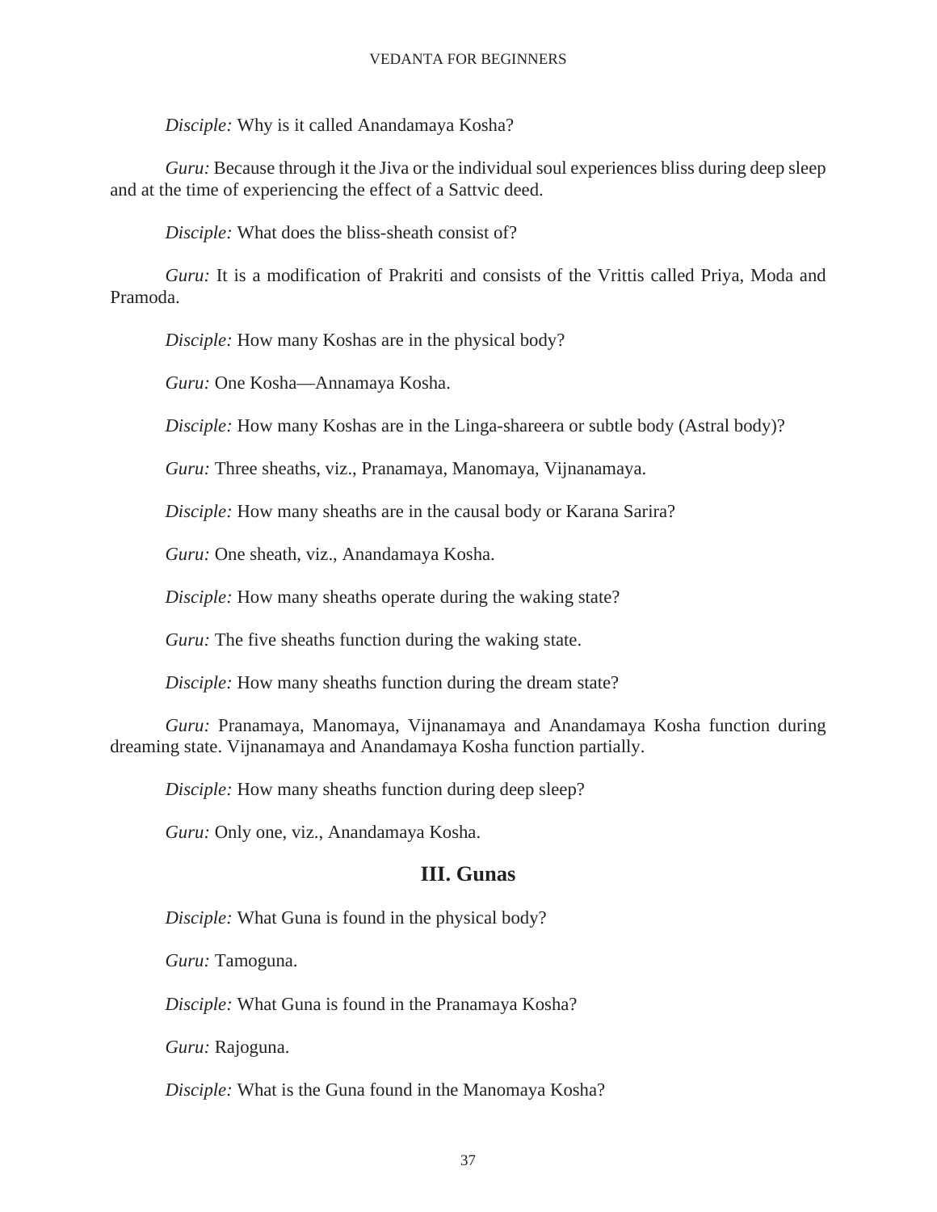*Disciple:* Why is it called Anandamaya Kosha?

*Guru:* Because through it the Jiva or the individual soul experiences bliss during deep sleep and at the time of experiencing the effect of a Sattvic deed.

*Disciple:* What does the bliss-sheath consist of?

*Guru:* It is a modification of Prakriti and consists of the Vrittis called Priya, Moda and Pramoda.

*Disciple:* How many Koshas are in the physical body?

*Guru:* One Kosha—Annamaya Kosha.

*Disciple:* How many Koshas are in the Linga-shareera or subtle body (Astral body)?

*Guru:* Three sheaths, viz., Pranamaya, Manomaya, Vijnanamaya.

*Disciple:* How many sheaths are in the causal body or Karana Sarira?

*Guru:* One sheath, viz., Anandamaya Kosha.

*Disciple:* How many sheaths operate during the waking state?

*Guru:* The five sheaths function during the waking state.

*Disciple:* How many sheaths function during the dream state?

*Guru:* Pranamaya, Manomaya, Vijnanamaya and Anandamaya Kosha function during dreaming state. Vijnanamaya and Anandamaya Kosha function partially.

*Disciple:* How many sheaths function during deep sleep?

*Guru:* Only one, viz., Anandamaya Kosha.

## III. Gunas

*Disciple:* What Guna is found in the physical body?

*Guru:* Tamoguna.

*Disciple:* What Guna is found in the Pranamaya Kosha?

*Guru:* Rajoguna.

*Disciple:* What is the Guna found in the Manomaya Kosha?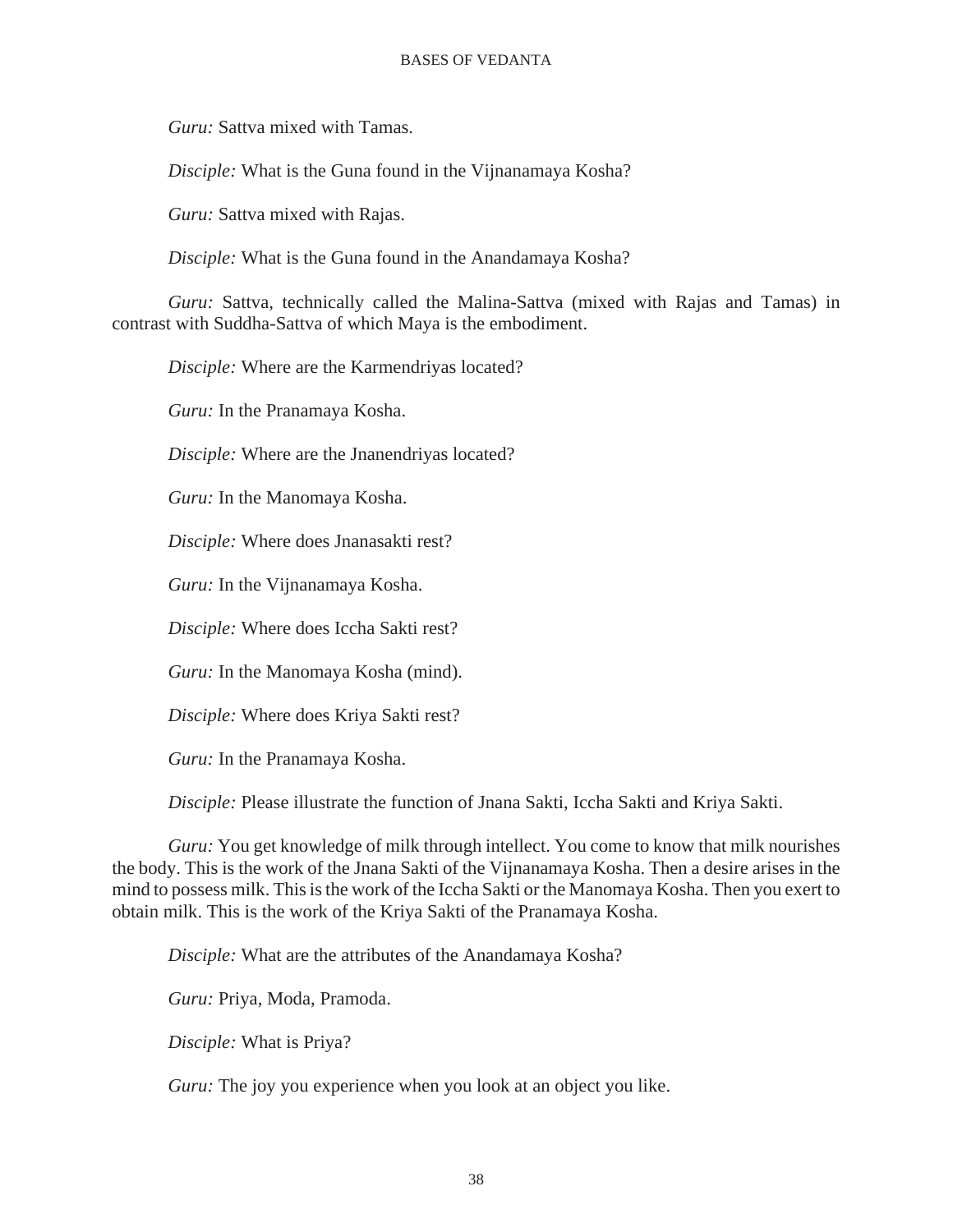*Guru:* Sattva mixed with Tamas.

*Disciple:* What is the Guna found in the Vijnanamaya Kosha?

*Guru:* Sattva mixed with Rajas.

*Disciple:* What is the Guna found in the Anandamaya Kosha?

*Guru:* Sattva, technically called the Malina-Sattva (mixed with Rajas and Tamas) in contrast with Suddha-Sattva of which Maya is the embodiment.

*Disciple:* Where are the Karmendriyas located?

*Guru:* In the Pranamaya Kosha.

*Disciple:* Where are the Jnanendriyas located?

*Guru:* In the Manomaya Kosha.

*Disciple:* Where does Jnanasakti rest?

*Guru:* In the Vijnanamaya Kosha.

*Disciple:* Where does Iccha Sakti rest?

*Guru:* In the Manomaya Kosha (mind).

*Disciple:* Where does Kriya Sakti rest?

*Guru:* In the Pranamaya Kosha.

*Disciple:* Please illustrate the function of Jnana Sakti, Iccha Sakti and Kriya Sakti.

*Guru:* You get knowledge of milk through intellect. You come to know that milk nourishes the body. This is the work of the Jnana Sakti of the Vijnanamaya Kosha. Then a desire arises in the mind to possess milk. This is the work of the Iccha Sakti or the Manomaya Kosha. Then you exert to obtain milk. This is the work of the Kriya Sakti of the Pranamaya Kosha.

*Disciple:* What are the attributes of the Anandamaya Kosha?

*Guru:* Priya, Moda, Pramoda.

*Disciple:* What is Priya?

*Guru:* The joy you experience when you look at an object you like.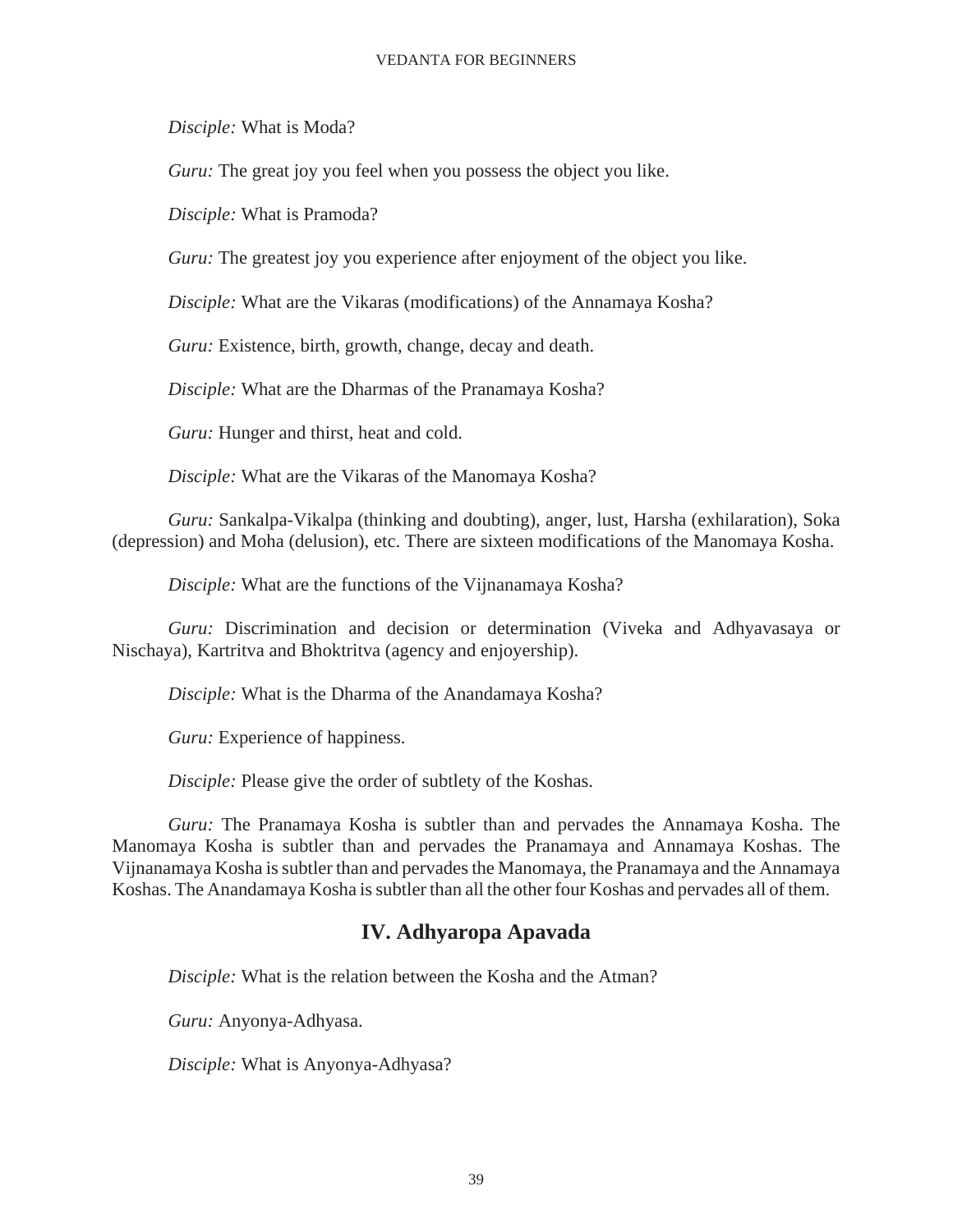*Disciple:* What is Moda?

*Guru:* The great joy you feel when you possess the object you like.

*Disciple:* What is Pramoda?

*Guru:* The greatest joy you experience after enjoyment of the object you like.

*Disciple:* What are the Vikaras (modifications) of the Annamaya Kosha?

*Guru:* Existence, birth, growth, change, decay and death.

*Disciple:* What are the Dharmas of the Pranamaya Kosha?

*Guru:* Hunger and thirst, heat and cold.

*Disciple:* What are the Vikaras of the Manomaya Kosha?

*Guru:* Sankalpa-Vikalpa (thinking and doubting), anger, lust, Harsha (exhilaration), Soka (depression) and Moha (delusion), etc. There are sixteen modifications of the Manomaya Kosha.

*Disciple:* What are the functions of the Vijnanamaya Kosha?

*Guru:* Discrimination and decision or determination (Viveka and Adhyavasaya or Nischaya), Kartritva and Bhoktritva (agency and enjoyership).

*Disciple:* What is the Dharma of the Anandamaya Kosha?

*Guru:* Experience of happiness.

*Disciple:* Please give the order of subtlety of the Koshas.

*Guru:* The Pranamaya Kosha is subtler than and pervades the Annamaya Kosha. The Manomaya Kosha is subtler than and pervades the Pranamaya and Annamaya Koshas. The Vijnanamaya Kosha is subtler than and pervades the Manomaya, the Pranamaya and the Annamaya Koshas. The Anandamaya Kosha is subtler than all the other four Koshas and pervades all of them.

## IV. Adhyaropa Apavada

*Disciple:* What is the relation between the Kosha and the Atman?

*Guru:* Anyonya-Adhyasa.

*Disciple:* What is Anyonya-Adhyasa?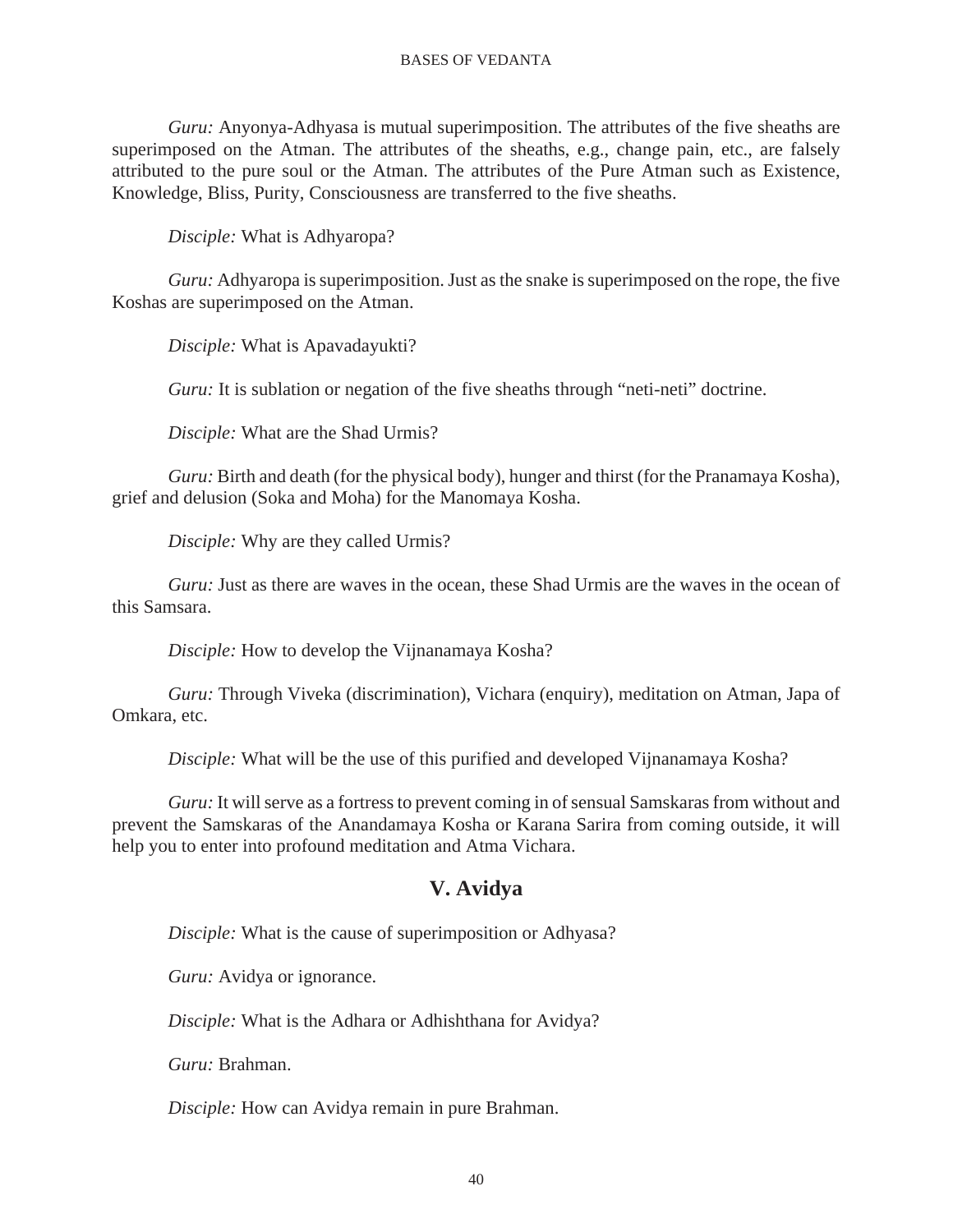*Guru:* Anyonya-Adhyasa is mutual superimposition. The attributes of the five sheaths are superimposed on the Atman. The attributes of the sheaths, e.g., change pain, etc., are falsely attributed to the pure soul or the Atman. The attributes of the Pure Atman such as Existence, Knowledge, Bliss, Purity, Consciousness are transferred to the five sheaths.

*Disciple:* What is Adhyaropa?

*Guru:* Adhyaropa is superimposition. Just as the snake is superimposed on the rope, the five Koshas are superimposed on the Atman.

*Disciple:* What is Apavadayukti?

*Guru:* It is sublation or negation of the five sheaths through "neti-neti" doctrine.

*Disciple:* What are the Shad Urmis?

*Guru:* Birth and death (for the physical body), hunger and thirst (for the Pranamaya Kosha), grief and delusion (Soka and Moha) for the Manomaya Kosha.

*Disciple:* Why are they called Urmis?

*Guru:* Just as there are waves in the ocean, these Shad Urmis are the waves in the ocean of this Samsara.

*Disciple:* How to develop the Vijnanamaya Kosha?

*Guru:* Through Viveka (discrimination), Vichara (enquiry), meditation on Atman, Japa of Omkara, etc.

*Disciple:* What will be the use of this purified and developed Vijnanamaya Kosha?

*Guru:* It will serve as a fortress to prevent coming in of sensual Samskaras from without and prevent the Samskaras of the Anandamaya Kosha or Karana Sarira from coming outside, it will help you to enter into profound meditation and Atma Vichara.

## V. Avidya

*Disciple:* What is the cause of superimposition or Adhyasa?

*Guru:* Avidya or ignorance.

*Disciple:* What is the Adhara or Adhishthana for Avidya?

*Guru:* Brahman.

*Disciple:* How can Avidya remain in pure Brahman.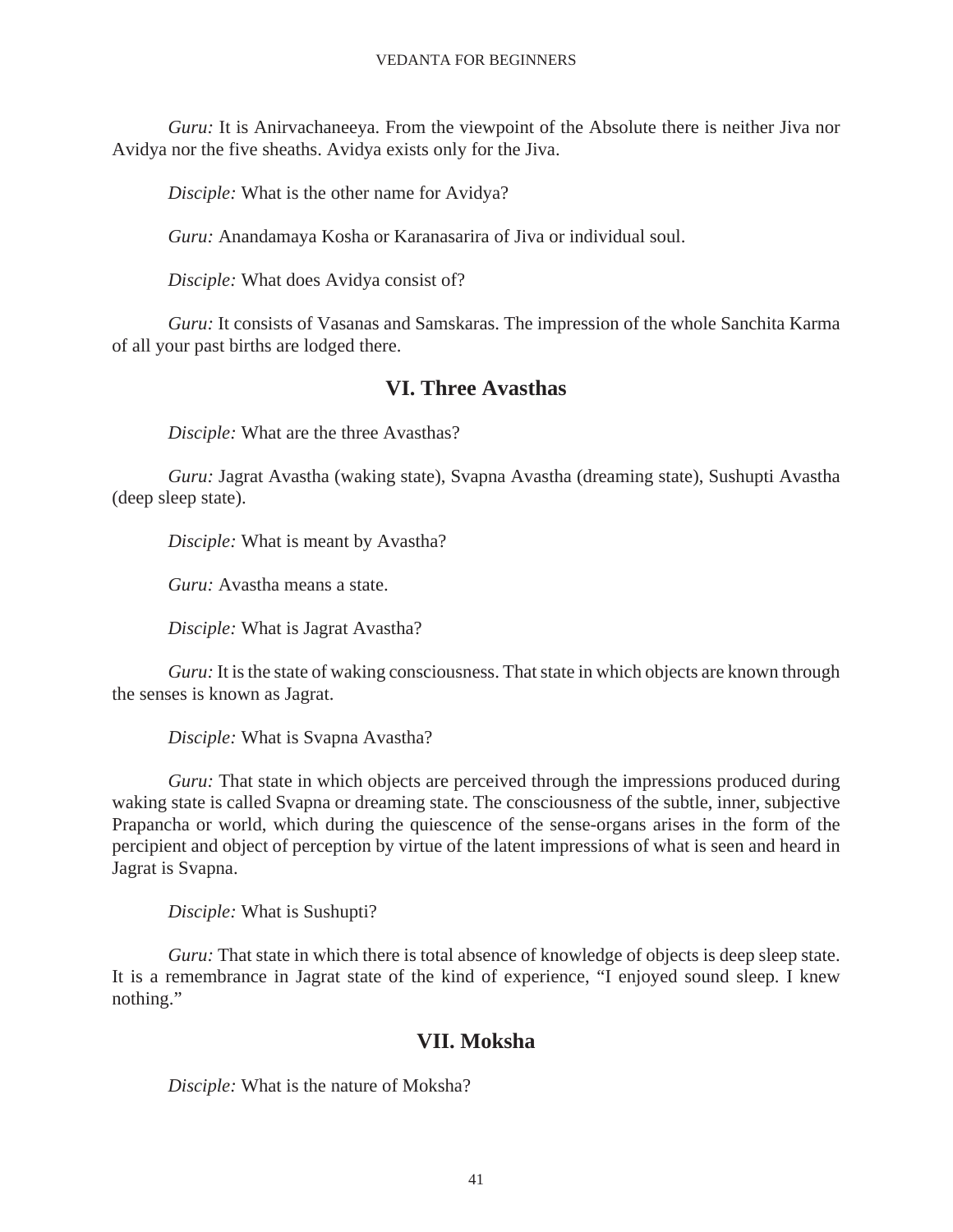*Guru:* It is Anirvachaneeya. From the viewpoint of the Absolute there is neither Jiva nor Avidya nor the five sheaths. Avidya exists only for the Jiva.

*Disciple:* What is the other name for Avidya?

*Guru:* Anandamaya Kosha or Karanasarira of Jiva or individual soul.

*Disciple:* What does Avidya consist of?

*Guru:* It consists of Vasanas and Samskaras. The impression of the whole Sanchita Karma of all your past births are lodged there.

## VI. Three Avasthas

*Disciple:* What are the three Avasthas?

*Guru:* Jagrat Avastha (waking state), Svapna Avastha (dreaming state), Sushupti Avastha (deep sleep state).

*Disciple:* What is meant by Avastha?

*Guru:* Avastha means a state.

*Disciple:* What is Jagrat Avastha?

*Guru:* It is the state of waking consciousness. That state in which objects are known through the senses is known as Jagrat.

*Disciple:* What is Svapna Avastha?

*Guru:* That state in which objects are perceived through the impressions produced during waking state is called Svapna or dreaming state. The consciousness of the subtle, inner, subjective Prapancha or world, which during the quiescence of the sense-organs arises in the form of the percipient and object of perception by virtue of the latent impressions of what is seen and heard in Jagrat is Svapna.

*Disciple:* What is Sushupti?

*Guru:* That state in which there is total absence of knowledge of objects is deep sleep state. It is a remembrance in Jagrat state of the kind of experience, "I enjoyed sound sleep. I knew nothing."

## VII. Moksha

*Disciple:* What is the nature of Moksha?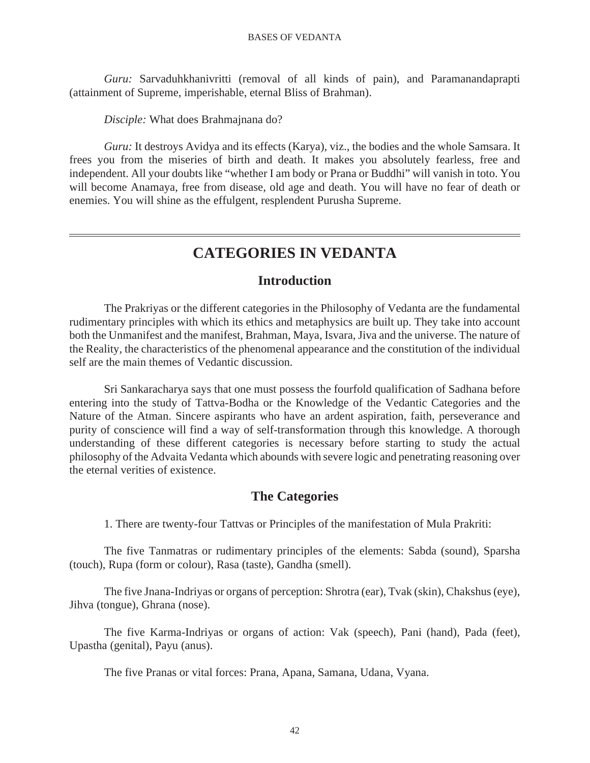*Guru:* Sarvaduhkhanivritti (removal of all kinds of pain), and Paramanandaprapti (attainment of Supreme, imperishable, eternal Bliss of Brahman).

*Disciple:* What does Brahmajnana do?

*Guru:* It destroys Avidya and its effects (Karya), viz., the bodies and the whole Samsara. It frees you from the miseries of birth and death. It makes you absolutely fearless, free and independent. All your doubts like "whether I am body or Prana or Buddhi" will vanish in toto. You will become Anamaya, free from disease, old age and death. You will have no fear of death or enemies. You will shine as the effulgent, resplendent Purusha Supreme.

---

# CATEGORIES IN VEDANTA

## Introduction

The Prakriyas or the different categories in the Philosophy of Vedanta are the fundamental rudimentary principles with which its ethics and metaphysics are built up. They take into account both the Unmanifest and the manifest, Brahman, Maya, Isvara, Jiva and the universe. The nature of the Reality, the characteristics of the phenomenal appearance and the constitution of the individual self are the main themes of Vedantic discussion.

Sri Sankaracharya says that one must possess the fourfold qualification of Sadhana before entering into the study of Tattva-Bodha or the Knowledge of the Vedantic Categories and the Nature of the Atman. Sincere aspirants who have an ardent aspiration, faith, perseverance and purity of conscience will find a way of self-transformation through this knowledge. A thorough understanding of these different categories is necessary before starting to study the actual philosophy of the Advaita Vedanta which abounds with severe logic and penetrating reasoning over the eternal verities of existence.

## The Categories

1. There are twenty-four Tattvas or Principles of the manifestation of Mula Prakriti:

The five Tanmatras or rudimentary principles of the elements: Sabda (sound), Sparsha (touch), Rupa (form or colour), Rasa (taste), Gandha (smell).

The five Jnana-Indriyas or organs of perception: Shrotra (ear), Tvak (skin), Chakshus (eye), Jihva (tongue), Ghrana (nose).

The five Karma-Indriyas or organs of action: Vak (speech), Pani (hand), Pada (feet), Upastha (genital), Payu (anus).

The five Pranas or vital forces: Prana, Apana, Samana, Udana, Vyana.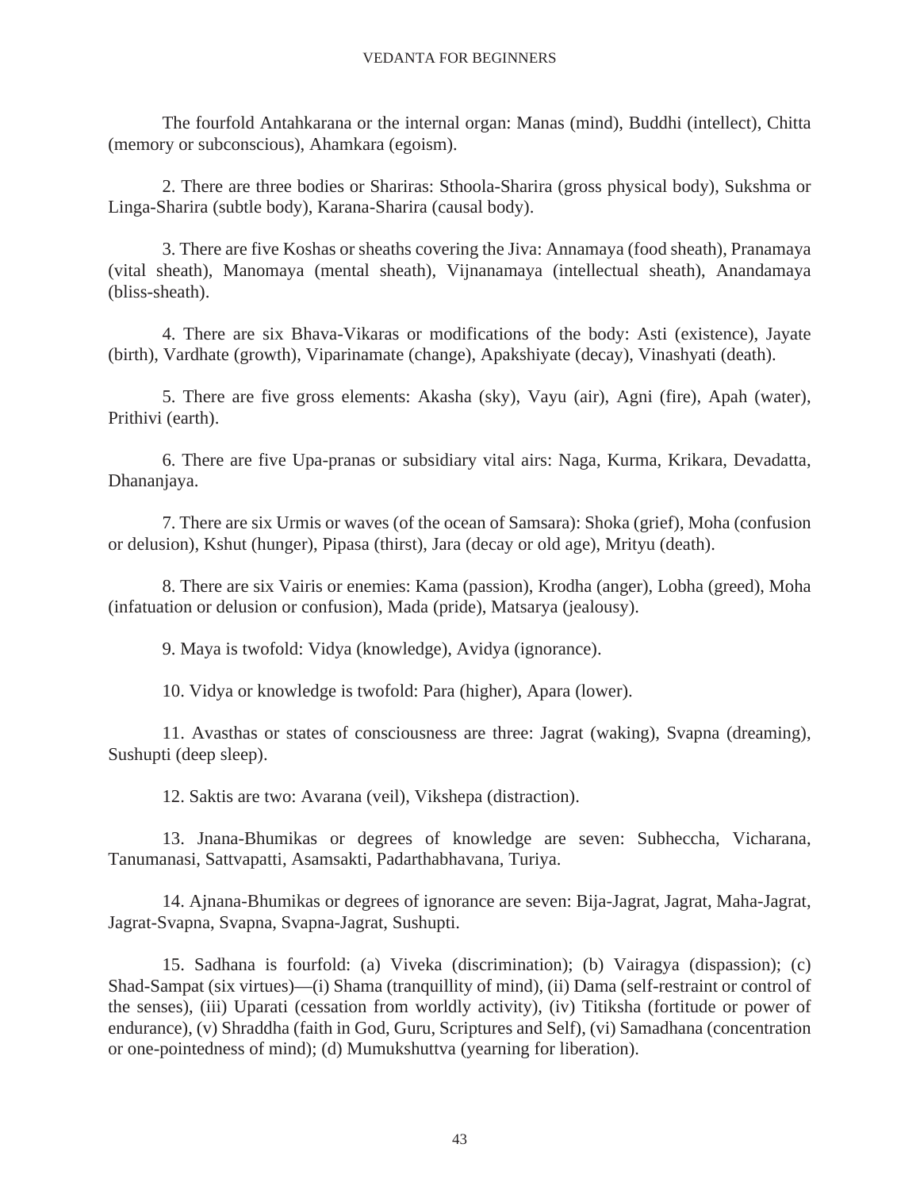The fourfold Antahkarana or the internal organ: Manas (mind), Buddhi (intellect), Chitta (memory or subconscious), Ahamkara (egoism).

2. There are three bodies or Shariras: Sthoola-Sharira (gross physical body), Sukshma or Linga-Sharira (subtle body), Karana-Sharira (causal body).

3. There are five Koshas or sheaths covering the Jiva: Annamaya (food sheath), Pranamaya (vital sheath), Manomaya (mental sheath), Vijnanamaya (intellectual sheath), Anandamaya (bliss-sheath).

4. There are six Bhava-Vikaras or modifications of the body: Asti (existence), Jayate (birth), Vardhate (growth), Viparinamate (change), Apakshiyate (decay), Vinashyati (death).

5. There are five gross elements: Akasha (sky), Vayu (air), Agni (fire), Apah (water), Prithivi (earth).

6. There are five Upa-pranas or subsidiary vital airs: Naga, Kurma, Krikara, Devadatta, Dhananjaya.

7. There are six Urmis or waves (of the ocean of Samsara): Shoka (grief), Moha (confusion or delusion), Kshut (hunger), Pipasa (thirst), Jara (decay or old age), Mrityu (death).

8. There are six Vairis or enemies: Kama (passion), Krodha (anger), Lobha (greed), Moha (infatuation or delusion or confusion), Mada (pride), Matsarya (jealousy).

9. Maya is twofold: Vidya (knowledge), Avidya (ignorance).

10. Vidya or knowledge is twofold: Para (higher), Apara (lower).

11. Avasthas or states of consciousness are three: Jagrat (waking), Svapna (dreaming), Sushupti (deep sleep).

12. Saktis are two: Avarana (veil), Vikshepa (distraction).

13. Jnana-Bhumikas or degrees of knowledge are seven: Subheccha, Vicharana, Tanumanasi, Sattvapatti, Asamsakti, Padarthabhavana, Turiya.

14. Ajnana-Bhumikas or degrees of ignorance are seven: Bija-Jagrat, Jagrat, Maha-Jagrat, Jagrat-Svapna, Svapna, Svapna-Jagrat, Sushupti.

15. Sadhana is fourfold: (a) Viveka (discrimination); (b) Vairagya (dispassion); (c) Shad-Sampat (six virtues)—(i) Shama (tranquillity of mind), (ii) Dama (self-restraint or control of the senses), (iii) Uparati (cessation from worldly activity), (iv) Titiksha (fortitude or power of endurance), (v) Shraddha (faith in God, Guru, Scriptures and Self), (vi) Samadhana (concentration or one-pointedness of mind); (d) Mumukshuttva (yearning for liberation).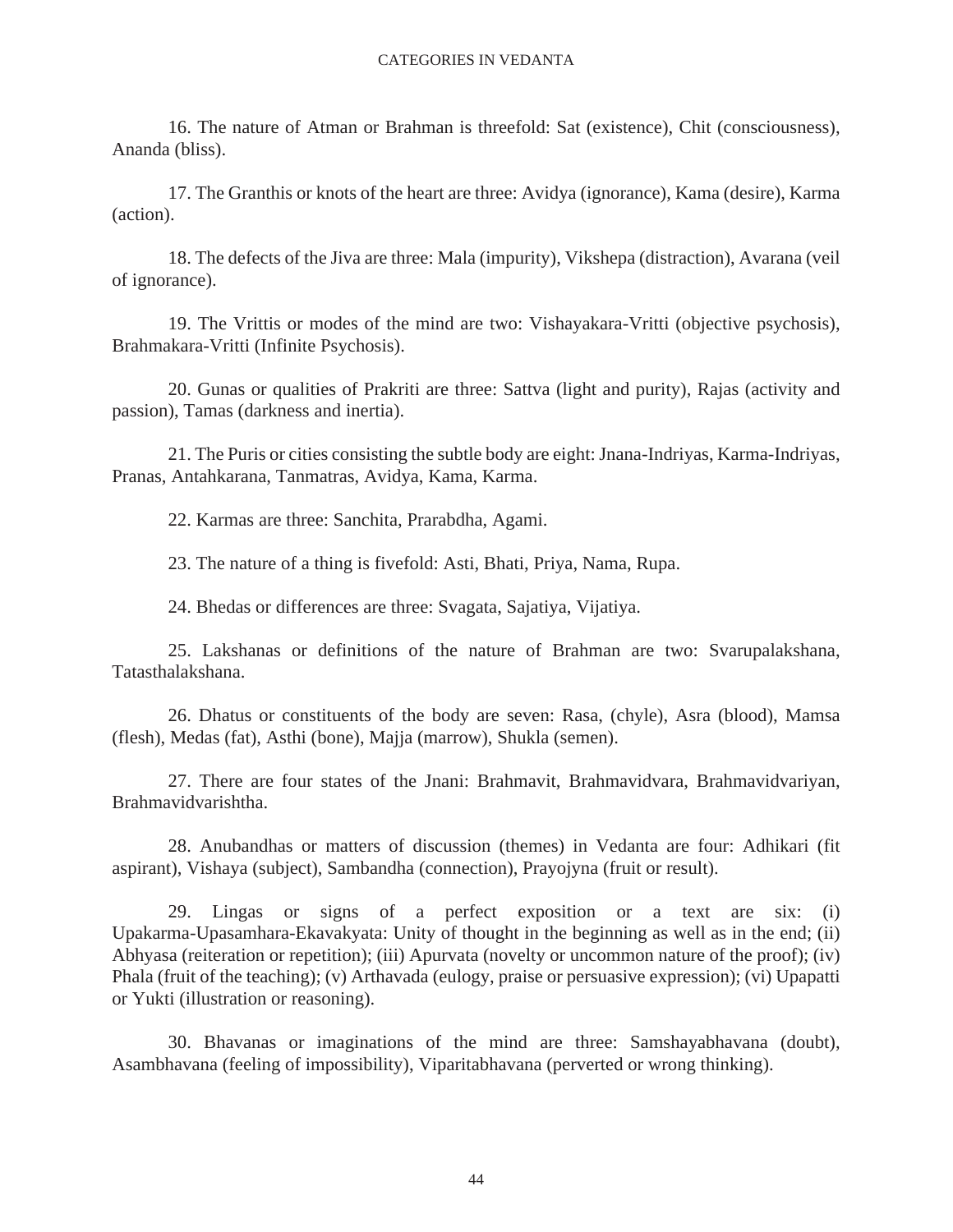16. The nature of Atman or Brahman is threefold: Sat (existence), Chit (consciousness), Ananda (bliss).

17. The Granthis or knots of the heart are three: Avidya (ignorance), Kama (desire), Karma (action).

18. The defects of the Jiva are three: Mala (impurity), Vikshepa (distraction), Avarana (veil of ignorance).

19. The Vrittis or modes of the mind are two: Vishayakara-Vritti (objective psychosis), Brahmakara-Vritti (Infinite Psychosis).

20. Gunas or qualities of Prakriti are three: Sattva (light and purity), Rajas (activity and passion), Tamas (darkness and inertia).

21. The Puris or cities consisting the subtle body are eight: Jnana-Indriyas, Karma-Indriyas, Pranas, Antahkarana, Tanmatras, Avidya, Kama, Karma.

22. Karmas are three: Sanchita, Prarabdha, Agami.

23. The nature of a thing is fivefold: Asti, Bhati, Priya, Nama, Rupa.

24. Bhedas or differences are three: Svagata, Sajatiya, Vijatiya.

25. Lakshanas or definitions of the nature of Brahman are two: Svarupalakshana, Tatasthalakshana.

26. Dhatus or constituents of the body are seven: Rasa, (chyle), Asra (blood), Mamsa (flesh), Medas (fat), Asthi (bone), Majja (marrow), Shukla (semen).

27. There are four states of the Jnani: Brahmavit, Brahmavidvara, Brahmavidvariyan, Brahmavidvarishtha.

28. Anubandhas or matters of discussion (themes) in Vedanta are four: Adhikari (fit aspirant), Vishaya (subject), Sambandha (connection), Prayojyna (fruit or result).

29. Lingas or signs of a perfect exposition or a text are six: (i) Upakarma-Upasamhara-Ekavakyata: Unity of thought in the beginning as well as in the end; (ii) Abhyasa (reiteration or repetition); (iii) Apurvata (novelty or uncommon nature of the proof); (iv) Phala (fruit of the teaching); (v) Arthavada (eulogy, praise or persuasive expression); (vi) Upapatti or Yukti (illustration or reasoning).

30. Bhavanas or imaginations of the mind are three: Samshayabhavana (doubt), Asambhavana (feeling of impossibility), Viparitabhavana (perverted or wrong thinking).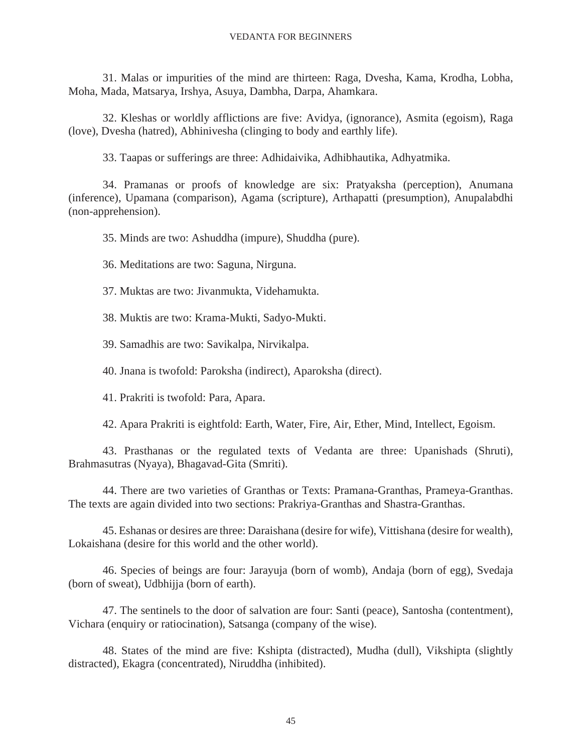31. Malas or impurities of the mind are thirteen: Raga, Dvesha, Kama, Krodha, Lobha, Moha, Mada, Matsarya, Irshya, Asuya, Dambha, Darpa, Ahamkara.

32. Kleshas or worldly afflictions are five: Avidya, (ignorance), Asmita (egoism), Raga (love), Dvesha (hatred), Abhinivesha (clinging to body and earthly life).

33. Taapas or sufferings are three: Adhidaivika, Adhibhautika, Adhyatmika.

34. Pramanas or proofs of knowledge are six: Pratyaksha (perception), Anumana (inference), Upamana (comparison), Agama (scripture), Arthapatti (presumption), Anupalabdhi (non-apprehension).

35. Minds are two: Ashuddha (impure), Shuddha (pure).

36. Meditations are two: Saguna, Nirguna.

37. Muktas are two: Jivanmukta, Videhamukta.

38. Muktis are two: Krama-Mukti, Sadyo-Mukti.

39. Samadhis are two: Savikalpa, Nirvikalpa.

40. Jnana is twofold: Paroksha (indirect), Aparoksha (direct).

41. Prakriti is twofold: Para, Apara.

42. Apara Prakriti is eightfold: Earth, Water, Fire, Air, Ether, Mind, Intellect, Egoism.

43. Prasthanas or the regulated texts of Vedanta are three: Upanishads (Shruti), Brahmasutras (Nyaya), Bhagavad-Gita (Smriti).

44. There are two varieties of Granthas or Texts: Pramana-Granthas, Prameya-Granthas. The texts are again divided into two sections: Prakriya-Granthas and Shastra-Granthas.

45. Eshanas or desires are three: Daraishana (desire for wife), Vittishana (desire for wealth), Lokaishana (desire for this world and the other world).

46. Species of beings are four: Jarayuja (born of womb), Andaja (born of egg), Svedaja (born of sweat), Udbhijja (born of earth).

47. The sentinels to the door of salvation are four: Santi (peace), Santosha (contentment), Vichara (enquiry or ratiocination), Satsanga (company of the wise).

48. States of the mind are five: Kshipta (distracted), Mudha (dull), Vikshipta (slightly distracted), Ekagra (concentrated), Niruddha (inhibited).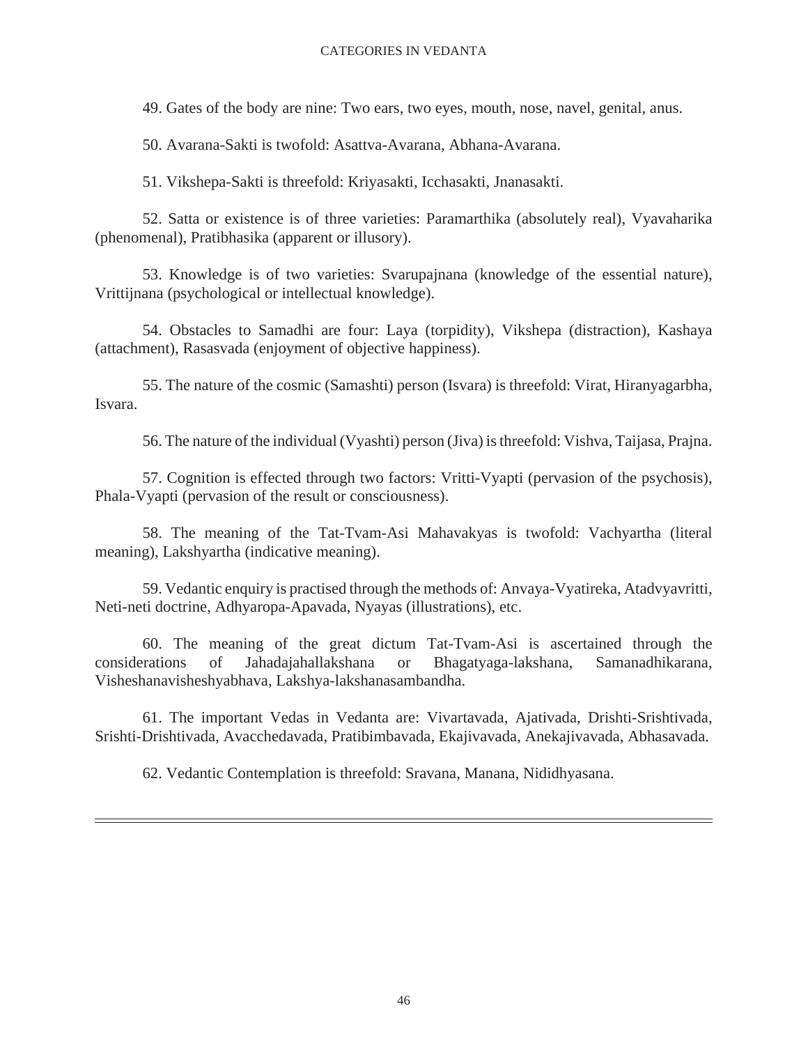49. Gates of the body are nine: Two ears, two eyes, mouth, nose, navel, genital, anus.

50. Avarana-Sakti is twofold: Asattva-Avarana, Abhana-Avarana.

51. Vikshepa-Sakti is threefold: Kriyasakti, Icchasakti, Jnanasakti.

52. Satta or existence is of three varieties: Paramarthika (absolutely real), Vyavaharika (phenomenal), Pratibhasika (apparent or illusory).

53. Knowledge is of two varieties: Svarupajnana (knowledge of the essential nature), Vrittijnana (psychological or intellectual knowledge).

54. Obstacles to Samadhi are four: Laya (torpidity), Vikshepa (distraction), Kashaya (attachment), Rasasvada (enjoyment of objective happiness).

55. The nature of the cosmic (Samashti) person (Isvara) is threefold: Virat, Hiranyagarbha, Isvara.

56. The nature of the individual (Vyashti) person (Jiva) is threefold: Vishva, Taijasa, Prajna.

57. Cognition is effected through two factors: Vritti-Vyapti (pervasion of the psychosis), Phala-Vyapti (pervasion of the result or consciousness).

58. The meaning of the Tat-Tvam-Asi Mahavakyas is twofold: Vachyartha (literal meaning), Lakshyartha (indicative meaning).

59. Vedantic enquiry is practised through the methods of: Anvaya-Vyatireka, Atadvyavritti, Neti-neti doctrine, Adhyaropa-Apavada, Nyayas (illustrations), etc.

60. The meaning of the great dictum Tat-Tvam-Asi is ascertained through the considerations of Jahadajahallakshana or Bhagatyaga-lakshana, Samanadhikarana, Visheshanavisheshyabhava, Lakshya-lakshanasambandha.

61. The important Vedas in Vedanta are: Vivartavada, Ajativada, Drishti-Srishtivada, Srishti-Drishtivada, Avacchedavada, Pratibimbavada, Ekajivavada, Anekajivavada, Abhasavada.

62. Vedantic Contemplation is threefold: Sravana, Manana, Nididhyasana.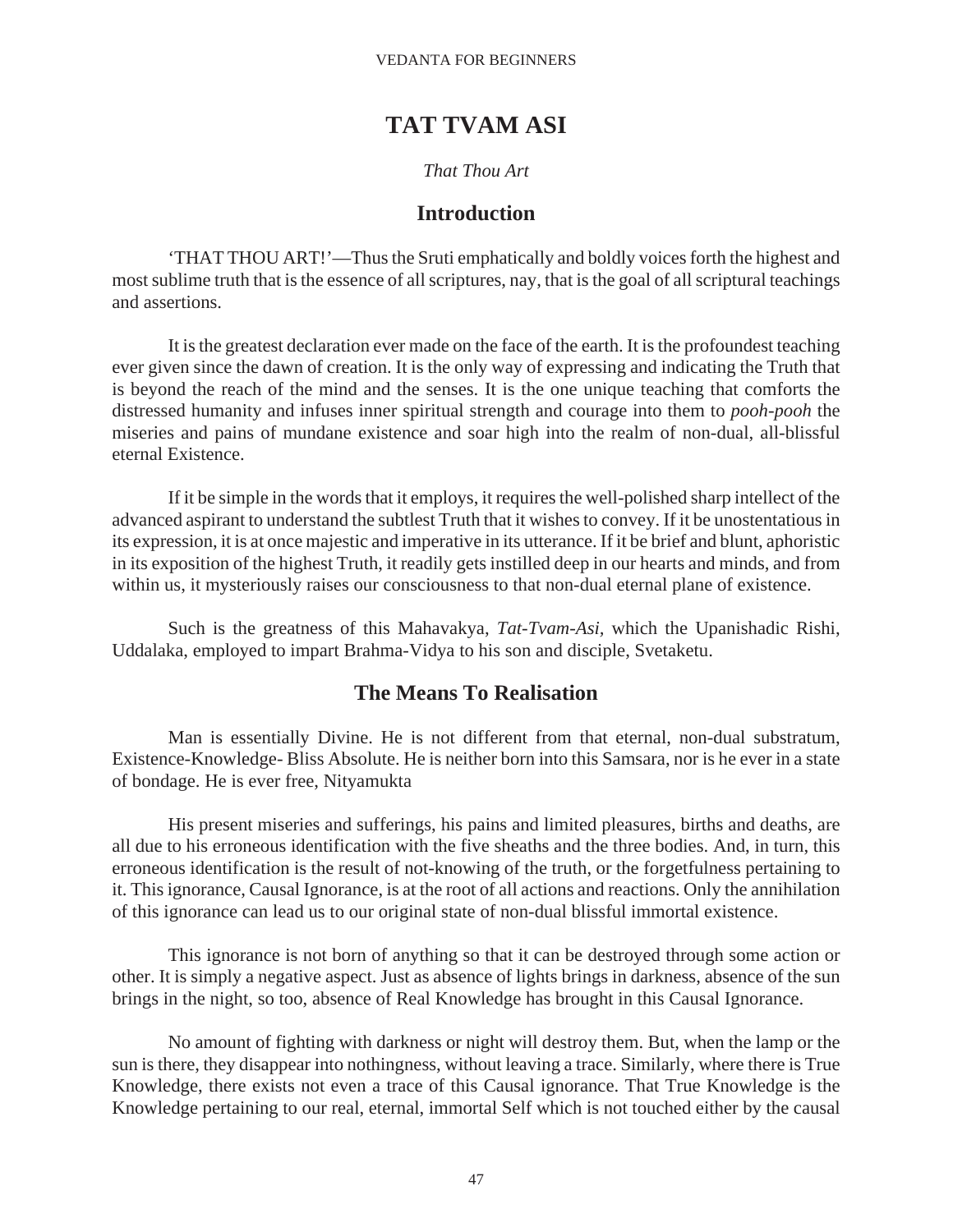# TAT TVAM ASI

*That Thou Art*

## Introduction

'THAT THOU ART!'—Thus the Sruti emphatically and boldly voices forth the highest and most sublime truth that is the essence of all scriptures, nay, that is the goal of all scriptural teachings and assertions.

It is the greatest declaration ever made on the face of the earth. It is the profoundest teaching ever given since the dawn of creation. It is the only way of expressing and indicating the Truth that is beyond the reach of the mind and the senses. It is the one unique teaching that comforts the distressed humanity and infuses inner spiritual strength and courage into them to *pooh-pooh* the miseries and pains of mundane existence and soar high into the realm of non-dual, all-blissful eternal Existence.

If it be simple in the words that it employs, it requires the well-polished sharp intellect of the advanced aspirant to understand the subtlest Truth that it wishes to convey. If it be unostentatious in its expression, it is at once majestic and imperative in its utterance. If it be brief and blunt, aphoristic in its exposition of the highest Truth, it readily gets instilled deep in our hearts and minds, and from within us, it mysteriously raises our consciousness to that non-dual eternal plane of existence.

Such is the greatness of this Mahavakya, *Tat-Tvam-Asi,* which the Upanishadic Rishi, Uddalaka, employed to impart Brahma-Vidya to his son and disciple, Svetaketu.

## The Means To Realisation

Man is essentially Divine. He is not different from that eternal, non-dual substratum, Existence-Knowledge- Bliss Absolute. He is neither born into this Samsara, nor is he ever in a state of bondage. He is ever free, Nityamukta

His present miseries and sufferings, his pains and limited pleasures, births and deaths, are all due to his erroneous identification with the five sheaths and the three bodies. And, in turn, this erroneous identification is the result of not-knowing of the truth, or the forgetfulness pertaining to it. This ignorance, Causal Ignorance, is at the root of all actions and reactions. Only the annihilation of this ignorance can lead us to our original state of non-dual blissful immortal existence.

This ignorance is not born of anything so that it can be destroyed through some action or other. It is simply a negative aspect. Just as absence of lights brings in darkness, absence of the sun brings in the night, so too, absence of Real Knowledge has brought in this Causal Ignorance.

No amount of fighting with darkness or night will destroy them. But, when the lamp or the sun is there, they disappear into nothingness, without leaving a trace. Similarly, where there is True Knowledge, there exists not even a trace of this Causal ignorance. That True Knowledge is the Knowledge pertaining to our real, eternal, immortal Self which is not touched either by the causal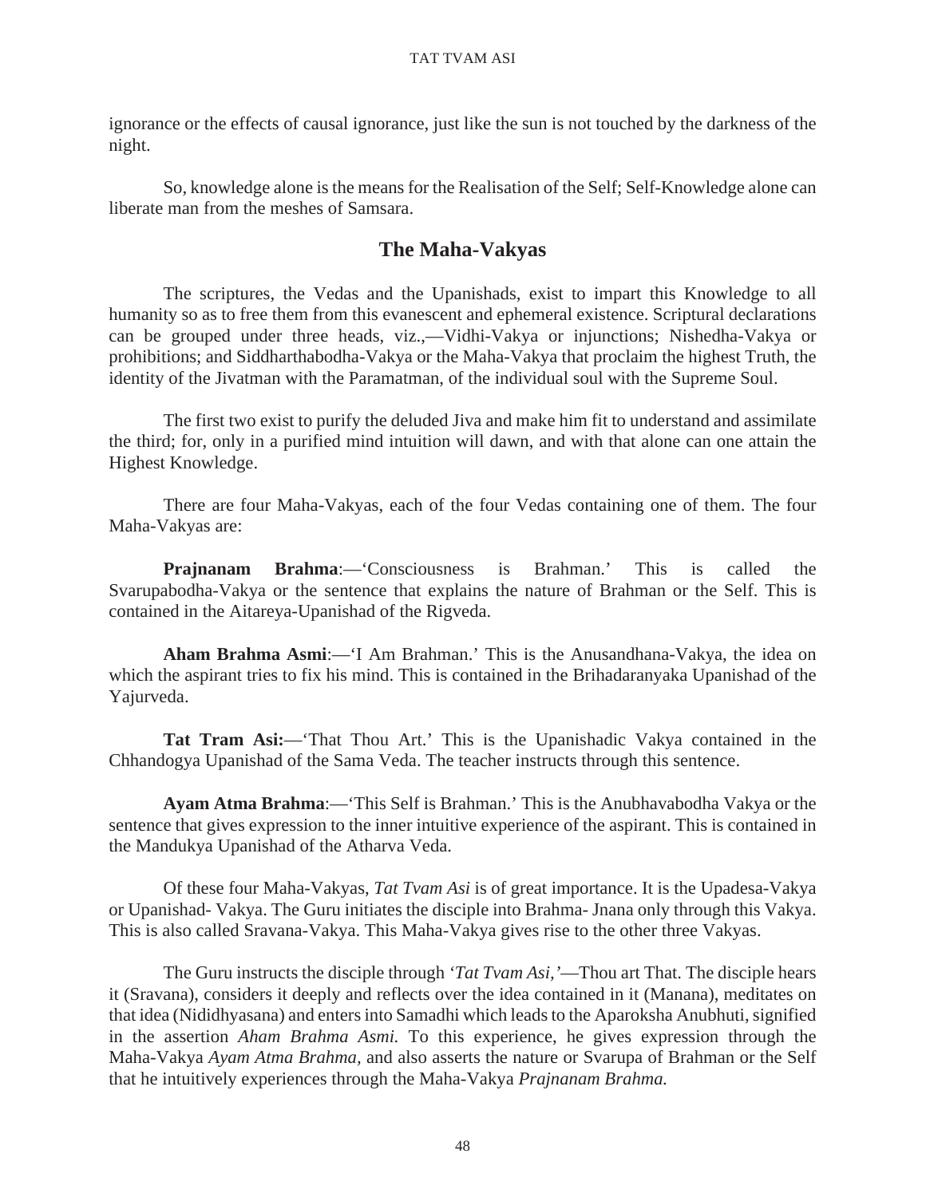ignorance or the effects of causal ignorance, just like the sun is not touched by the darkness of the night.

So, knowledge alone is the means for the Realisation of the Self; Self-Knowledge alone can liberate man from the meshes of Samsara.

## The Maha-Vakyas

The scriptures, the Vedas and the Upanishads, exist to impart this Knowledge to all humanity so as to free them from this evanescent and ephemeral existence. Scriptural declarations can be grouped under three heads, viz.,—Vidhi-Vakya or injunctions; Nishedha-Vakya or prohibitions; and Siddharthabodha-Vakya or the Maha-Vakya that proclaim the highest Truth, the identity of the Jivatman with the Paramatman, of the individual soul with the Supreme Soul.

The first two exist to purify the deluded Jiva and make him fit to understand and assimilate the third; for, only in a purified mind intuition will dawn, and with that alone can one attain the Highest Knowledge.

There are four Maha-Vakyas, each of the four Vedas containing one of them. The four Maha-Vakyas are:

**Prajnanam Brahma**:—'Consciousness is Brahman.' This is called the Svarupabodha-Vakya or the sentence that explains the nature of Brahman or the Self. This is contained in the Aitareya-Upanishad of the Rigveda.

**Aham Brahma Asmi**:—'I Am Brahman.' This is the Anusandhana-Vakya, the idea on which the aspirant tries to fix his mind. This is contained in the Brihadaranyaka Upanishad of the Yajurveda.

**Tat Tram Asi:**—'That Thou Art.' This is the Upanishadic Vakya contained in the Chhandogya Upanishad of the Sama Veda. The teacher instructs through this sentence.

**Ayam Atma Brahma**:—'This Self is Brahman.' This is the Anubhavabodha Vakya or the sentence that gives expression to the inner intuitive experience of the aspirant. This is contained in the Mandukya Upanishad of the Atharva Veda.

Of these four Maha-Vakyas, *Tat Tvam Asi* is of great importance. It is the Upadesa-Vakya or Upanishad- Vakya. The Guru initiates the disciple into Brahma- Jnana only through this Vakya. This is also called Sravana-Vakya. This Maha-Vakya gives rise to the other three Vakyas.

The Guru instructs the disciple through *'Tat Tvam Asi,'*—Thou art That. The disciple hears it (Sravana), considers it deeply and reflects over the idea contained in it (Manana), meditates on that idea (Nididhyasana) and enters into Samadhi which leads to the Aparoksha Anubhuti, signified in the assertion *Aham Brahma Asmi.* To this experience, he gives expression through the Maha-Vakya *Ayam Atma Brahma,* and also asserts the nature or Svarupa of Brahman or the Self that he intuitively experiences through the Maha-Vakya *Prajnanam Brahma.*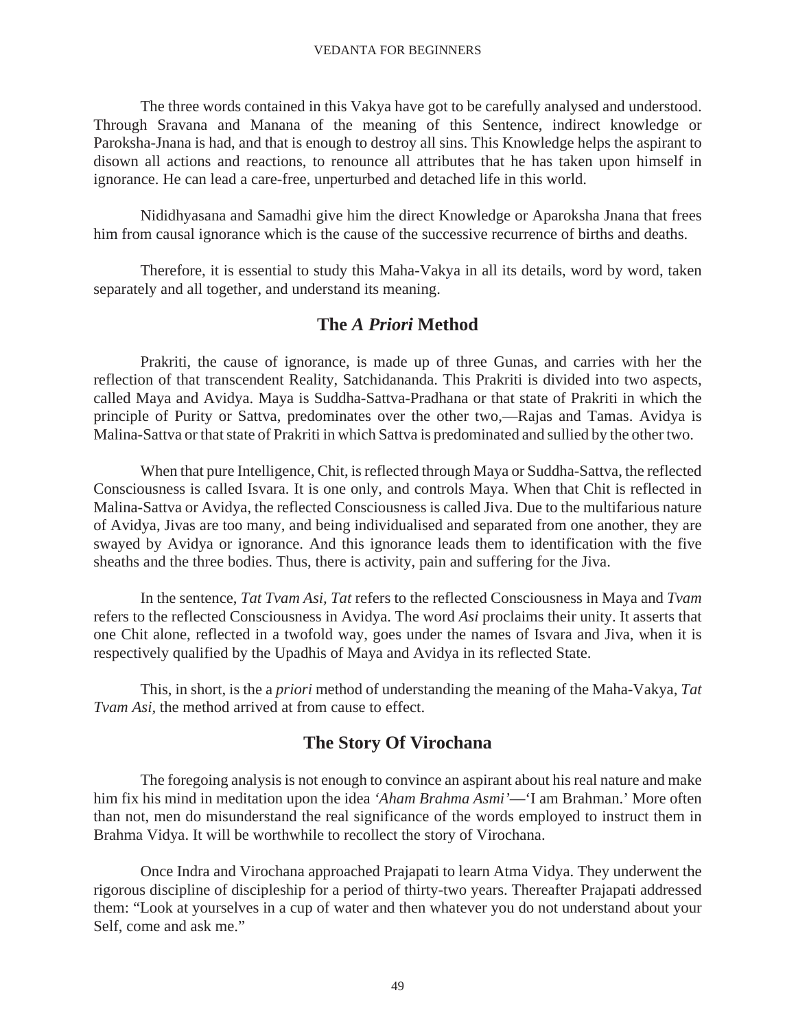The three words contained in this Vakya have got to be carefully analysed and understood. Through Sravana and Manana of the meaning of this Sentence, indirect knowledge or Paroksha-Jnana is had, and that is enough to destroy all sins. This Knowledge helps the aspirant to disown all actions and reactions, to renounce all attributes that he has taken upon himself in ignorance. He can lead a care-free, unperturbed and detached life in this world.

Nididhyasana and Samadhi give him the direct Knowledge or Aparoksha Jnana that frees him from causal ignorance which is the cause of the successive recurrence of births and deaths.

Therefore, it is essential to study this Maha-Vakya in all its details, word by word, taken separately and all together, and understand its meaning.

## The *A Priori* Method

Prakriti, the cause of ignorance, is made up of three Gunas, and carries with her the reflection of that transcendent Reality, Satchidananda. This Prakriti is divided into two aspects, called Maya and Avidya. Maya is Suddha-Sattva-Pradhana or that state of Prakriti in which the principle of Purity or Sattva, predominates over the other two,—Rajas and Tamas. Avidya is Malina-Sattva or that state of Prakriti in which Sattva is predominated and sullied by the other two.

When that pure Intelligence, Chit, is reflected through Maya or Suddha-Sattva, the reflected Consciousness is called Isvara. It is one only, and controls Maya. When that Chit is reflected in Malina-Sattva or Avidya, the reflected Consciousness is called Jiva. Due to the multifarious nature of Avidya, Jivas are too many, and being individualised and separated from one another, they are swayed by Avidya or ignorance. And this ignorance leads them to identification with the five sheaths and the three bodies. Thus, there is activity, pain and suffering for the Jiva.

In the sentence, *Tat Tvam Asi*, *Tat* refers to the reflected Consciousness in Maya and *Tvam* refers to the reflected Consciousness in Avidya. The word *Asi* proclaims their unity. It asserts that one Chit alone, reflected in a twofold way, goes under the names of Isvara and Jiva, when it is respectively qualified by the Upadhis of Maya and Avidya in its reflected State.

This, in short, is the a *priori* method of understanding the meaning of the Maha-Vakya, *Tat Tvam Asi*, the method arrived at from cause to effect.

## The Story Of Virochana

The foregoing analysis is not enough to convince an aspirant about his real nature and make him fix his mind in meditation upon the idea *'Aham Brahma Asmi'*—'I am Brahman.' More often than not, men do misunderstand the real significance of the words employed to instruct them in Brahma Vidya. It will be worthwhile to recollect the story of Virochana.

Once Indra and Virochana approached Prajapati to learn Atma Vidya. They underwent the rigorous discipline of discipleship for a period of thirty-two years. Thereafter Prajapati addressed them: "Look at yourselves in a cup of water and then whatever you do not understand about your Self, come and ask me."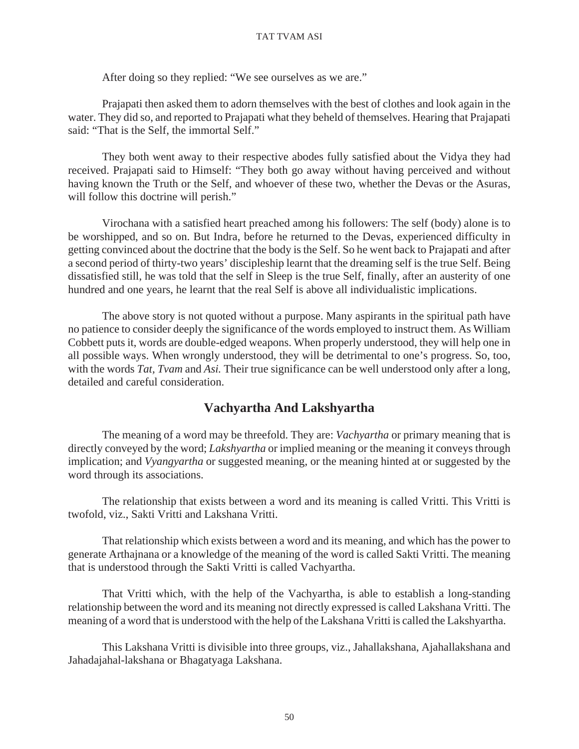After doing so they replied: "We see ourselves as we are."

Prajapati then asked them to adorn themselves with the best of clothes and look again in the water. They did so, and reported to Prajapati what they beheld of themselves. Hearing that Prajapati said: "That is the Self, the immortal Self."

They both went away to their respective abodes fully satisfied about the Vidya they had received. Prajapati said to Himself: "They both go away without having perceived and without having known the Truth or the Self, and whoever of these two, whether the Devas or the Asuras, will follow this doctrine will perish."

Virochana with a satisfied heart preached among his followers: The self (body) alone is to be worshipped, and so on. But Indra, before he returned to the Devas, experienced difficulty in getting convinced about the doctrine that the body is the Self. So he went back to Prajapati and after a second period of thirty-two years' discipleship learnt that the dreaming self is the true Self. Being dissatisfied still, he was told that the self in Sleep is the true Self, finally, after an austerity of one hundred and one years, he learnt that the real Self is above all individualistic implications.

The above story is not quoted without a purpose. Many aspirants in the spiritual path have no patience to consider deeply the significance of the words employed to instruct them. As William Cobbett puts it, words are double-edged weapons. When properly understood, they will help one in all possible ways. When wrongly understood, they will be detrimental to one's progress. So, too, with the words *Tat, Tvam* and *Asi.* Their true significance can be well understood only after a long, detailed and careful consideration.

## Vachyartha And Lakshyartha

The meaning of a word may be threefold. They are: *Vachyartha* or primary meaning that is directly conveyed by the word; *Lakshyartha* or implied meaning or the meaning it conveys through implication; and *Vyangyartha* or suggested meaning, or the meaning hinted at or suggested by the word through its associations.

The relationship that exists between a word and its meaning is called Vritti. This Vritti is twofold, viz., Sakti Vritti and Lakshana Vritti.

That relationship which exists between a word and its meaning, and which has the power to generate Arthajnana or a knowledge of the meaning of the word is called Sakti Vritti. The meaning that is understood through the Sakti Vritti is called Vachyartha.

That Vritti which, with the help of the Vachyartha, is able to establish a long-standing relationship between the word and its meaning not directly expressed is called Lakshana Vritti. The meaning of a word that is understood with the help of the Lakshana Vritti is called the Lakshyartha.

This Lakshana Vritti is divisible into three groups, viz., Jahallakshana, Ajahallakshana and Jahadajahal-lakshana or Bhagatyaga Lakshana.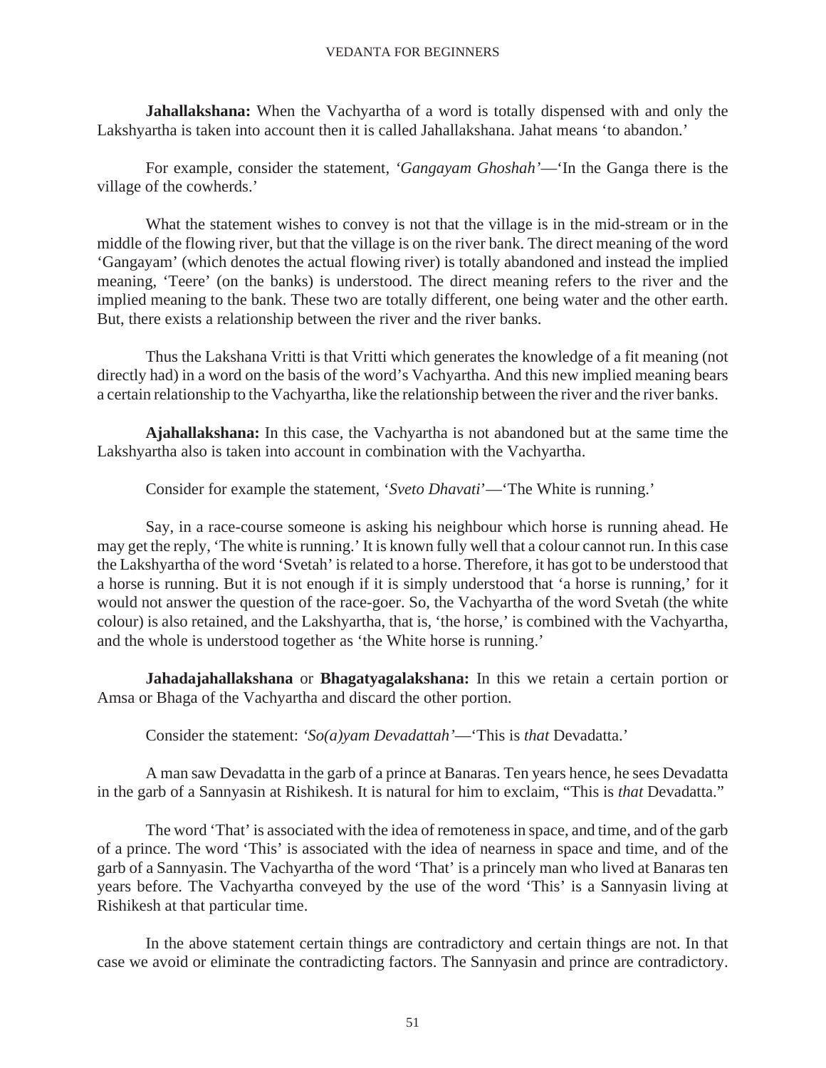**Jahallakshana:** When the Vachyartha of a word is totally dispensed with and only the Lakshyartha is taken into account then it is called Jahallakshana. Jahat means 'to abandon.'

For example, consider the statement, *'Gangayam Ghoshah'*—'In the Ganga there is the village of the cowherds.'

What the statement wishes to convey is not that the village is in the mid-stream or in the middle of the flowing river, but that the village is on the river bank. The direct meaning of the word 'Gangayam' (which denotes the actual flowing river) is totally abandoned and instead the implied meaning, 'Teere' (on the banks) is understood. The direct meaning refers to the river and the implied meaning to the bank. These two are totally different, one being water and the other earth. But, there exists a relationship between the river and the river banks.

Thus the Lakshana Vritti is that Vritti which generates the knowledge of a fit meaning (not directly had) in a word on the basis of the word's Vachyartha. And this new implied meaning bears a certain relationship to the Vachyartha, like the relationship between the river and the river banks.

**Ajahallakshana:** In this case, the Vachyartha is not abandoned but at the same time the Lakshyartha also is taken into account in combination with the Vachyartha.

Consider for example the statement, '*Sveto Dhavati*'—'The White is running.'

Say, in a race-course someone is asking his neighbour which horse is running ahead. He may get the reply, 'The white is running.' It is known fully well that a colour cannot run. In this case the Lakshyartha of the word 'Svetah' is related to a horse. Therefore, it has got to be understood that a horse is running. But it is not enough if it is simply understood that 'a horse is running,' for it would not answer the question of the race-goer. So, the Vachyartha of the word Svetah (the white colour) is also retained, and the Lakshyartha, that is, 'the horse,' is combined with the Vachyartha, and the whole is understood together as 'the White horse is running.'

**Jahadajahallakshana** or **Bhagatyagalakshana:** In this we retain a certain portion or Amsa or Bhaga of the Vachyartha and discard the other portion.

Consider the statement: *'So(a)yam Devadattah'*—'This is *that* Devadatta.'

A man saw Devadatta in the garb of a prince at Banaras. Ten years hence, he sees Devadatta in the garb of a Sannyasin at Rishikesh. It is natural for him to exclaim, "This is *that* Devadatta."

The word 'That' is associated with the idea of remoteness in space, and time, and of the garb of a prince. The word 'This' is associated with the idea of nearness in space and time, and of the garb of a Sannyasin. The Vachyartha of the word 'That' is a princely man who lived at Banaras ten years before. The Vachyartha conveyed by the use of the word 'This' is a Sannyasin living at Rishikesh at that particular time.

In the above statement certain things are contradictory and certain things are not. In that case we avoid or eliminate the contradicting factors. The Sannyasin and prince are contradictory.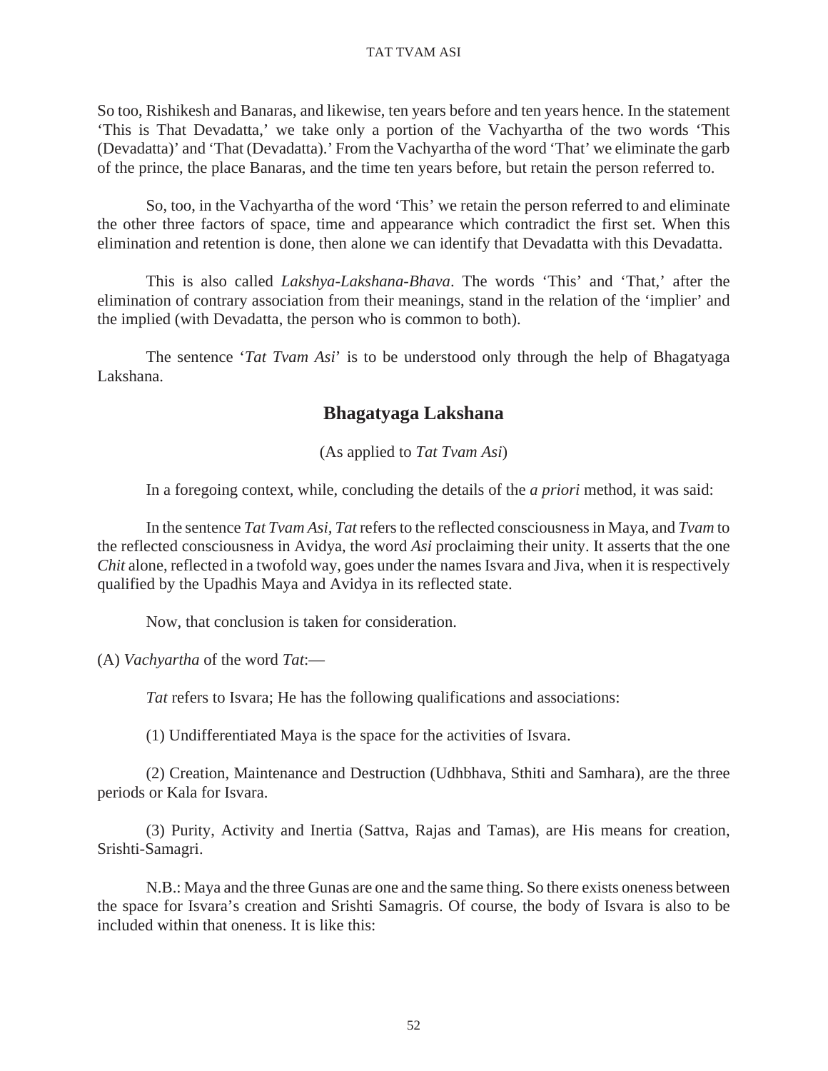So too, Rishikesh and Banaras, and likewise, ten years before and ten years hence. In the statement 'This is That Devadatta,' we take only a portion of the Vachyartha of the two words 'This (Devadatta)' and 'That (Devadatta).' From the Vachyartha of the word 'That' we eliminate the garb of the prince, the place Banaras, and the time ten years before, but retain the person referred to.

So, too, in the Vachyartha of the word 'This' we retain the person referred to and eliminate the other three factors of space, time and appearance which contradict the first set. When this elimination and retention is done, then alone we can identify that Devadatta with this Devadatta.

This is also called *Lakshya-Lakshana-Bhava*. The words 'This' and 'That,' after the elimination of contrary association from their meanings, stand in the relation of the 'implier' and the implied (with Devadatta, the person who is common to both).

The sentence '*Tat Tvam Asi*' is to be understood only through the help of Bhagatyaga Lakshana.

## Bhagatyaga Lakshana

(As applied to *Tat Tvam Asi*)

In a foregoing context, while, concluding the details of the *a priori* method, it was said:

In the sentence *Tat Tvam Asi, Tat* refers to the reflected consciousness in Maya, and *Tvam* to the reflected consciousness in Avidya, the word *Asi* proclaiming their unity. It asserts that the one *Chit* alone, reflected in a twofold way, goes under the names Isvara and Jiva, when it is respectively qualified by the Upadhis Maya and Avidya in its reflected state.

Now, that conclusion is taken for consideration.

(A) *Vachyartha* of the word *Tat*:—

*Tat* refers to Isvara; He has the following qualifications and associations:

(1) Undifferentiated Maya is the space for the activities of Isvara.

(2) Creation, Maintenance and Destruction (Udhbhava, Sthiti and Samhara), are the three periods or Kala for Isvara.

(3) Purity, Activity and Inertia (Sattva, Rajas and Tamas), are His means for creation, Srishti-Samagri.

N.B.: Maya and the three Gunas are one and the same thing. So there exists oneness between the space for Isvara's creation and Srishti Samagris. Of course, the body of Isvara is also to be included within that oneness. It is like this: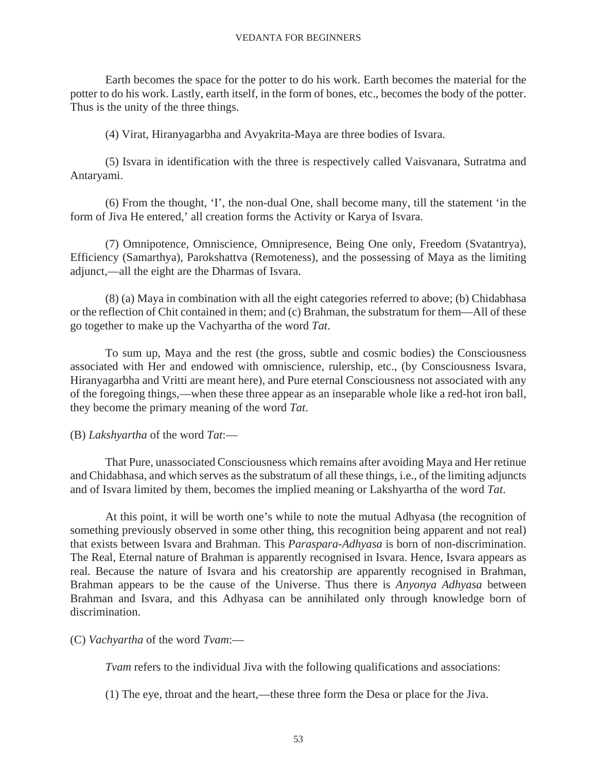Earth becomes the space for the potter to do his work. Earth becomes the material for the potter to do his work. Lastly, earth itself, in the form of bones, etc., becomes the body of the potter. Thus is the unity of the three things.

(4) Virat, Hiranyagarbha and Avyakrita-Maya are three bodies of Isvara.

(5) Isvara in identification with the three is respectively called Vaisvanara, Sutratma and Antaryami.

(6) From the thought, 'I', the non-dual One, shall become many, till the statement 'in the form of Jiva He entered,' all creation forms the Activity or Karya of Isvara.

(7) Omnipotence, Omniscience, Omnipresence, Being One only, Freedom (Svatantrya), Efficiency (Samarthya), Parokshattva (Remoteness), and the possessing of Maya as the limiting adjunct,—all the eight are the Dharmas of Isvara.

(8) (a) Maya in combination with all the eight categories referred to above; (b) Chidabhasa or the reflection of Chit contained in them; and (c) Brahman, the substratum for them—All of these go together to make up the Vachyartha of the word *Tat*.

To sum up, Maya and the rest (the gross, subtle and cosmic bodies) the Consciousness associated with Her and endowed with omniscience, rulership, etc., (by Consciousness Isvara, Hiranyagarbha and Vritti are meant here), and Pure eternal Consciousness not associated with any of the foregoing things,—when these three appear as an inseparable whole like a red-hot iron ball, they become the primary meaning of the word *Tat*.

(B) *Lakshyartha* of the word *Tat*:—

That Pure, unassociated Consciousness which remains after avoiding Maya and Her retinue and Chidabhasa, and which serves as the substratum of all these things, i.e., of the limiting adjuncts and of Isvara limited by them, becomes the implied meaning or Lakshyartha of the word *Tat*.

At this point, it will be worth one's while to note the mutual Adhyasa (the recognition of something previously observed in some other thing, this recognition being apparent and not real) that exists between Isvara and Brahman. This *Paraspara-Adhyasa* is born of non-discrimination. The Real, Eternal nature of Brahman is apparently recognised in Isvara. Hence, Isvara appears as real. Because the nature of Isvara and his creatorship are apparently recognised in Brahman, Brahman appears to be the cause of the Universe. Thus there is *Anyonya Adhyasa* between Brahman and Isvara, and this Adhyasa can be annihilated only through knowledge born of discrimination.

(C) *Vachyartha* of the word *Tvam*:—

*Tvam* refers to the individual Jiva with the following qualifications and associations:

(1) The eye, throat and the heart,—these three form the Desa or place for the Jiva.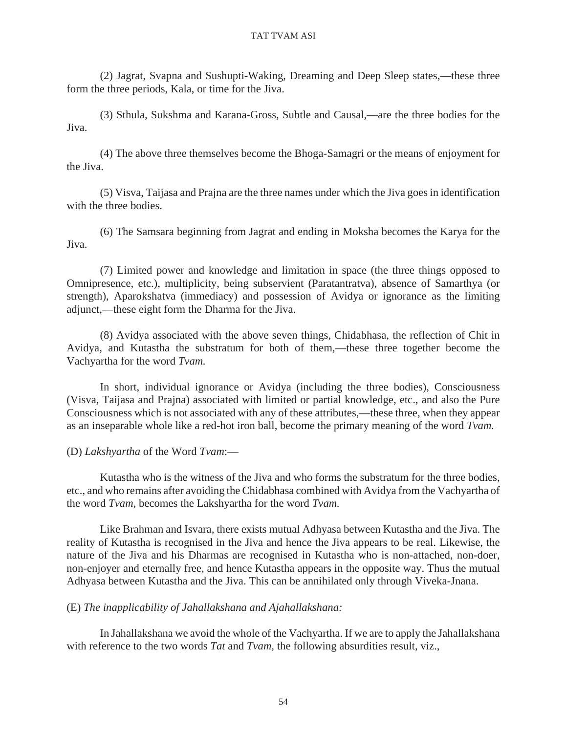(2) Jagrat, Svapna and Sushupti-Waking, Dreaming and Deep Sleep states,—these three form the three periods, Kala, or time for the Jiva.

(3) Sthula, Sukshma and Karana-Gross, Subtle and Causal,—are the three bodies for the Jiva.

(4) The above three themselves become the Bhoga-Samagri or the means of enjoyment for the Jiva.

(5) Visva, Taijasa and Prajna are the three names under which the Jiva goes in identification with the three bodies.

(6) The Samsara beginning from Jagrat and ending in Moksha becomes the Karya for the Jiva.

(7) Limited power and knowledge and limitation in space (the three things opposed to Omnipresence, etc.), multiplicity, being subservient (Paratantratva), absence of Samarthya (or strength), Aparokshatva (immediacy) and possession of Avidya or ignorance as the limiting adjunct,—these eight form the Dharma for the Jiva.

(8) Avidya associated with the above seven things, Chidabhasa, the reflection of Chit in Avidya, and Kutastha the substratum for both of them,—these three together become the Vachyartha for the word *Tvam.*

In short, individual ignorance or Avidya (including the three bodies), Consciousness (Visva, Taijasa and Prajna) associated with limited or partial knowledge, etc., and also the Pure Consciousness which is not associated with any of these attributes,—these three, when they appear as an inseparable whole like a red-hot iron ball, become the primary meaning of the word *Tvam.*

(D) *Lakshyartha* of the Word *Tvam*:—

Kutastha who is the witness of the Jiva and who forms the substratum for the three bodies, etc., and who remains after avoiding the Chidabhasa combined with Avidya from the Vachyartha of the word *Tvam,* becomes the Lakshyartha for the word *Tvam.*

Like Brahman and Isvara, there exists mutual Adhyasa between Kutastha and the Jiva. The reality of Kutastha is recognised in the Jiva and hence the Jiva appears to be real. Likewise, the nature of the Jiva and his Dharmas are recognised in Kutastha who is non-attached, non-doer, non-enjoyer and eternally free, and hence Kutastha appears in the opposite way. Thus the mutual Adhyasa between Kutastha and the Jiva. This can be annihilated only through Viveka-Jnana.

(E) *The inapplicability of Jahallakshana and Ajahallakshana:*

In Jahallakshana we avoid the whole of the Vachyartha. If we are to apply the Jahallakshana with reference to the two words *Tat* and *Tvam*, the following absurdities result, viz.,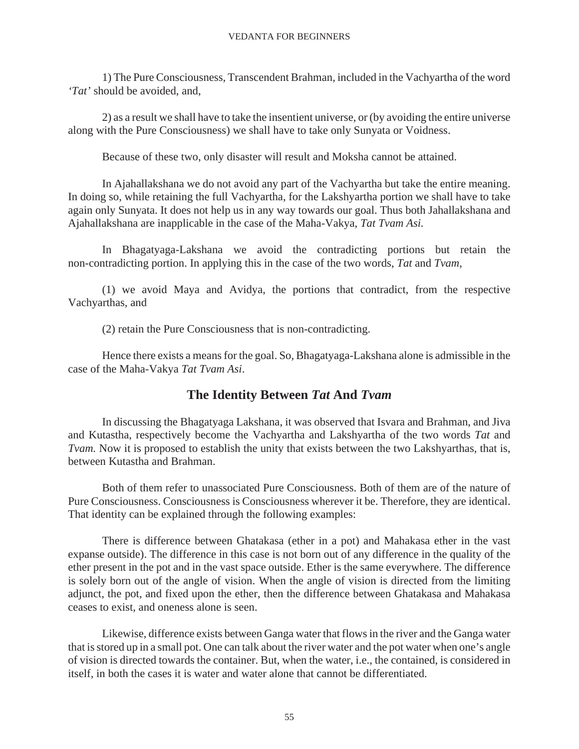1) The Pure Consciousness, Transcendent Brahman, included in the Vachyartha of the word *'Tat'* should be avoided, and,

2) as a result we shall have to take the insentient universe, or (by avoiding the entire universe along with the Pure Consciousness) we shall have to take only Sunyata or Voidness.

Because of these two, only disaster will result and Moksha cannot be attained.

In Ajahallakshana we do not avoid any part of the Vachyartha but take the entire meaning. In doing so, while retaining the full Vachyartha, for the Lakshyartha portion we shall have to take again only Sunyata. It does not help us in any way towards our goal. Thus both Jahallakshana and Ajahallakshana are inapplicable in the case of the Maha-Vakya, *Tat Tvam Asi.*

In Bhagatyaga-Lakshana we avoid the contradicting portions but retain the non-contradicting portion. In applying this in the case of the two words, *Tat* and *Tvam*,

(1) we avoid Maya and Avidya, the portions that contradict, from the respective Vachyarthas, and

(2) retain the Pure Consciousness that is non-contradicting.

Hence there exists a means for the goal. So, Bhagatyaga-Lakshana alone is admissible in the case of the Maha-Vakya *Tat Tvam Asi*.

## The Identity Between *Tat* And *Tvam*

In discussing the Bhagatyaga Lakshana, it was observed that Isvara and Brahman, and Jiva and Kutastha, respectively become the Vachyartha and Lakshyartha of the two words *Tat* and *Tvam.* Now it is proposed to establish the unity that exists between the two Lakshyarthas, that is, between Kutastha and Brahman.

Both of them refer to unassociated Pure Consciousness. Both of them are of the nature of Pure Consciousness. Consciousness is Consciousness wherever it be. Therefore, they are identical. That identity can be explained through the following examples:

There is difference between Ghatakasa (ether in a pot) and Mahakasa ether in the vast expanse outside). The difference in this case is not born out of any difference in the quality of the ether present in the pot and in the vast space outside. Ether is the same everywhere. The difference is solely born out of the angle of vision. When the angle of vision is directed from the limiting adjunct, the pot, and fixed upon the ether, then the difference between Ghatakasa and Mahakasa ceases to exist, and oneness alone is seen.

Likewise, difference exists between Ganga water that flows in the river and the Ganga water that is stored up in a small pot. One can talk about the river water and the pot water when one's angle of vision is directed towards the container. But, when the water, i.e., the contained, is considered in itself, in both the cases it is water and water alone that cannot be differentiated.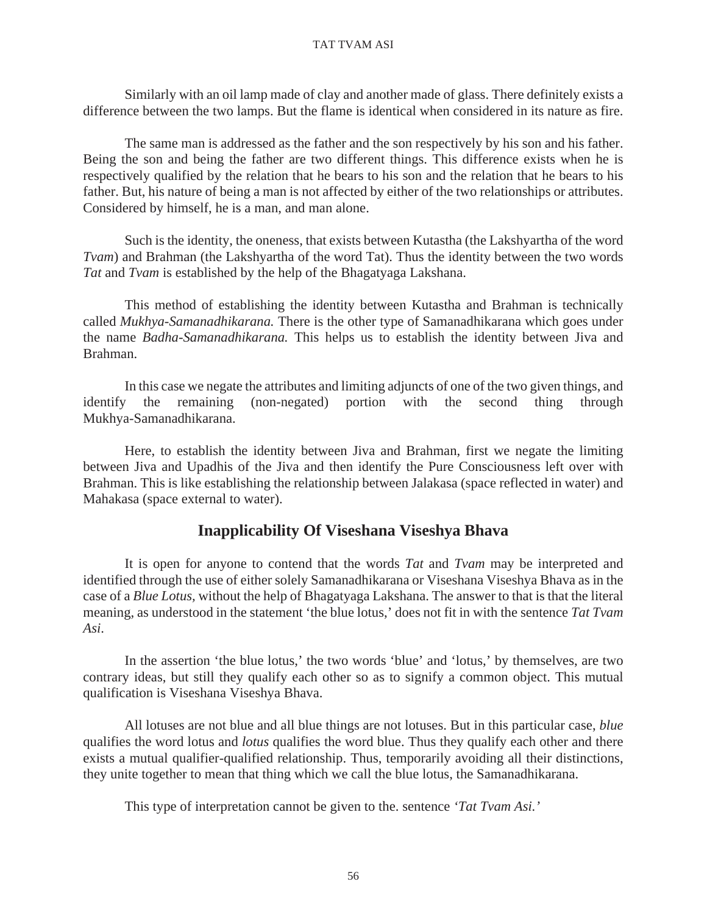Similarly with an oil lamp made of clay and another made of glass. There definitely exists a difference between the two lamps. But the flame is identical when considered in its nature as fire.

The same man is addressed as the father and the son respectively by his son and his father. Being the son and being the father are two different things. This difference exists when he is respectively qualified by the relation that he bears to his son and the relation that he bears to his father. But, his nature of being a man is not affected by either of the two relationships or attributes. Considered by himself, he is a man, and man alone.

Such is the identity, the oneness, that exists between Kutastha (the Lakshyartha of the word *Tvam*) and Brahman (the Lakshyartha of the word Tat). Thus the identity between the two words *Tat* and *Tvam* is established by the help of the Bhagatyaga Lakshana.

This method of establishing the identity between Kutastha and Brahman is technically called *Mukhya-Samanadhikarana.* There is the other type of Samanadhikarana which goes under the name *Badha-Samanadhikarana.* This helps us to establish the identity between Jiva and Brahman.

In this case we negate the attributes and limiting adjuncts of one of the two given things, and identify the remaining (non-negated) portion with the second thing through Mukhya-Samanadhikarana.

Here, to establish the identity between Jiva and Brahman, first we negate the limiting between Jiva and Upadhis of the Jiva and then identify the Pure Consciousness left over with Brahman. This is like establishing the relationship between Jalakasa (space reflected in water) and Mahakasa (space external to water).

## Inapplicability Of Viseshana Viseshya Bhava

It is open for anyone to contend that the words *Tat* and *Tvam* may be interpreted and identified through the use of either solely Samanadhikarana or Viseshana Viseshya Bhava as in the case of a *Blue Lotus,* without the help of Bhagatyaga Lakshana. The answer to that is that the literal meaning, as understood in the statement 'the blue lotus,' does not fit in with the sentence *Tat Tvam Asi*.

In the assertion 'the blue lotus,' the two words 'blue' and 'lotus,' by themselves, are two contrary ideas, but still they qualify each other so as to signify a common object. This mutual qualification is Viseshana Viseshya Bhava.

All lotuses are not blue and all blue things are not lotuses. But in this particular case, *blue* qualifies the word lotus and *lotus* qualifies the word blue. Thus they qualify each other and there exists a mutual qualifier-qualified relationship. Thus, temporarily avoiding all their distinctions, they unite together to mean that thing which we call the blue lotus, the Samanadhikarana.

This type of interpretation cannot be given to the. sentence *'Tat Tvam Asi.'*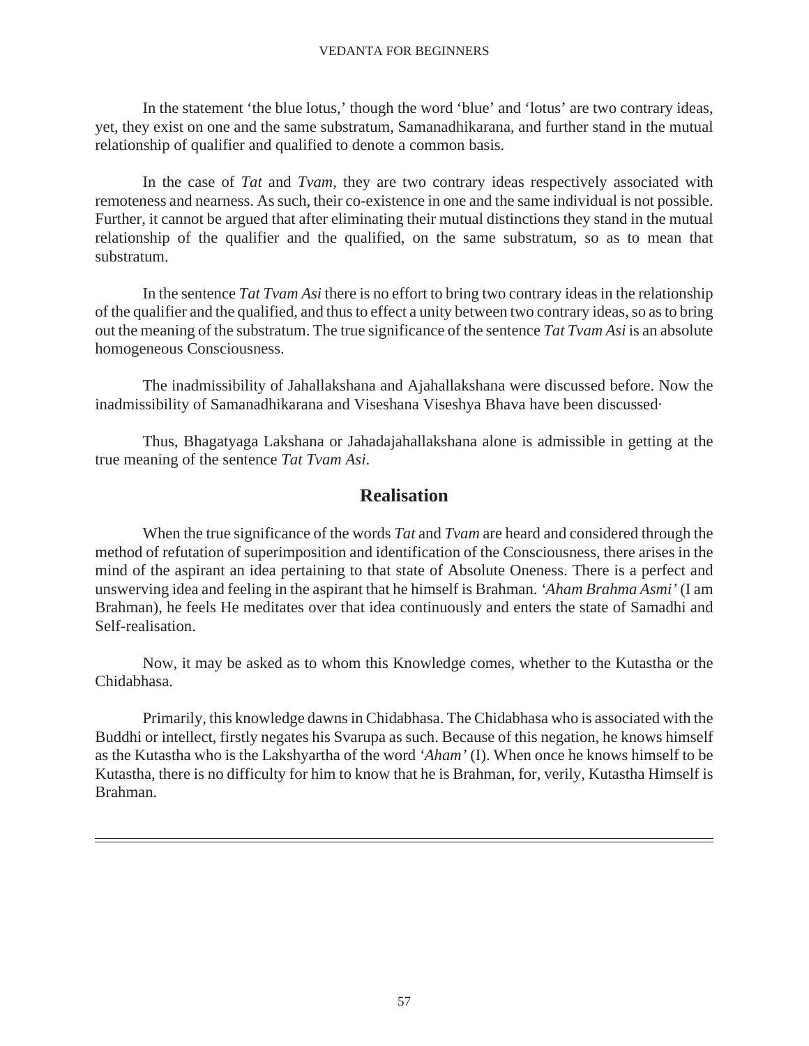In the statement 'the blue lotus,' though the word 'blue' and 'lotus' are two contrary ideas, yet, they exist on one and the same substratum, Samanadhikarana, and further stand in the mutual relationship of qualifier and qualified to denote a common basis.

In the case of *Tat* and *Tvam*, they are two contrary ideas respectively associated with remoteness and nearness. As such, their co-existence in one and the same individual is not possible. Further, it cannot be argued that after eliminating their mutual distinctions they stand in the mutual relationship of the qualifier and the qualified, on the same substratum, so as to mean that substratum.

In the sentence *Tat Tvam Asi* there is no effort to bring two contrary ideas in the relationship of the qualifier and the qualified, and thus to effect a unity between two contrary ideas, so as to bring out the meaning of the substratum. The true significance of the sentence *Tat Tvam Asi* is an absolute homogeneous Consciousness.

The inadmissibility of Jahallakshana and Ajahallakshana were discussed before. Now the inadmissibility of Samanadhikarana and Viseshana Viseshya Bhava have been discussed·

Thus, Bhagatyaga Lakshana or Jahadajahallakshana alone is admissible in getting at the true meaning of the sentence *Tat Tvam Asi*.

## Realisation

When the true significance of the words *Tat* and *Tvam* are heard and considered through the method of refutation of superimposition and identification of the Consciousness, there arises in the mind of the aspirant an idea pertaining to that state of Absolute Oneness. There is a perfect and unswerving idea and feeling in the aspirant that he himself is Brahman. *'Aham Brahma Asmi'* (I am Brahman), he feels He meditates over that idea continuously and enters the state of Samadhi and Self-realisation.

Now, it may be asked as to whom this Knowledge comes, whether to the Kutastha or the Chidabhasa.

Primarily, this knowledge dawns in Chidabhasa. The Chidabhasa who is associated with the Buddhi or intellect, firstly negates his Svarupa as such. Because of this negation, he knows himself as the Kutastha who is the Lakshyartha of the word *'Aham'* (I). When once he knows himself to be Kutastha, there is no difficulty for him to know that he is Brahman, for, verily, Kutastha Himself is Brahman.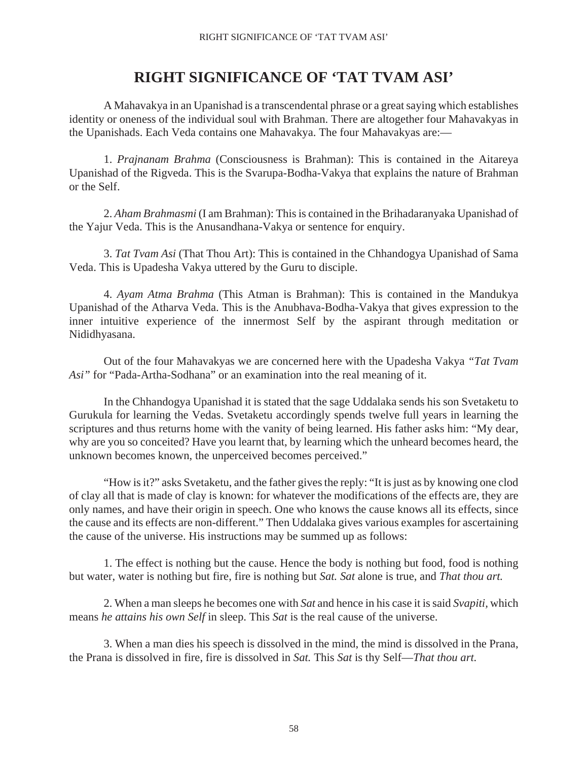# RIGHT SIGNIFICANCE OF 'TAT TVAM ASI'

A Mahavakya in an Upanishad is a transcendental phrase or a great saying which establishes identity or oneness of the individual soul with Brahman. There are altogether four Mahavakyas in the Upanishads. Each Veda contains one Mahavakya. The four Mahavakyas are:—

1. *Prajnanam Brahma* (Consciousness is Brahman): This is contained in the Aitareya Upanishad of the Rigveda. This is the Svarupa-Bodha-Vakya that explains the nature of Brahman or the Self.

2. *Aham Brahmasmi* (I am Brahman): This is contained in the Brihadaranyaka Upanishad of the Yajur Veda. This is the Anusandhana-Vakya or sentence for enquiry.

3. *Tat Tvam Asi* (That Thou Art): This is contained in the Chhandogya Upanishad of Sama Veda. This is Upadesha Vakya uttered by the Guru to disciple.

4. *Ayam Atma Brahma* (This Atman is Brahman): This is contained in the Mandukya Upanishad of the Atharva Veda. This is the Anubhava-Bodha-Vakya that gives expression to the inner intuitive experience of the innermost Self by the aspirant through meditation or Nididhyasana.

Out of the four Mahavakyas we are concerned here with the Upadesha Vakya *"Tat Tvam Asi"* for "Pada-Artha-Sodhana" or an examination into the real meaning of it.

In the Chhandogya Upanishad it is stated that the sage Uddalaka sends his son Svetaketu to Gurukula for learning the Vedas. Svetaketu accordingly spends twelve full years in learning the scriptures and thus returns home with the vanity of being learned. His father asks him: "My dear, why are you so conceited? Have you learnt that, by learning which the unheard becomes heard, the unknown becomes known, the unperceived becomes perceived."

"How is it?" asks Svetaketu, and the father gives the reply: "It is just as by knowing one clod of clay all that is made of clay is known: for whatever the modifications of the effects are, they are only names, and have their origin in speech. One who knows the cause knows all its effects, since the cause and its effects are non-different." Then Uddalaka gives various examples for ascertaining the cause of the universe. His instructions may be summed up as follows:

1. The effect is nothing but the cause. Hence the body is nothing but food, food is nothing but water, water is nothing but fire, fire is nothing but *Sat. Sat* alone is true, and *That thou art.*

2. When a man sleeps he becomes one with *Sat* and hence in his case it is said *Svapiti*, which means *he attains his own Self* in sleep. This *Sat* is the real cause of the universe.

3. When a man dies his speech is dissolved in the mind, the mind is dissolved in the Prana, the Prana is dissolved in fire, fire is dissolved in *Sat.* This *Sat* is thy Self—*That thou art.*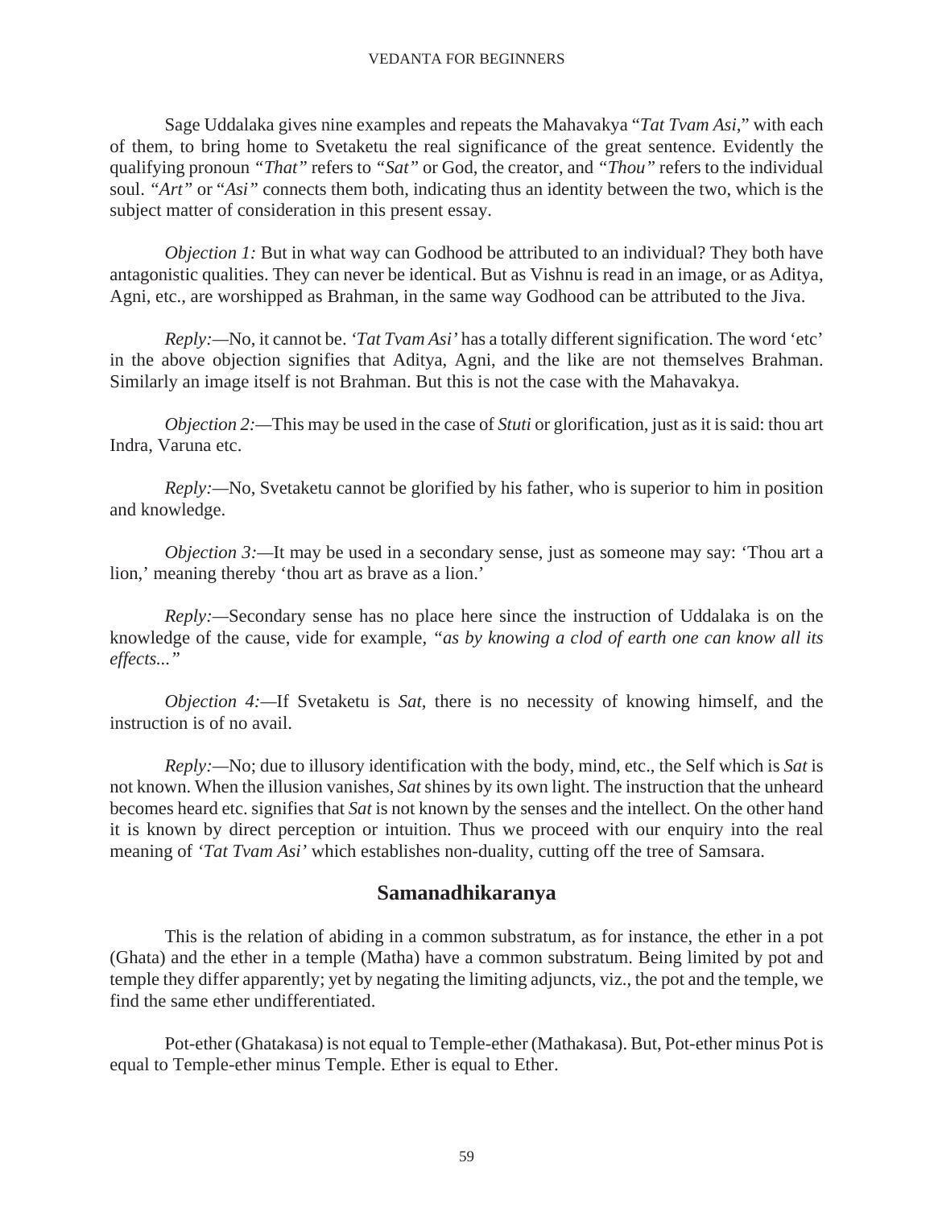Sage Uddalaka gives nine examples and repeats the Mahavakya "*Tat Tvam Asi*," with each of them, to bring home to Svetaketu the real significance of the great sentence. Evidently the qualifying pronoun *"That"* refers to *"Sat"* or God, the creator, and *"Thou"* refers to the individual soul. *"Art"* or "*Asi"* connects them both, indicating thus an identity between the two, which is the subject matter of consideration in this present essay.

*Objection 1:* But in what way can Godhood be attributed to an individual? They both have antagonistic qualities. They can never be identical. But as Vishnu is read in an image, or as Aditya, Agni, etc., are worshipped as Brahman, in the same way Godhood can be attributed to the Jiva.

*Reply:*—No, it cannot be. *'Tat Tvam Asi'* has a totally different signification. The word 'etc' in the above objection signifies that Aditya, Agni, and the like are not themselves Brahman. Similarly an image itself is not Brahman. But this is not the case with the Mahavakya.

*Objection 2:*—This may be used in the case of *Stuti* or glorification, just as it is said: thou art Indra, Varuna etc.

*Reply:*—No, Svetaketu cannot be glorified by his father, who is superior to him in position and knowledge.

*Objection 3:*—It may be used in a secondary sense, just as someone may say: 'Thou art a lion,' meaning thereby 'thou art as brave as a lion.'

*Reply:*—Secondary sense has no place here since the instruction of Uddalaka is on the knowledge of the cause, vide for example, *"as by knowing a clod of earth one can know all its effects..."*

*Objection 4:*—If Svetaketu is *Sat,* there is no necessity of knowing himself, and the instruction is of no avail.

*Reply:*—No; due to illusory identification with the body, mind, etc., the Self which is *Sat* is not known. When the illusion vanishes, *Sat* shines by its own light. The instruction that the unheard becomes heard etc. signifies that *Sat* is not known by the senses and the intellect. On the other hand it is known by direct perception or intuition. Thus we proceed with our enquiry into the real meaning of *'Tat Tvam Asi'* which establishes non-duality, cutting off the tree of Samsara.

## Samanadhikaranya

This is the relation of abiding in a common substratum, as for instance, the ether in a pot (Ghata) and the ether in a temple (Matha) have a common substratum. Being limited by pot and temple they differ apparently; yet by negating the limiting adjuncts, viz., the pot and the temple, we find the same ether undifferentiated.

Pot-ether (Ghatakasa) is not equal to Temple-ether (Mathakasa). But, Pot-ether minus Pot is equal to Temple-ether minus Temple. Ether is equal to Ether.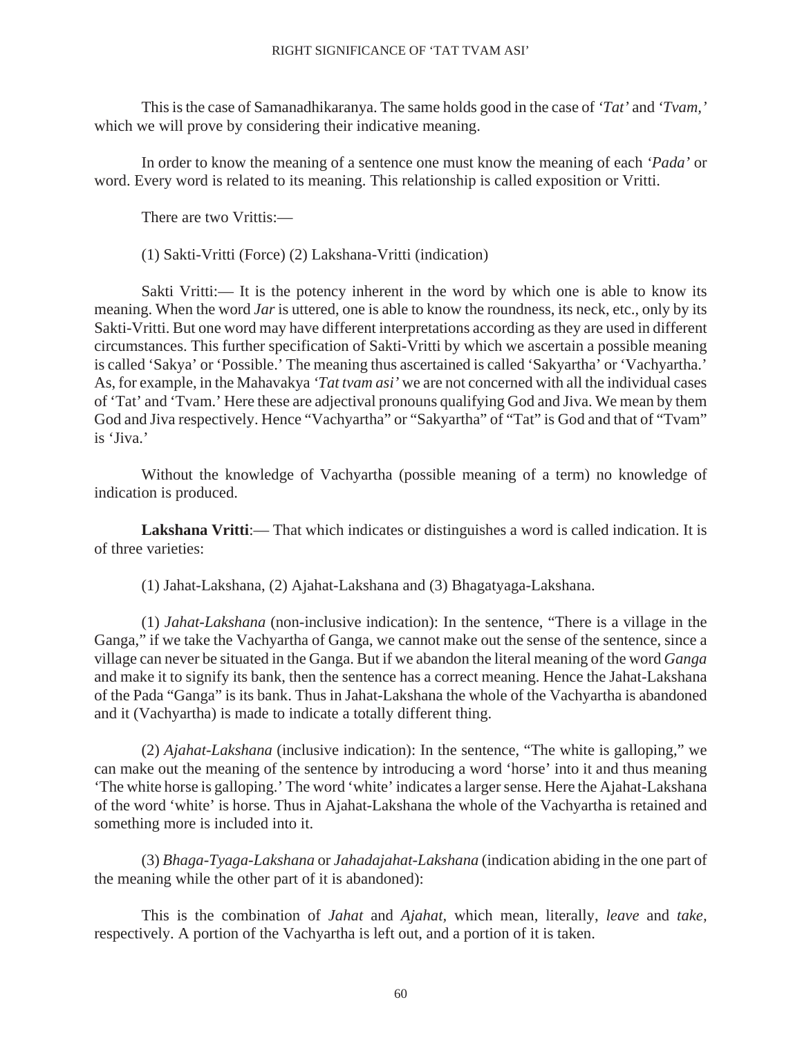This is the case of Samanadhikaranya. The same holds good in the case of *'Tat'* and *'Tvam,'* which we will prove by considering their indicative meaning.

In order to know the meaning of a sentence one must know the meaning of each *'Pada'* or word. Every word is related to its meaning. This relationship is called exposition or Vritti.

There are two Vrittis:—

(1) Sakti-Vritti (Force) (2) Lakshana-Vritti (indication)

Sakti Vritti:— It is the potency inherent in the word by which one is able to know its meaning. When the word *Jar* is uttered, one is able to know the roundness, its neck, etc., only by its Sakti-Vritti. But one word may have different interpretations according as they are used in different circumstances. This further specification of Sakti-Vritti by which we ascertain a possible meaning is called 'Sakya' or 'Possible.' The meaning thus ascertained is called 'Sakyartha' or 'Vachyartha.' As, for example, in the Mahavakya *'Tat tvam asi'* we are not concerned with all the individual cases of 'Tat' and 'Tvam.' Here these are adjectival pronouns qualifying God and Jiva. We mean by them God and Jiva respectively. Hence "Vachyartha" or "Sakyartha" of "Tat" is God and that of "Tvam" is 'Jiva.'

Without the knowledge of Vachyartha (possible meaning of a term) no knowledge of indication is produced.

**Lakshana Vritti**:— That which indicates or distinguishes a word is called indication. It is of three varieties:

(1) Jahat-Lakshana, (2) Ajahat-Lakshana and (3) Bhagatyaga-Lakshana.

(1) *Jahat-Lakshana* (non-inclusive indication): In the sentence, "There is a village in the Ganga," if we take the Vachyartha of Ganga, we cannot make out the sense of the sentence, since a village can never be situated in the Ganga. But if we abandon the literal meaning of the word *Ganga* and make it to signify its bank, then the sentence has a correct meaning. Hence the Jahat-Lakshana of the Pada "Ganga" is its bank. Thus in Jahat-Lakshana the whole of the Vachyartha is abandoned and it (Vachyartha) is made to indicate a totally different thing.

(2) *Ajahat-Lakshana* (inclusive indication): In the sentence, "The white is galloping," we can make out the meaning of the sentence by introducing a word 'horse' into it and thus meaning 'The white horse is galloping.' The word 'white' indicates a larger sense. Here the Ajahat-Lakshana of the word 'white' is horse. Thus in Ajahat-Lakshana the whole of the Vachyartha is retained and something more is included into it.

(3) *Bhaga-Tyaga-Lakshana* or *Jahadajahat-Lakshana* (indication abiding in the one part of the meaning while the other part of it is abandoned):

This is the combination of *Jahat* and *Ajahat*, which mean, literally, *leave* and *take,* respectively. A portion of the Vachyartha is left out, and a portion of it is taken.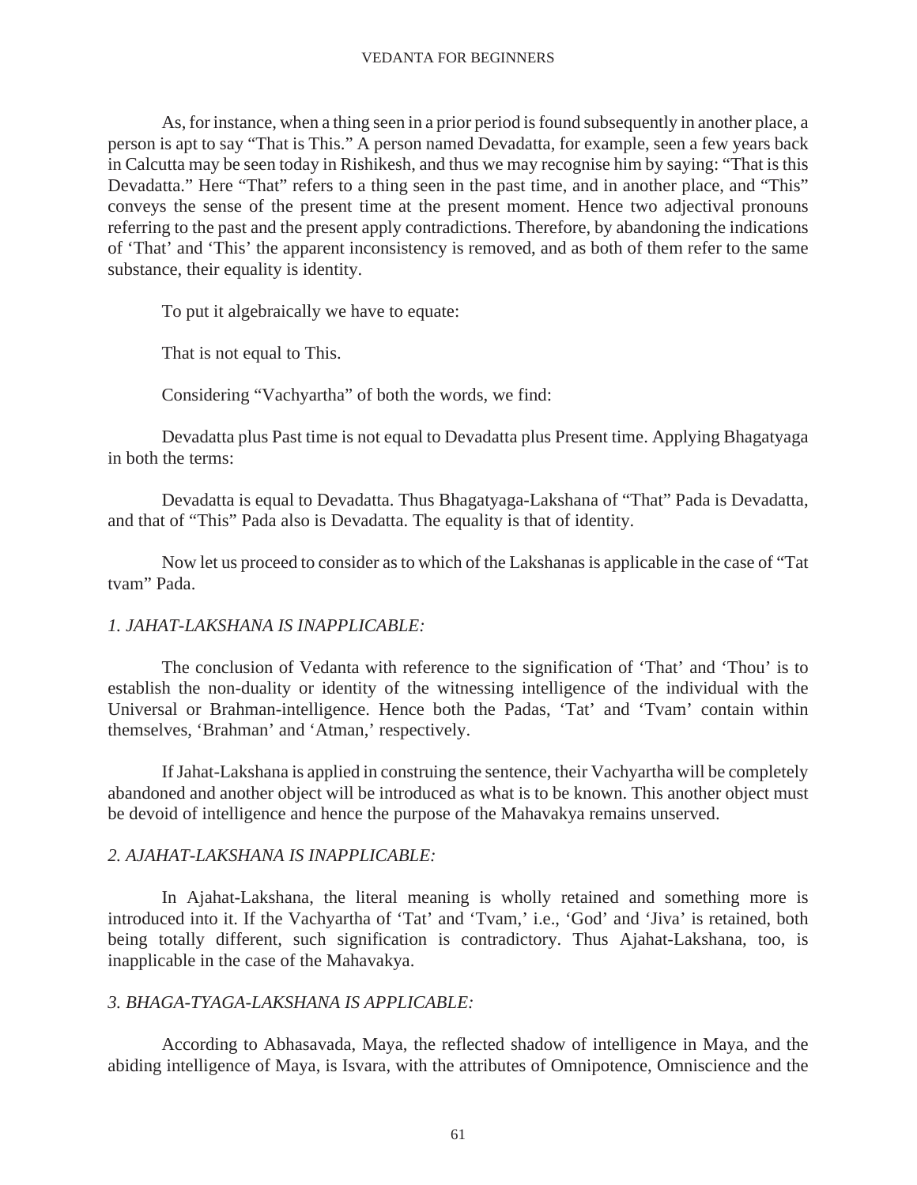As, for instance, when a thing seen in a prior period is found subsequently in another place, a person is apt to say "That is This." A person named Devadatta, for example, seen a few years back in Calcutta may be seen today in Rishikesh, and thus we may recognise him by saying: "That is this Devadatta." Here "That" refers to a thing seen in the past time, and in another place, and "This" conveys the sense of the present time at the present moment. Hence two adjectival pronouns referring to the past and the present apply contradictions. Therefore, by abandoning the indications of 'That' and 'This' the apparent inconsistency is removed, and as both of them refer to the same substance, their equality is identity.

To put it algebraically we have to equate:

That is not equal to This.

Considering "Vachyartha" of both the words, we find:

Devadatta plus Past time is not equal to Devadatta plus Present time. Applying Bhagatyaga in both the terms:

Devadatta is equal to Devadatta. Thus Bhagatyaga-Lakshana of "That" Pada is Devadatta, and that of "This" Pada also is Devadatta. The equality is that of identity.

Now let us proceed to consider as to which of the Lakshanas is applicable in the case of "Tat tvam" Pada.

*1. JAHAT-LAKSHANA IS INAPPLICABLE:*

The conclusion of Vedanta with reference to the signification of 'That' and 'Thou' is to establish the non-duality or identity of the witnessing intelligence of the individual with the Universal or Brahman-intelligence. Hence both the Padas, 'Tat' and 'Tvam' contain within themselves, 'Brahman' and 'Atman,' respectively.

If Jahat-Lakshana is applied in construing the sentence, their Vachyartha will be completely abandoned and another object will be introduced as what is to be known. This another object must be devoid of intelligence and hence the purpose of the Mahavakya remains unserved.

*2. AJAHAT-LAKSHANA IS INAPPLICABLE:*

In Ajahat-Lakshana, the literal meaning is wholly retained and something more is introduced into it. If the Vachyartha of 'Tat' and 'Tvam,' i.e., 'God' and 'Jiva' is retained, both being totally different, such signification is contradictory. Thus Ajahat-Lakshana, too, is inapplicable in the case of the Mahavakya.

*3. BHAGA-TYAGA-LAKSHANA IS APPLICABLE:*

According to Abhasavada, Maya, the reflected shadow of intelligence in Maya, and the abiding intelligence of Maya, is Isvara, with the attributes of Omnipotence, Omniscience and the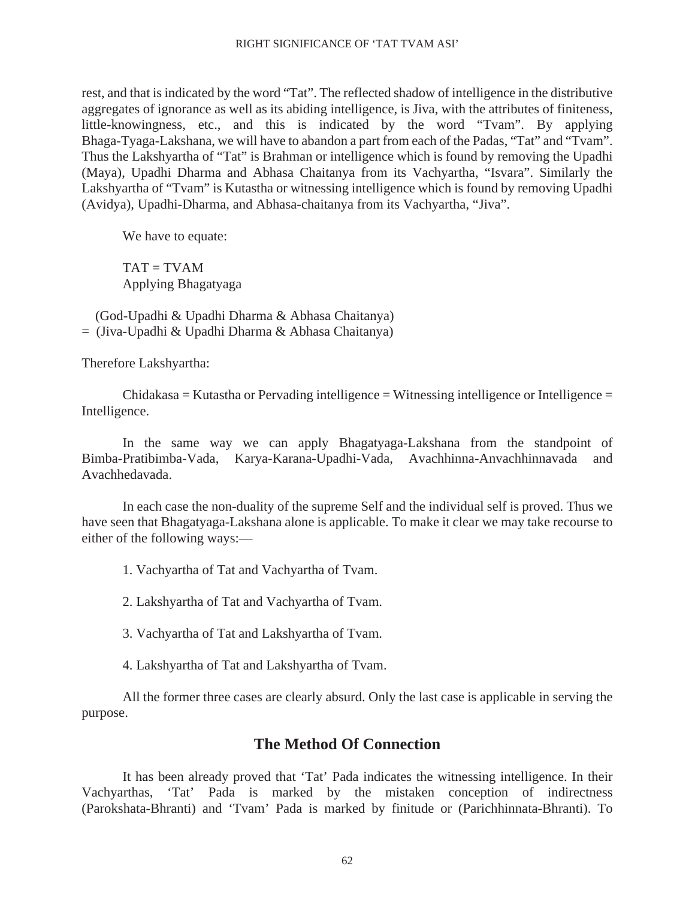rest, and that is indicated by the word "Tat". The reflected shadow of intelligence in the distributive aggregates of ignorance as well as its abiding intelligence, is Jiva, with the attributes of finiteness, little-knowingness, etc., and this is indicated by the word "Tvam". By applying Bhaga-Tyaga-Lakshana, we will have to abandon a part from each of the Padas, "Tat" and "Tvam". Thus the Lakshyartha of "Tat" is Brahman or intelligence which is found by removing the Upadhi (Maya), Upadhi Dharma and Abhasa Chaitanya from its Vachyartha, "Isvara". Similarly the Lakshyartha of "Tvam" is Kutastha or witnessing intelligence which is found by removing Upadhi (Avidya), Upadhi-Dharma, and Abhasa-chaitanya from its Vachyartha, "Jiva".

We have to equate:

TAT = TVAM
Applying Bhagatyaga

(God-Upadhi & Upadhi Dharma & Abhasa Chaitanya)
= (Jiva-Upadhi & Upadhi Dharma & Abhasa Chaitanya)

Therefore Lakshyartha:

Chidakasa = Kutastha or Pervading intelligence = Witnessing intelligence or Intelligence = Intelligence.

In the same way we can apply Bhagatyaga-Lakshana from the standpoint of Bimba-Pratibimba-Vada, Karya-Karana-Upadhi-Vada, Avachhinna-Anvachhinnavada and Avachhedavada.

In each case the non-duality of the supreme Self and the individual self is proved. Thus we have seen that Bhagatyaga-Lakshana alone is applicable. To make it clear we may take recourse to either of the following ways:—

1. Vachyartha of Tat and Vachyartha of Tvam.

2. Lakshyartha of Tat and Vachyartha of Tvam.

3. Vachyartha of Tat and Lakshyartha of Tvam.

4. Lakshyartha of Tat and Lakshyartha of Tvam.

All the former three cases are clearly absurd. Only the last case is applicable in serving the purpose.

## The Method Of Connection

It has been already proved that 'Tat' Pada indicates the witnessing intelligence. In their Vachyarthas, 'Tat' Pada is marked by the mistaken conception of indirectness (Parokshata-Bhranti) and 'Tvam' Pada is marked by finitude or (Parichhinnata-Bhranti). To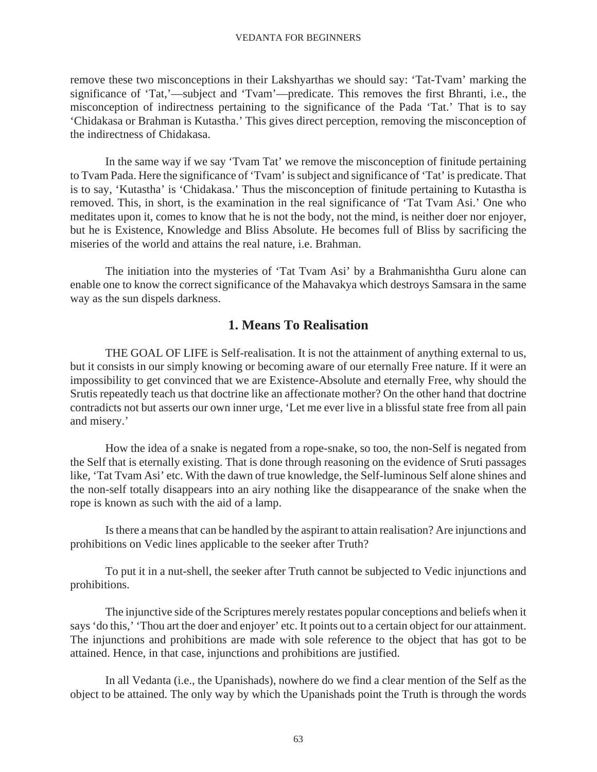remove these two misconceptions in their Lakshyarthas we should say: 'Tat-Tvam' marking the significance of 'Tat,'—subject and 'Tvam'—predicate. This removes the first Bhranti, i.e., the misconception of indirectness pertaining to the significance of the Pada 'Tat.' That is to say 'Chidakasa or Brahman is Kutastha.' This gives direct perception, removing the misconception of the indirectness of Chidakasa.

In the same way if we say 'Tvam Tat' we remove the misconception of finitude pertaining to Tvam Pada. Here the significance of 'Tvam' is subject and significance of 'Tat' is predicate. That is to say, 'Kutastha' is 'Chidakasa.' Thus the misconception of finitude pertaining to Kutastha is removed. This, in short, is the examination in the real significance of 'Tat Tvam Asi.' One who meditates upon it, comes to know that he is not the body, not the mind, is neither doer nor enjoyer, but he is Existence, Knowledge and Bliss Absolute. He becomes full of Bliss by sacrificing the miseries of the world and attains the real nature, i.e. Brahman.

The initiation into the mysteries of 'Tat Tvam Asi' by a Brahmanishtha Guru alone can enable one to know the correct significance of the Mahavakya which destroys Samsara in the same way as the sun dispels darkness.

## 1. Means To Realisation

THE GOAL OF LIFE is Self-realisation. It is not the attainment of anything external to us, but it consists in our simply knowing or becoming aware of our eternally Free nature. If it were an impossibility to get convinced that we are Existence-Absolute and eternally Free, why should the Srutis repeatedly teach us that doctrine like an affectionate mother? On the other hand that doctrine contradicts not but asserts our own inner urge, 'Let me ever live in a blissful state free from all pain and misery.'

How the idea of a snake is negated from a rope-snake, so too, the non-Self is negated from the Self that is eternally existing. That is done through reasoning on the evidence of Sruti passages like, 'Tat Tvam Asi' etc. With the dawn of true knowledge, the Self-luminous Self alone shines and the non-self totally disappears into an airy nothing like the disappearance of the snake when the rope is known as such with the aid of a lamp.

Is there a means that can be handled by the aspirant to attain realisation? Are injunctions and prohibitions on Vedic lines applicable to the seeker after Truth?

To put it in a nut-shell, the seeker after Truth cannot be subjected to Vedic injunctions and prohibitions.

The injunctive side of the Scriptures merely restates popular conceptions and beliefs when it says 'do this,' 'Thou art the doer and enjoyer' etc. It points out to a certain object for our attainment. The injunctions and prohibitions are made with sole reference to the object that has got to be attained. Hence, in that case, injunctions and prohibitions are justified.

In all Vedanta (i.e., the Upanishads), nowhere do we find a clear mention of the Self as the object to be attained. The only way by which the Upanishads point the Truth is through the words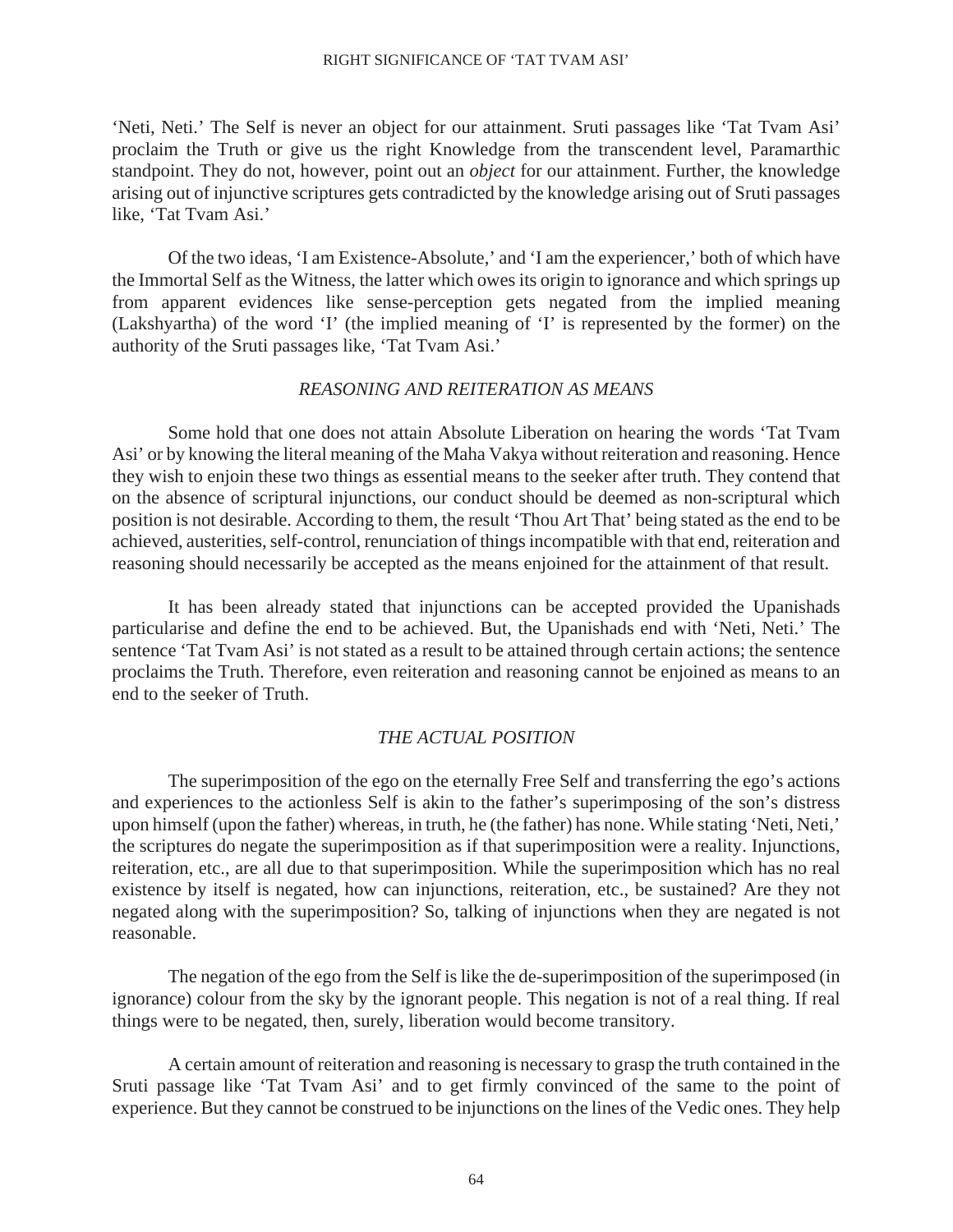'Neti, Neti.' The Self is never an object for our attainment. Sruti passages like 'Tat Tvam Asi' proclaim the Truth or give us the right Knowledge from the transcendent level, Paramarthic standpoint. They do not, however, point out an *object* for our attainment. Further, the knowledge arising out of injunctive scriptures gets contradicted by the knowledge arising out of Sruti passages like, 'Tat Tvam Asi.'

Of the two ideas, 'I am Existence-Absolute,' and 'I am the experiencer,' both of which have the Immortal Self as the Witness, the latter which owes its origin to ignorance and which springs up from apparent evidences like sense-perception gets negated from the implied meaning (Lakshyartha) of the word 'I' (the implied meaning of 'I' is represented by the former) on the authority of the Sruti passages like, 'Tat Tvam Asi.'

### *REASONING AND REITERATION AS MEANS*

Some hold that one does not attain Absolute Liberation on hearing the words 'Tat Tvam Asi' or by knowing the literal meaning of the Maha Vakya without reiteration and reasoning. Hence they wish to enjoin these two things as essential means to the seeker after truth. They contend that on the absence of scriptural injunctions, our conduct should be deemed as non-scriptural which position is not desirable. According to them, the result 'Thou Art That' being stated as the end to be achieved, austerities, self-control, renunciation of things incompatible with that end, reiteration and reasoning should necessarily be accepted as the means enjoined for the attainment of that result.

It has been already stated that injunctions can be accepted provided the Upanishads particularise and define the end to be achieved. But, the Upanishads end with 'Neti, Neti.' The sentence 'Tat Tvam Asi' is not stated as a result to be attained through certain actions; the sentence proclaims the Truth. Therefore, even reiteration and reasoning cannot be enjoined as means to an end to the seeker of Truth.

### *THE ACTUAL POSITION*

The superimposition of the ego on the eternally Free Self and transferring the ego's actions and experiences to the actionless Self is akin to the father's superimposing of the son's distress upon himself (upon the father) whereas, in truth, he (the father) has none. While stating 'Neti, Neti,' the scriptures do negate the superimposition as if that superimposition were a reality. Injunctions, reiteration, etc., are all due to that superimposition. While the superimposition which has no real existence by itself is negated, how can injunctions, reiteration, etc., be sustained? Are they not negated along with the superimposition? So, talking of injunctions when they are negated is not reasonable.

The negation of the ego from the Self is like the de-superimposition of the superimposed (in ignorance) colour from the sky by the ignorant people. This negation is not of a real thing. If real things were to be negated, then, surely, liberation would become transitory.

A certain amount of reiteration and reasoning is necessary to grasp the truth contained in the Sruti passage like 'Tat Tvam Asi' and to get firmly convinced of the same to the point of experience. But they cannot be construed to be injunctions on the lines of the Vedic ones. They help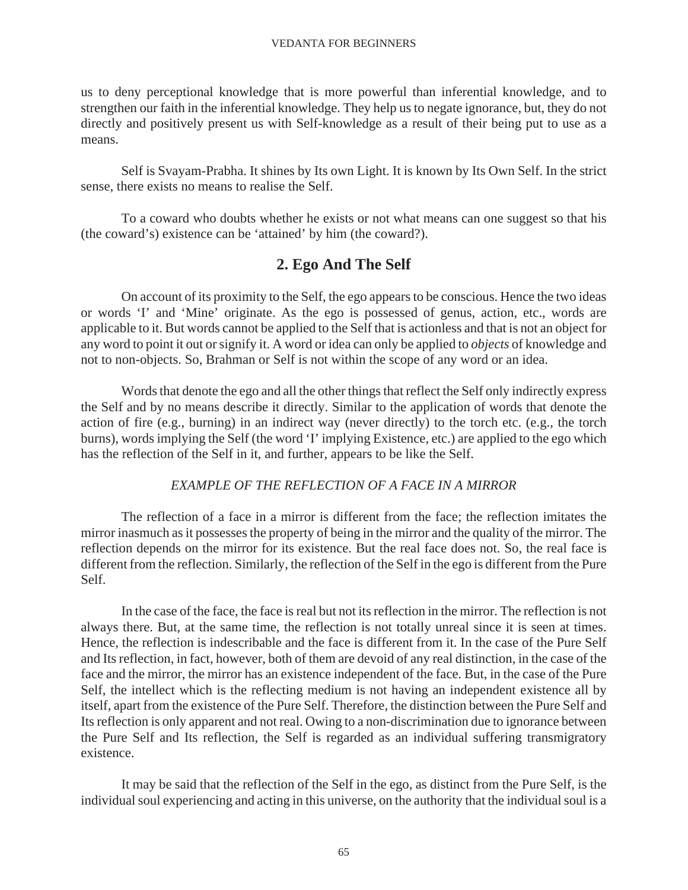us to deny perceptional knowledge that is more powerful than inferential knowledge, and to strengthen our faith in the inferential knowledge. They help us to negate ignorance, but, they do not directly and positively present us with Self-knowledge as a result of their being put to use as a means.

Self is Svayam-Prabha. It shines by Its own Light. It is known by Its Own Self. In the strict sense, there exists no means to realise the Self.

To a coward who doubts whether he exists or not what means can one suggest so that his (the coward's) existence can be 'attained' by him (the coward?).

## 2. Ego And The Self

On account of its proximity to the Self, the ego appears to be conscious. Hence the two ideas or words 'I' and 'Mine' originate. As the ego is possessed of genus, action, etc., words are applicable to it. But words cannot be applied to the Self that is actionless and that is not an object for any word to point it out or signify it. A word or idea can only be applied to *objects* of knowledge and not to non-objects. So, Brahman or Self is not within the scope of any word or an idea.

Words that denote the ego and all the other things that reflect the Self only indirectly express the Self and by no means describe it directly. Similar to the application of words that denote the action of fire (e.g., burning) in an indirect way (never directly) to the torch etc. (e.g., the torch burns), words implying the Self (the word 'I' implying Existence, etc.) are applied to the ego which has the reflection of the Self in it, and further, appears to be like the Self.

*EXAMPLE OF THE REFLECTION OF A FACE IN A MIRROR*

The reflection of a face in a mirror is different from the face; the reflection imitates the mirror inasmuch as it possesses the property of being in the mirror and the quality of the mirror. The reflection depends on the mirror for its existence. But the real face does not. So, the real face is different from the reflection. Similarly, the reflection of the Self in the ego is different from the Pure Self.

In the case of the face, the face is real but not its reflection in the mirror. The reflection is not always there. But, at the same time, the reflection is not totally unreal since it is seen at times. Hence, the reflection is indescribable and the face is different from it. In the case of the Pure Self and Its reflection, in fact, however, both of them are devoid of any real distinction, in the case of the face and the mirror, the mirror has an existence independent of the face. But, in the case of the Pure Self, the intellect which is the reflecting medium is not having an independent existence all by itself, apart from the existence of the Pure Self. Therefore, the distinction between the Pure Self and Its reflection is only apparent and not real. Owing to a non-discrimination due to ignorance between the Pure Self and Its reflection, the Self is regarded as an individual suffering transmigratory existence.

It may be said that the reflection of the Self in the ego, as distinct from the Pure Self, is the individual soul experiencing and acting in this universe, on the authority that the individual soul is a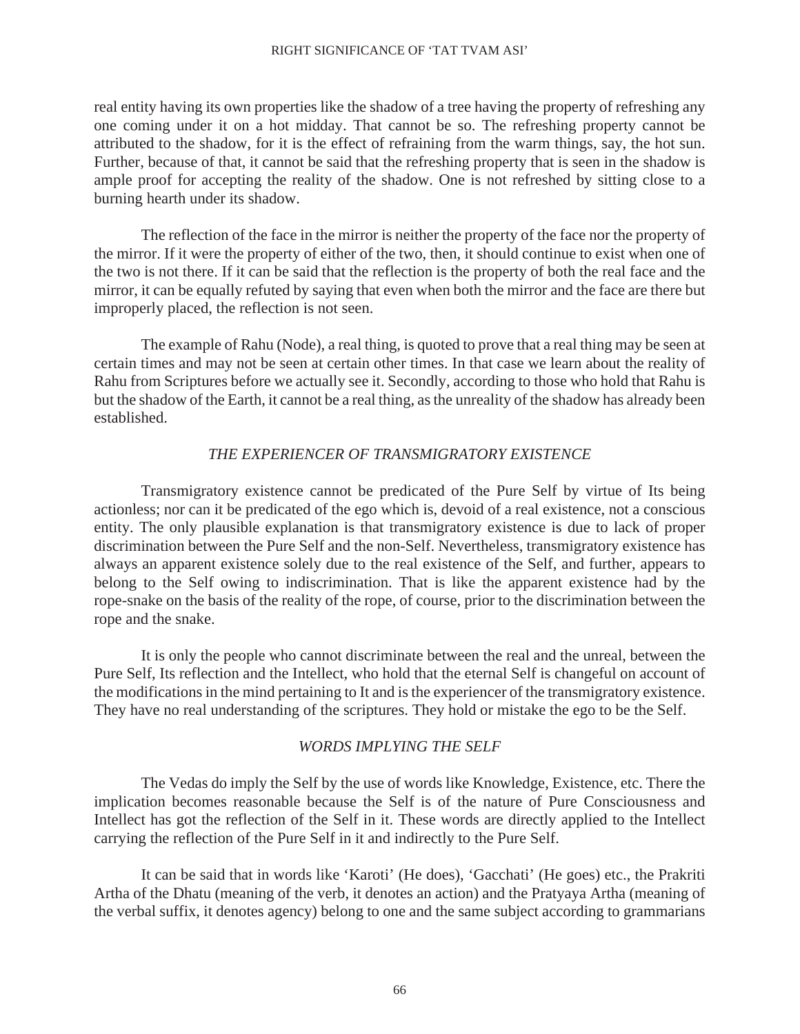real entity having its own properties like the shadow of a tree having the property of refreshing any one coming under it on a hot midday. That cannot be so. The refreshing property cannot be attributed to the shadow, for it is the effect of refraining from the warm things, say, the hot sun. Further, because of that, it cannot be said that the refreshing property that is seen in the shadow is ample proof for accepting the reality of the shadow. One is not refreshed by sitting close to a burning hearth under its shadow.

The reflection of the face in the mirror is neither the property of the face nor the property of the mirror. If it were the property of either of the two, then, it should continue to exist when one of the two is not there. If it can be said that the reflection is the property of both the real face and the mirror, it can be equally refuted by saying that even when both the mirror and the face are there but improperly placed, the reflection is not seen.

The example of Rahu (Node), a real thing, is quoted to prove that a real thing may be seen at certain times and may not be seen at certain other times. In that case we learn about the reality of Rahu from Scriptures before we actually see it. Secondly, according to those who hold that Rahu is but the shadow of the Earth, it cannot be a real thing, as the unreality of the shadow has already been established.

### *THE EXPERIENCER OF TRANSMIGRATORY EXISTENCE*

Transmigratory existence cannot be predicated of the Pure Self by virtue of Its being actionless; nor can it be predicated of the ego which is, devoid of a real existence, not a conscious entity. The only plausible explanation is that transmigratory existence is due to lack of proper discrimination between the Pure Self and the non-Self. Nevertheless, transmigratory existence has always an apparent existence solely due to the real existence of the Self, and further, appears to belong to the Self owing to indiscrimination. That is like the apparent existence had by the rope-snake on the basis of the reality of the rope, of course, prior to the discrimination between the rope and the snake.

It is only the people who cannot discriminate between the real and the unreal, between the Pure Self, Its reflection and the Intellect, who hold that the eternal Self is changeful on account of the modifications in the mind pertaining to It and is the experiencer of the transmigratory existence. They have no real understanding of the scriptures. They hold or mistake the ego to be the Self.

### *WORDS IMPLYING THE SELF*

The Vedas do imply the Self by the use of words like Knowledge, Existence, etc. There the implication becomes reasonable because the Self is of the nature of Pure Consciousness and Intellect has got the reflection of the Self in it. These words are directly applied to the Intellect carrying the reflection of the Pure Self in it and indirectly to the Pure Self.

It can be said that in words like 'Karoti' (He does), 'Gacchati' (He goes) etc., the Prakriti Artha of the Dhatu (meaning of the verb, it denotes an action) and the Pratyaya Artha (meaning of the verbal suffix, it denotes agency) belong to one and the same subject according to grammarians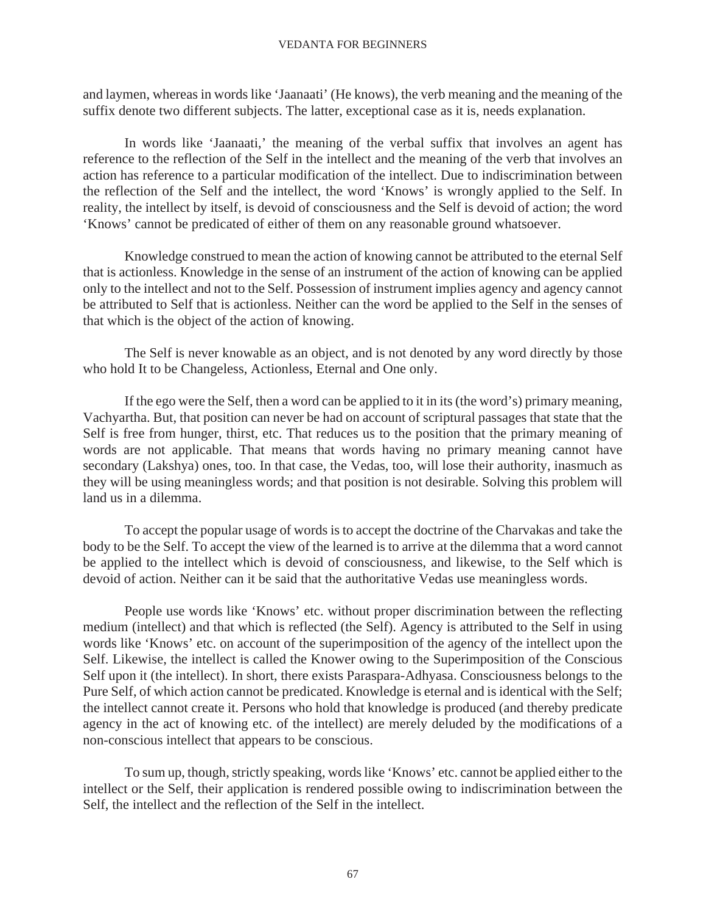and laymen, whereas in words like 'Jaanaati' (He knows), the verb meaning and the meaning of the suffix denote two different subjects. The latter, exceptional case as it is, needs explanation.

In words like 'Jaanaati,' the meaning of the verbal suffix that involves an agent has reference to the reflection of the Self in the intellect and the meaning of the verb that involves an action has reference to a particular modification of the intellect. Due to indiscrimination between the reflection of the Self and the intellect, the word 'Knows' is wrongly applied to the Self. In reality, the intellect by itself, is devoid of consciousness and the Self is devoid of action; the word 'Knows' cannot be predicated of either of them on any reasonable ground whatsoever.

Knowledge construed to mean the action of knowing cannot be attributed to the eternal Self that is actionless. Knowledge in the sense of an instrument of the action of knowing can be applied only to the intellect and not to the Self. Possession of instrument implies agency and agency cannot be attributed to Self that is actionless. Neither can the word be applied to the Self in the senses of that which is the object of the action of knowing.

The Self is never knowable as an object, and is not denoted by any word directly by those who hold It to be Changeless, Actionless, Eternal and One only.

If the ego were the Self, then a word can be applied to it in its (the word's) primary meaning, Vachyartha. But, that position can never be had on account of scriptural passages that state that the Self is free from hunger, thirst, etc. That reduces us to the position that the primary meaning of words are not applicable. That means that words having no primary meaning cannot have secondary (Lakshya) ones, too. In that case, the Vedas, too, will lose their authority, inasmuch as they will be using meaningless words; and that position is not desirable. Solving this problem will land us in a dilemma.

To accept the popular usage of words is to accept the doctrine of the Charvakas and take the body to be the Self. To accept the view of the learned is to arrive at the dilemma that a word cannot be applied to the intellect which is devoid of consciousness, and likewise, to the Self which is devoid of action. Neither can it be said that the authoritative Vedas use meaningless words.

People use words like 'Knows' etc. without proper discrimination between the reflecting medium (intellect) and that which is reflected (the Self). Agency is attributed to the Self in using words like 'Knows' etc. on account of the superimposition of the agency of the intellect upon the Self. Likewise, the intellect is called the Knower owing to the Superimposition of the Conscious Self upon it (the intellect). In short, there exists Paraspara-Adhyasa. Consciousness belongs to the Pure Self, of which action cannot be predicated. Knowledge is eternal and is identical with the Self; the intellect cannot create it. Persons who hold that knowledge is produced (and thereby predicate agency in the act of knowing etc. of the intellect) are merely deluded by the modifications of a non-conscious intellect that appears to be conscious.

To sum up, though, strictly speaking, words like 'Knows' etc. cannot be applied either to the intellect or the Self, their application is rendered possible owing to indiscrimination between the Self, the intellect and the reflection of the Self in the intellect.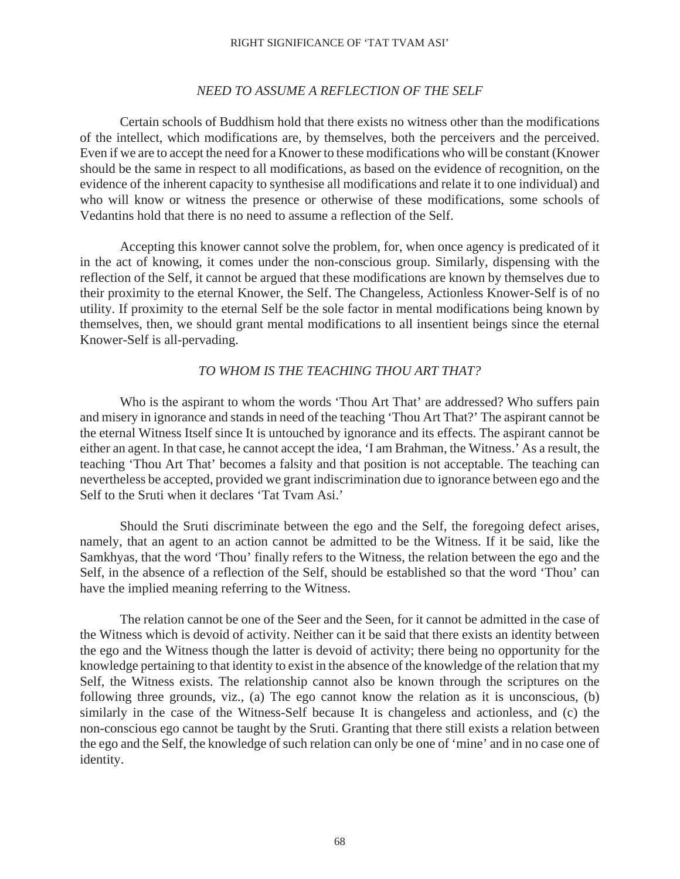### *NEED TO ASSUME A REFLECTION OF THE SELF*

Certain schools of Buddhism hold that there exists no witness other than the modifications of the intellect, which modifications are, by themselves, both the perceivers and the perceived. Even if we are to accept the need for a Knower to these modifications who will be constant (Knower should be the same in respect to all modifications, as based on the evidence of recognition, on the evidence of the inherent capacity to synthesise all modifications and relate it to one individual) and who will know or witness the presence or otherwise of these modifications, some schools of Vedantins hold that there is no need to assume a reflection of the Self.

Accepting this knower cannot solve the problem, for, when once agency is predicated of it in the act of knowing, it comes under the non-conscious group. Similarly, dispensing with the reflection of the Self, it cannot be argued that these modifications are known by themselves due to their proximity to the eternal Knower, the Self. The Changeless, Actionless Knower-Self is of no utility. If proximity to the eternal Self be the sole factor in mental modifications being known by themselves, then, we should grant mental modifications to all insentient beings since the eternal Knower-Self is all-pervading.

### *TO WHOM IS THE TEACHING THOU ART THAT?*

Who is the aspirant to whom the words 'Thou Art That' are addressed? Who suffers pain and misery in ignorance and stands in need of the teaching 'Thou Art That?' The aspirant cannot be the eternal Witness Itself since It is untouched by ignorance and its effects. The aspirant cannot be either an agent. In that case, he cannot accept the idea, 'I am Brahman, the Witness.' As a result, the teaching 'Thou Art That' becomes a falsity and that position is not acceptable. The teaching can nevertheless be accepted, provided we grant indiscrimination due to ignorance between ego and the Self to the Sruti when it declares 'Tat Tvam Asi.'

Should the Sruti discriminate between the ego and the Self, the foregoing defect arises, namely, that an agent to an action cannot be admitted to be the Witness. If it be said, like the Samkhyas, that the word 'Thou' finally refers to the Witness, the relation between the ego and the Self, in the absence of a reflection of the Self, should be established so that the word 'Thou' can have the implied meaning referring to the Witness.

The relation cannot be one of the Seer and the Seen, for it cannot be admitted in the case of the Witness which is devoid of activity. Neither can it be said that there exists an identity between the ego and the Witness though the latter is devoid of activity; there being no opportunity for the knowledge pertaining to that identity to exist in the absence of the knowledge of the relation that my Self, the Witness exists. The relationship cannot also be known through the scriptures on the following three grounds, viz., (a) The ego cannot know the relation as it is unconscious, (b) similarly in the case of the Witness-Self because It is changeless and actionless, and (c) the non-conscious ego cannot be taught by the Sruti. Granting that there still exists a relation between the ego and the Self, the knowledge of such relation can only be one of 'mine' and in no case one of identity.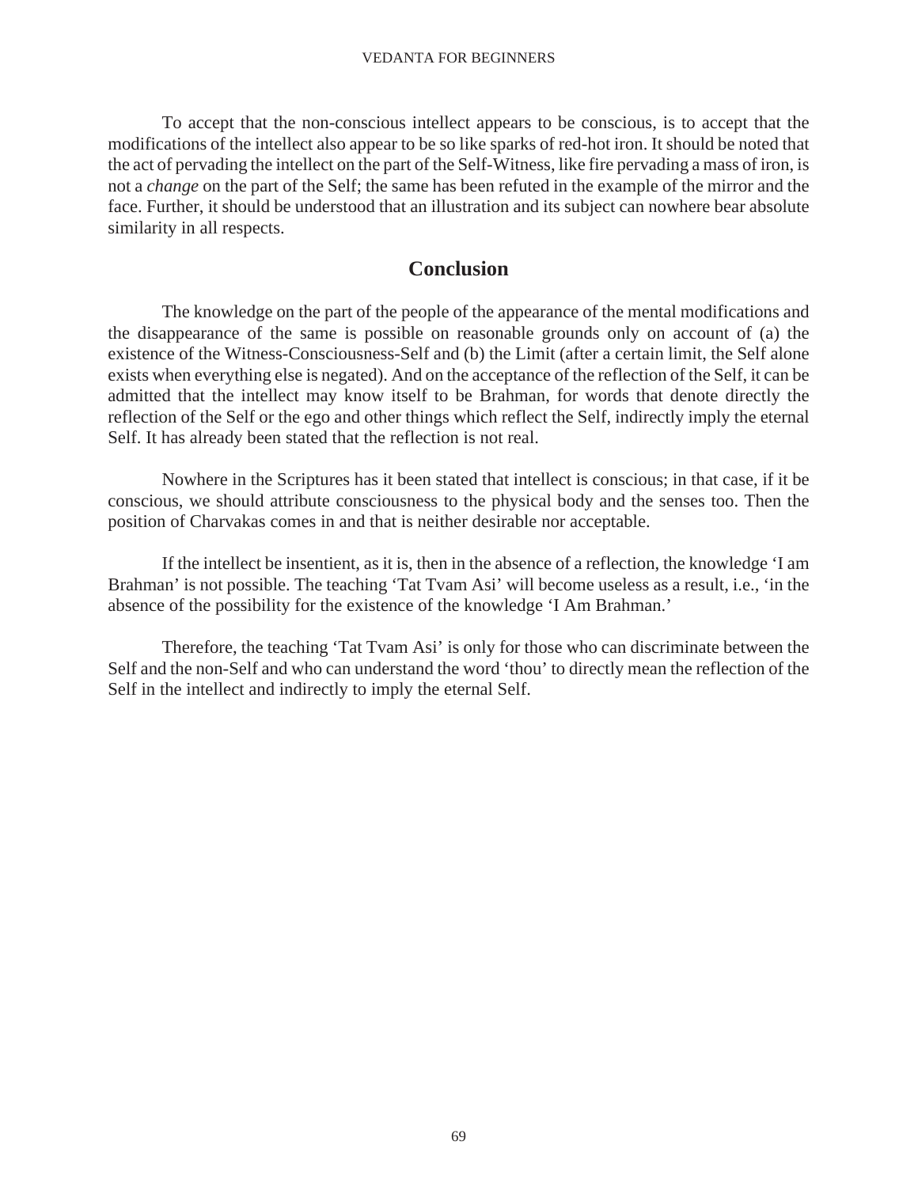To accept that the non-conscious intellect appears to be conscious, is to accept that the modifications of the intellect also appear to be so like sparks of red-hot iron. It should be noted that the act of pervading the intellect on the part of the Self-Witness, like fire pervading a mass of iron, is not a *change* on the part of the Self; the same has been refuted in the example of the mirror and the face. Further, it should be understood that an illustration and its subject can nowhere bear absolute similarity in all respects.

## Conclusion

The knowledge on the part of the people of the appearance of the mental modifications and the disappearance of the same is possible on reasonable grounds only on account of (a) the existence of the Witness-Consciousness-Self and (b) the Limit (after a certain limit, the Self alone exists when everything else is negated). And on the acceptance of the reflection of the Self, it can be admitted that the intellect may know itself to be Brahman, for words that denote directly the reflection of the Self or the ego and other things which reflect the Self, indirectly imply the eternal Self. It has already been stated that the reflection is not real.

Nowhere in the Scriptures has it been stated that intellect is conscious; in that case, if it be conscious, we should attribute consciousness to the physical body and the senses too. Then the position of Charvakas comes in and that is neither desirable nor acceptable.

If the intellect be insentient, as it is, then in the absence of a reflection, the knowledge 'I am Brahman' is not possible. The teaching 'Tat Tvam Asi' will become useless as a result, i.e., 'in the absence of the possibility for the existence of the knowledge 'I Am Brahman.'

Therefore, the teaching 'Tat Tvam Asi' is only for those who can discriminate between the Self and the non-Self and who can understand the word 'thou' to directly mean the reflection of the Self in the intellect and indirectly to imply the eternal Self.